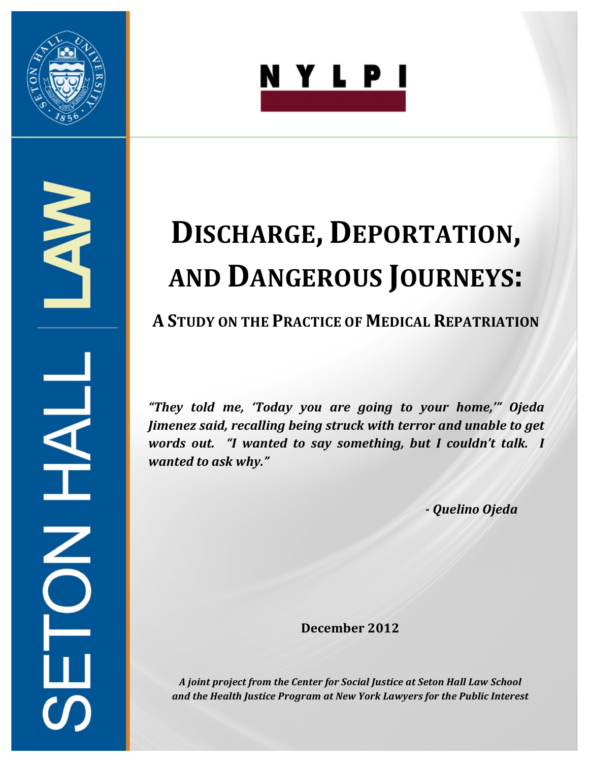SETON HALL | LAW

NYLPI

# DISCHARGE, DEPORTATION, AND DANGEROUS JOURNEYS:

## A STUDY ON THE PRACTICE OF MEDICAL REPATRIATION

***"They told me, 'Today you are going to your home,'" Ojeda Jimenez said, recalling being struck with terror and unable to get words out. "I wanted to say something, but I couldn't talk. I wanted to ask why."***

***- Quelino Ojeda***

**December 2012**

***A joint project from the Center for Social Justice at Seton Hall Law School and the Health Justice Program at New York Lawyers for the Public Interest***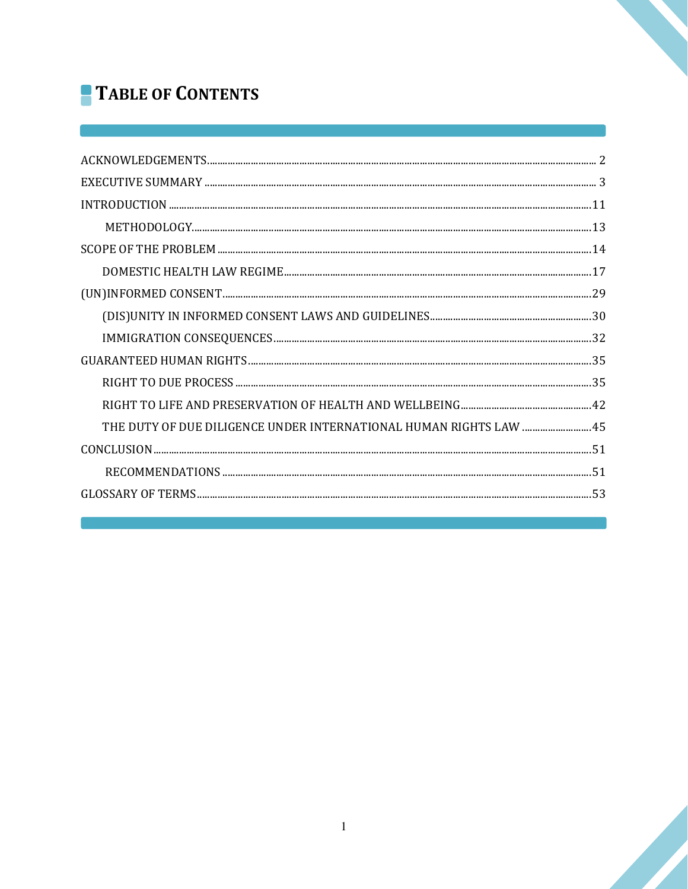# TABLE OF CONTENTS

ACKNOWLEDGEMENTS ........ 2

EXECUTIVE SUMMARY ........ 3

INTRODUCTION ........ 11

- METHODOLOGY ........ 13

SCOPE OF THE PROBLEM ........ 14

- DOMESTIC HEALTH LAW REGIME ........ 17

(UN)INFORMED CONSENT ........ 29

- (DIS)UNITY IN INFORMED CONSENT LAWS AND GUIDELINES ........ 30
- IMMIGRATION CONSEQUENCES ........ 32

GUARANTEED HUMAN RIGHTS ........ 35

- RIGHT TO DUE PROCESS ........ 35
- RIGHT TO LIFE AND PRESERVATION OF HEALTH AND WELLBEING ........ 42
- THE DUTY OF DUE DILIGENCE UNDER INTERNATIONAL HUMAN RIGHTS LAW ........ 45

CONCLUSION ........ 51

- RECOMMENDATIONS ........ 51

GLOSSARY OF TERMS ........ 53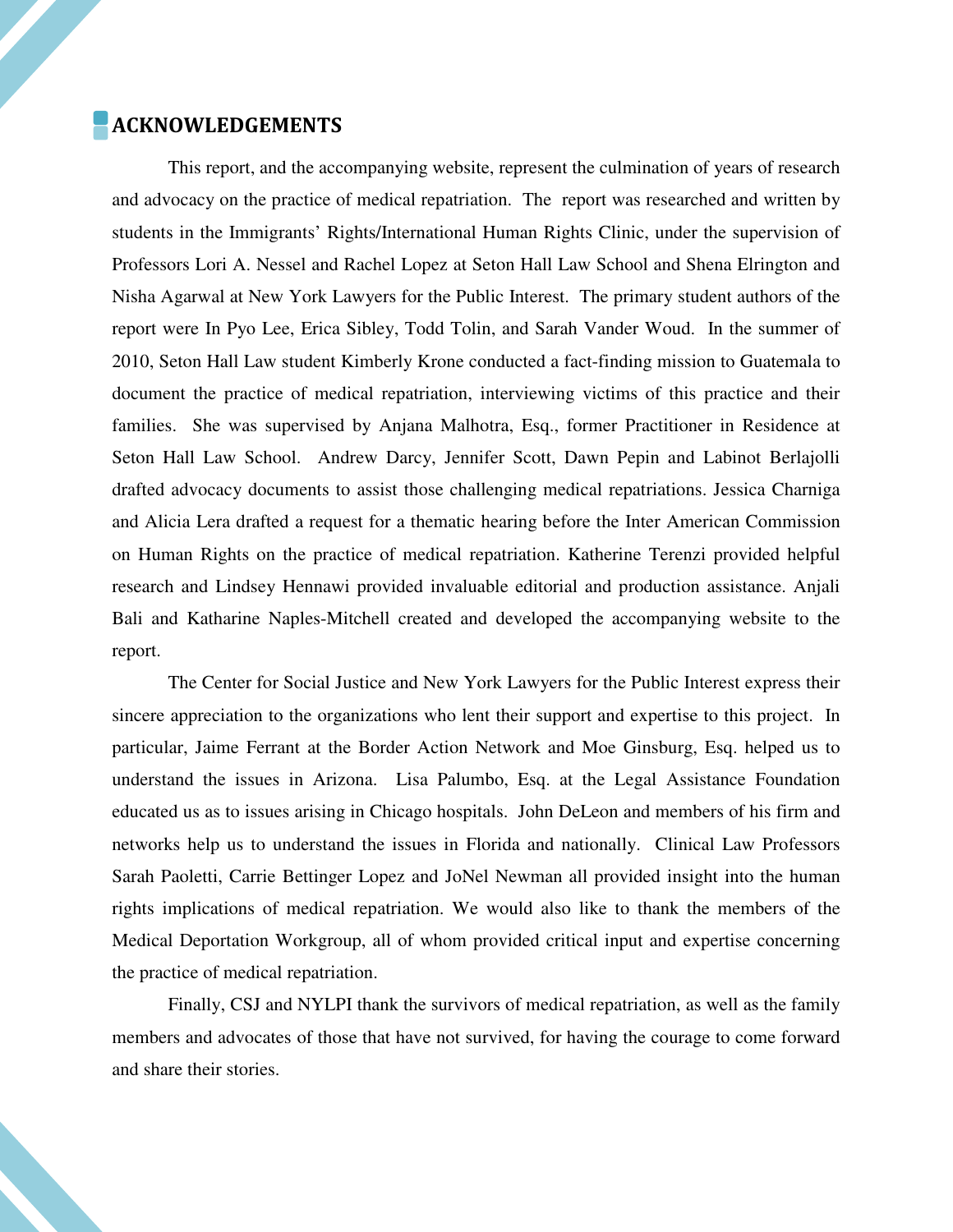## ACKNOWLEDGEMENTS

This report, and the accompanying website, represent the culmination of years of research and advocacy on the practice of medical repatriation. The report was researched and written by students in the Immigrants' Rights/International Human Rights Clinic, under the supervision of Professors Lori A. Nessel and Rachel Lopez at Seton Hall Law School and Shena Elrington and Nisha Agarwal at New York Lawyers for the Public Interest. The primary student authors of the report were In Pyo Lee, Erica Sibley, Todd Tolin, and Sarah Vander Woud. In the summer of 2010, Seton Hall Law student Kimberly Krone conducted a fact-finding mission to Guatemala to document the practice of medical repatriation, interviewing victims of this practice and their families. She was supervised by Anjana Malhotra, Esq., former Practitioner in Residence at Seton Hall Law School. Andrew Darcy, Jennifer Scott, Dawn Pepin and Labinot Berlajolli drafted advocacy documents to assist those challenging medical repatriations. Jessica Charniga and Alicia Lera drafted a request for a thematic hearing before the Inter American Commission on Human Rights on the practice of medical repatriation. Katherine Terenzi provided helpful research and Lindsey Hennawi provided invaluable editorial and production assistance. Anjali Bali and Katharine Naples-Mitchell created and developed the accompanying website to the report.

The Center for Social Justice and New York Lawyers for the Public Interest express their sincere appreciation to the organizations who lent their support and expertise to this project. In particular, Jaime Ferrant at the Border Action Network and Moe Ginsburg, Esq. helped us to understand the issues in Arizona. Lisa Palumbo, Esq. at the Legal Assistance Foundation educated us as to issues arising in Chicago hospitals. John DeLeon and members of his firm and networks help us to understand the issues in Florida and nationally. Clinical Law Professors Sarah Paoletti, Carrie Bettinger Lopez and JoNel Newman all provided insight into the human rights implications of medical repatriation. We would also like to thank the members of the Medical Deportation Workgroup, all of whom provided critical input and expertise concerning the practice of medical repatriation.

Finally, CSJ and NYLPI thank the survivors of medical repatriation, as well as the family members and advocates of those that have not survived, for having the courage to come forward and share their stories.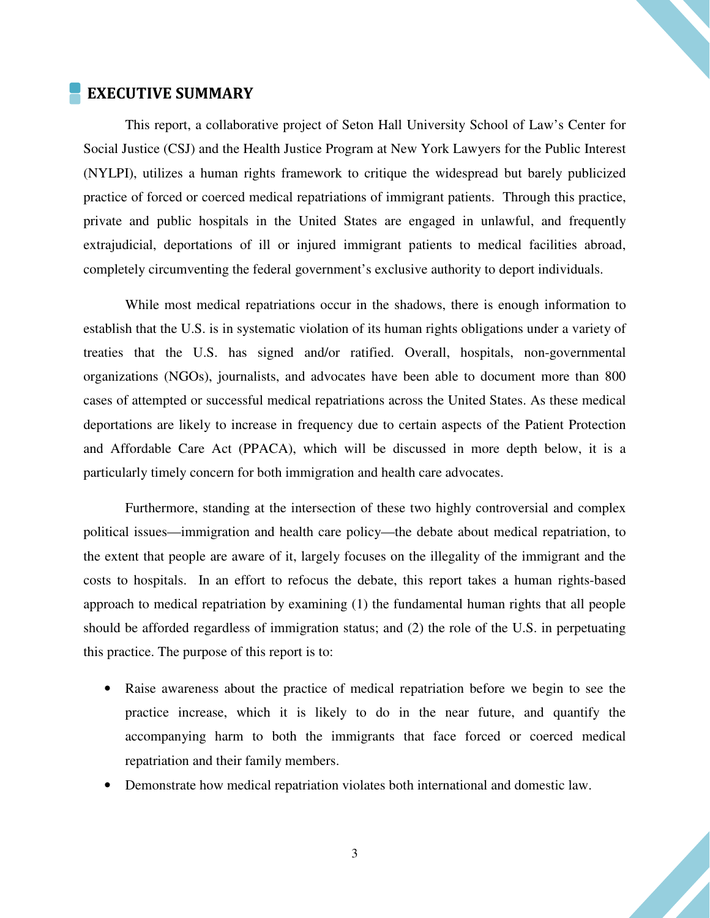## EXECUTIVE SUMMARY

This report, a collaborative project of Seton Hall University School of Law's Center for Social Justice (CSJ) and the Health Justice Program at New York Lawyers for the Public Interest (NYLPI), utilizes a human rights framework to critique the widespread but barely publicized practice of forced or coerced medical repatriations of immigrant patients. Through this practice, private and public hospitals in the United States are engaged in unlawful, and frequently extrajudicial, deportations of ill or injured immigrant patients to medical facilities abroad, completely circumventing the federal government's exclusive authority to deport individuals.

While most medical repatriations occur in the shadows, there is enough information to establish that the U.S. is in systematic violation of its human rights obligations under a variety of treaties that the U.S. has signed and/or ratified. Overall, hospitals, non-governmental organizations (NGOs), journalists, and advocates have been able to document more than 800 cases of attempted or successful medical repatriations across the United States. As these medical deportations are likely to increase in frequency due to certain aspects of the Patient Protection and Affordable Care Act (PPACA), which will be discussed in more depth below, it is a particularly timely concern for both immigration and health care advocates.

Furthermore, standing at the intersection of these two highly controversial and complex political issues—immigration and health care policy—the debate about medical repatriation, to the extent that people are aware of it, largely focuses on the illegality of the immigrant and the costs to hospitals. In an effort to refocus the debate, this report takes a human rights-based approach to medical repatriation by examining (1) the fundamental human rights that all people should be afforded regardless of immigration status; and (2) the role of the U.S. in perpetuating this practice. The purpose of this report is to:

- Raise awareness about the practice of medical repatriation before we begin to see the practice increase, which it is likely to do in the near future, and quantify the accompanying harm to both the immigrants that face forced or coerced medical repatriation and their family members.
- Demonstrate how medical repatriation violates both international and domestic law.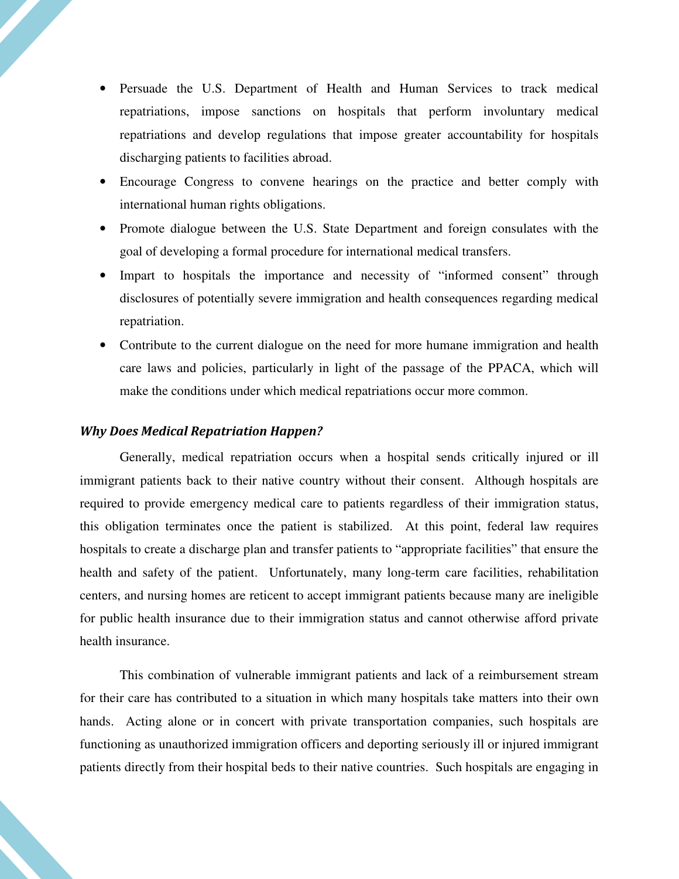- Persuade the U.S. Department of Health and Human Services to track medical repatriations, impose sanctions on hospitals that perform involuntary medical repatriations and develop regulations that impose greater accountability for hospitals discharging patients to facilities abroad.
- Encourage Congress to convene hearings on the practice and better comply with international human rights obligations.
- Promote dialogue between the U.S. State Department and foreign consulates with the goal of developing a formal procedure for international medical transfers.
- Impart to hospitals the importance and necessity of "informed consent" through disclosures of potentially severe immigration and health consequences regarding medical repatriation.
- Contribute to the current dialogue on the need for more humane immigration and health care laws and policies, particularly in light of the passage of the PPACA, which will make the conditions under which medical repatriations occur more common.

### *Why Does Medical Repatriation Happen?*

Generally, medical repatriation occurs when a hospital sends critically injured or ill immigrant patients back to their native country without their consent. Although hospitals are required to provide emergency medical care to patients regardless of their immigration status, this obligation terminates once the patient is stabilized. At this point, federal law requires hospitals to create a discharge plan and transfer patients to "appropriate facilities" that ensure the health and safety of the patient. Unfortunately, many long-term care facilities, rehabilitation centers, and nursing homes are reticent to accept immigrant patients because many are ineligible for public health insurance due to their immigration status and cannot otherwise afford private health insurance.

This combination of vulnerable immigrant patients and lack of a reimbursement stream for their care has contributed to a situation in which many hospitals take matters into their own hands. Acting alone or in concert with private transportation companies, such hospitals are functioning as unauthorized immigration officers and deporting seriously ill or injured immigrant patients directly from their hospital beds to their native countries. Such hospitals are engaging in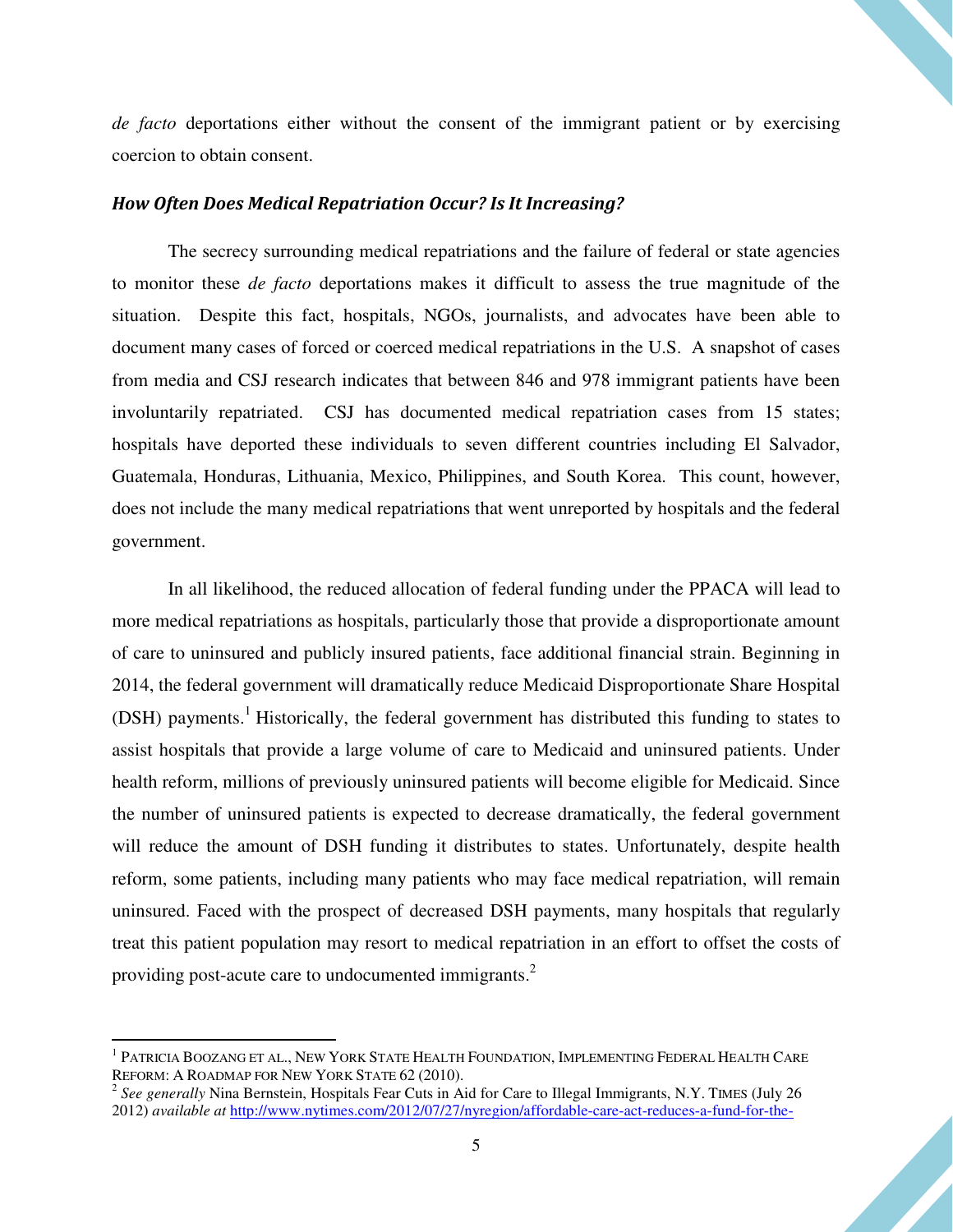*de facto* deportations either without the consent of the immigrant patient or by exercising coercion to obtain consent.

### *How Often Does Medical Repatriation Occur? Is It Increasing?*

The secrecy surrounding medical repatriations and the failure of federal or state agencies to monitor these *de facto* deportations makes it difficult to assess the true magnitude of the situation. Despite this fact, hospitals, NGOs, journalists, and advocates have been able to document many cases of forced or coerced medical repatriations in the U.S. A snapshot of cases from media and CSJ research indicates that between 846 and 978 immigrant patients have been involuntarily repatriated. CSJ has documented medical repatriation cases from 15 states; hospitals have deported these individuals to seven different countries including El Salvador, Guatemala, Honduras, Lithuania, Mexico, Philippines, and South Korea. This count, however, does not include the many medical repatriations that went unreported by hospitals and the federal government.

In all likelihood, the reduced allocation of federal funding under the PPACA will lead to more medical repatriations as hospitals, particularly those that provide a disproportionate amount of care to uninsured and publicly insured patients, face additional financial strain. Beginning in 2014, the federal government will dramatically reduce Medicaid Disproportionate Share Hospital (DSH) payments.[1] Historically, the federal government has distributed this funding to states to assist hospitals that provide a large volume of care to Medicaid and uninsured patients. Under health reform, millions of previously uninsured patients will become eligible for Medicaid. Since the number of uninsured patients is expected to decrease dramatically, the federal government will reduce the amount of DSH funding it distributes to states. Unfortunately, despite health reform, some patients, including many patients who may face medical repatriation, will remain uninsured. Faced with the prospect of decreased DSH payments, many hospitals that regularly treat this patient population may resort to medical repatriation in an effort to offset the costs of providing post-acute care to undocumented immigrants.[2]

---

[1] PATRICIA BOOZANG ET AL., NEW YORK STATE HEALTH FOUNDATION, IMPLEMENTING FEDERAL HEALTH CARE REFORM: A ROADMAP FOR NEW YORK STATE 62 (2010).

[2] *See generally* Nina Bernstein, Hospitals Fear Cuts in Aid for Care to Illegal Immigrants, N.Y. TIMES (July 26 2012) *available at* http://www.nytimes.com/2012/07/27/nyregion/affordable-care-act-reduces-a-fund-for-the-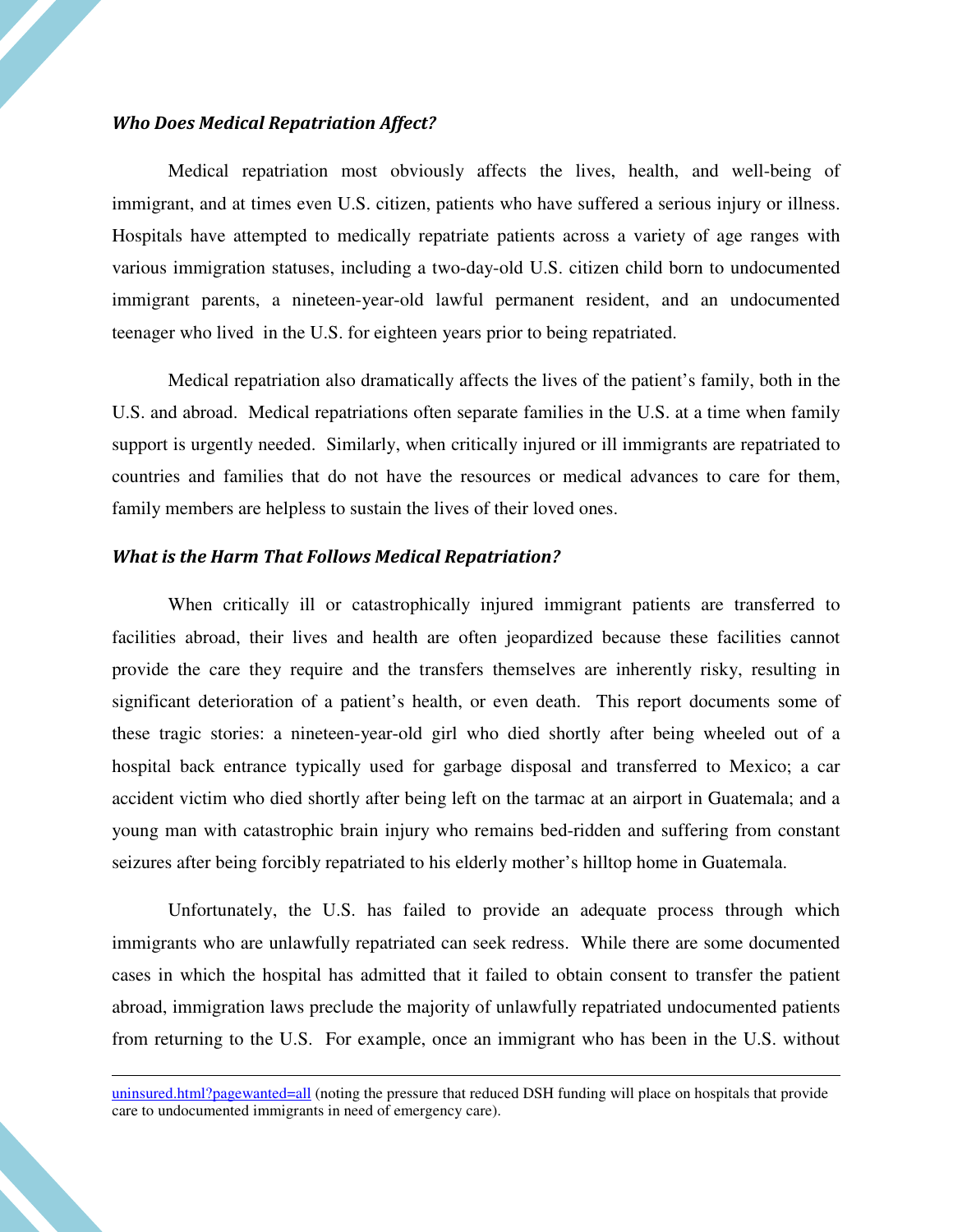### *Who Does Medical Repatriation Affect?*

Medical repatriation most obviously affects the lives, health, and well-being of immigrant, and at times even U.S. citizen, patients who have suffered a serious injury or illness. Hospitals have attempted to medically repatriate patients across a variety of age ranges with various immigration statuses, including a two-day-old U.S. citizen child born to undocumented immigrant parents, a nineteen-year-old lawful permanent resident, and an undocumented teenager who lived in the U.S. for eighteen years prior to being repatriated.

Medical repatriation also dramatically affects the lives of the patient's family, both in the U.S. and abroad. Medical repatriations often separate families in the U.S. at a time when family support is urgently needed. Similarly, when critically injured or ill immigrants are repatriated to countries and families that do not have the resources or medical advances to care for them, family members are helpless to sustain the lives of their loved ones.

### *What is the Harm That Follows Medical Repatriation?*

When critically ill or catastrophically injured immigrant patients are transferred to facilities abroad, their lives and health are often jeopardized because these facilities cannot provide the care they require and the transfers themselves are inherently risky, resulting in significant deterioration of a patient's health, or even death. This report documents some of these tragic stories: a nineteen-year-old girl who died shortly after being wheeled out of a hospital back entrance typically used for garbage disposal and transferred to Mexico; a car accident victim who died shortly after being left on the tarmac at an airport in Guatemala; and a young man with catastrophic brain injury who remains bed-ridden and suffering from constant seizures after being forcibly repatriated to his elderly mother's hilltop home in Guatemala.

Unfortunately, the U.S. has failed to provide an adequate process through which immigrants who are unlawfully repatriated can seek redress. While there are some documented cases in which the hospital has admitted that it failed to obtain consent to transfer the patient abroad, immigration laws preclude the majority of unlawfully repatriated undocumented patients from returning to the U.S. For example, once an immigrant who has been in the U.S. without

---

uninsured.html?pagewanted=all (noting the pressure that reduced DSH funding will place on hospitals that provide care to undocumented immigrants in need of emergency care).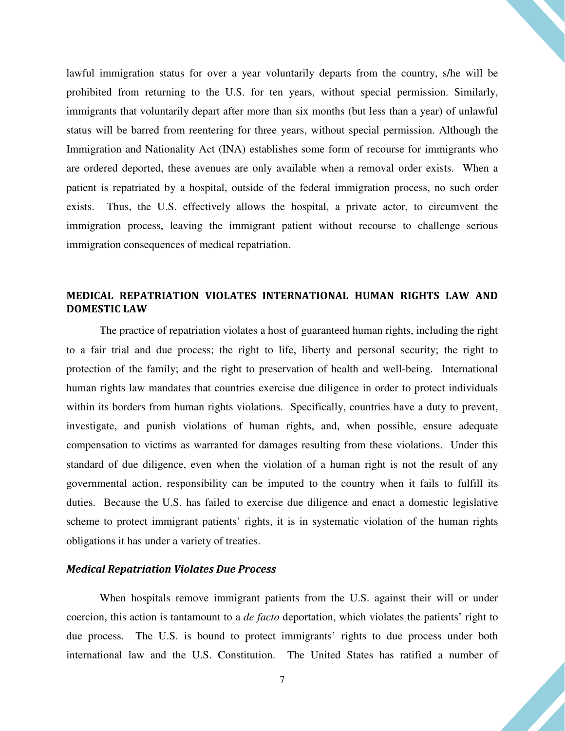lawful immigration status for over a year voluntarily departs from the country, s/he will be prohibited from returning to the U.S. for ten years, without special permission. Similarly, immigrants that voluntarily depart after more than six months (but less than a year) of unlawful status will be barred from reentering for three years, without special permission. Although the Immigration and Nationality Act (INA) establishes some form of recourse for immigrants who are ordered deported, these avenues are only available when a removal order exists. When a patient is repatriated by a hospital, outside of the federal immigration process, no such order exists. Thus, the U.S. effectively allows the hospital, a private actor, to circumvent the immigration process, leaving the immigrant patient without recourse to challenge serious immigration consequences of medical repatriation.

## MEDICAL REPATRIATION VIOLATES INTERNATIONAL HUMAN RIGHTS LAW AND DOMESTIC LAW

The practice of repatriation violates a host of guaranteed human rights, including the right to a fair trial and due process; the right to life, liberty and personal security; the right to protection of the family; and the right to preservation of health and well-being. International human rights law mandates that countries exercise due diligence in order to protect individuals within its borders from human rights violations. Specifically, countries have a duty to prevent, investigate, and punish violations of human rights, and, when possible, ensure adequate compensation to victims as warranted for damages resulting from these violations. Under this standard of due diligence, even when the violation of a human right is not the result of any governmental action, responsibility can be imputed to the country when it fails to fulfill its duties. Because the U.S. has failed to exercise due diligence and enact a domestic legislative scheme to protect immigrant patients' rights, it is in systematic violation of the human rights obligations it has under a variety of treaties.

### *Medical Repatriation Violates Due Process*

When hospitals remove immigrant patients from the U.S. against their will or under coercion, this action is tantamount to a *de facto* deportation, which violates the patients' right to due process. The U.S. is bound to protect immigrants' rights to due process under both international law and the U.S. Constitution. The United States has ratified a number of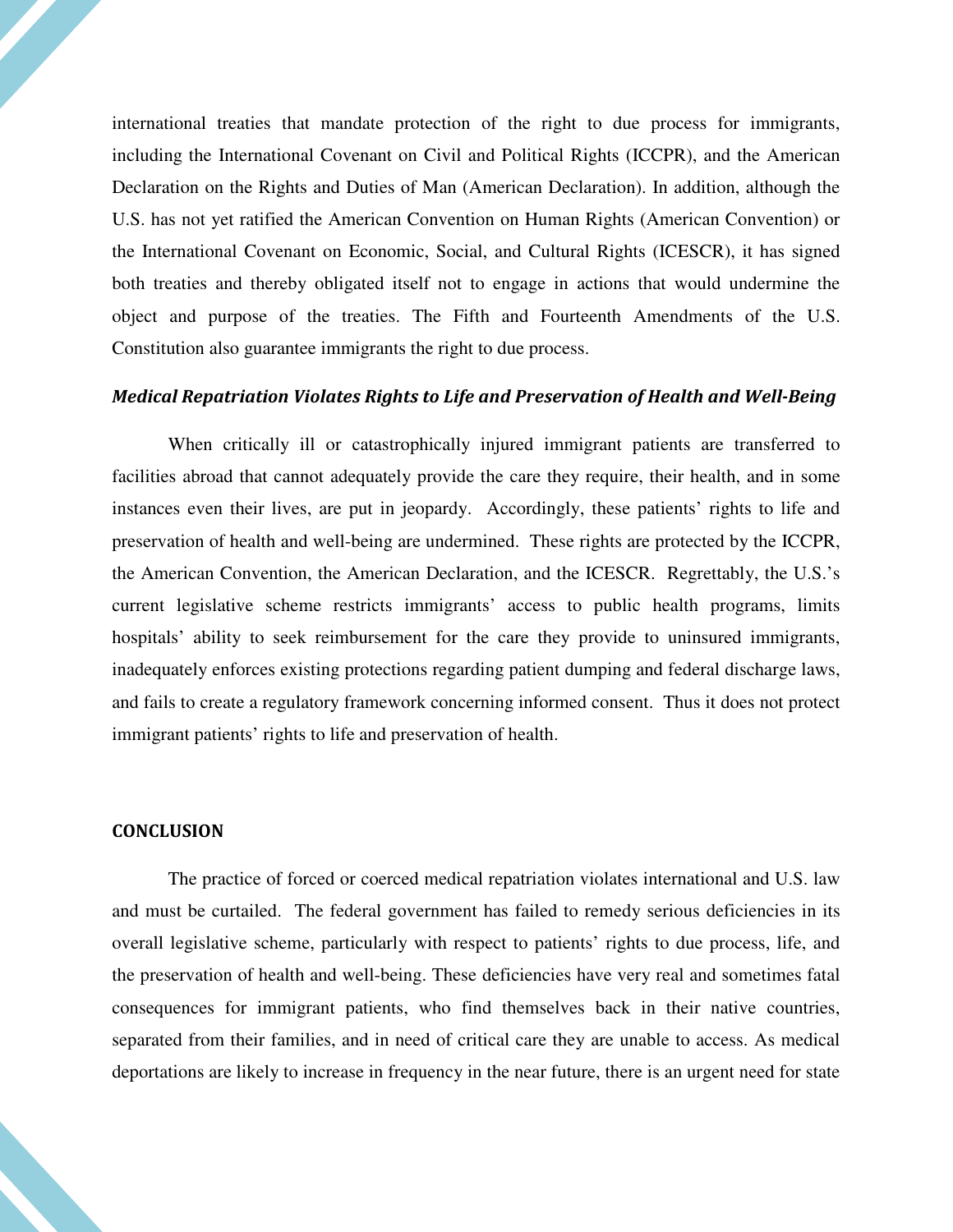international treaties that mandate protection of the right to due process for immigrants, including the International Covenant on Civil and Political Rights (ICCPR), and the American Declaration on the Rights and Duties of Man (American Declaration). In addition, although the U.S. has not yet ratified the American Convention on Human Rights (American Convention) or the International Covenant on Economic, Social, and Cultural Rights (ICESCR), it has signed both treaties and thereby obligated itself not to engage in actions that would undermine the object and purpose of the treaties. The Fifth and Fourteenth Amendments of the U.S. Constitution also guarantee immigrants the right to due process.

### *Medical Repatriation Violates Rights to Life and Preservation of Health and Well-Being*

When critically ill or catastrophically injured immigrant patients are transferred to facilities abroad that cannot adequately provide the care they require, their health, and in some instances even their lives, are put in jeopardy. Accordingly, these patients' rights to life and preservation of health and well-being are undermined. These rights are protected by the ICCPR, the American Convention, the American Declaration, and the ICESCR. Regrettably, the U.S.'s current legislative scheme restricts immigrants' access to public health programs, limits hospitals' ability to seek reimbursement for the care they provide to uninsured immigrants, inadequately enforces existing protections regarding patient dumping and federal discharge laws, and fails to create a regulatory framework concerning informed consent. Thus it does not protect immigrant patients' rights to life and preservation of health.

## CONCLUSION

The practice of forced or coerced medical repatriation violates international and U.S. law and must be curtailed. The federal government has failed to remedy serious deficiencies in its overall legislative scheme, particularly with respect to patients' rights to due process, life, and the preservation of health and well-being. These deficiencies have very real and sometimes fatal consequences for immigrant patients, who find themselves back in their native countries, separated from their families, and in need of critical care they are unable to access. As medical deportations are likely to increase in frequency in the near future, there is an urgent need for state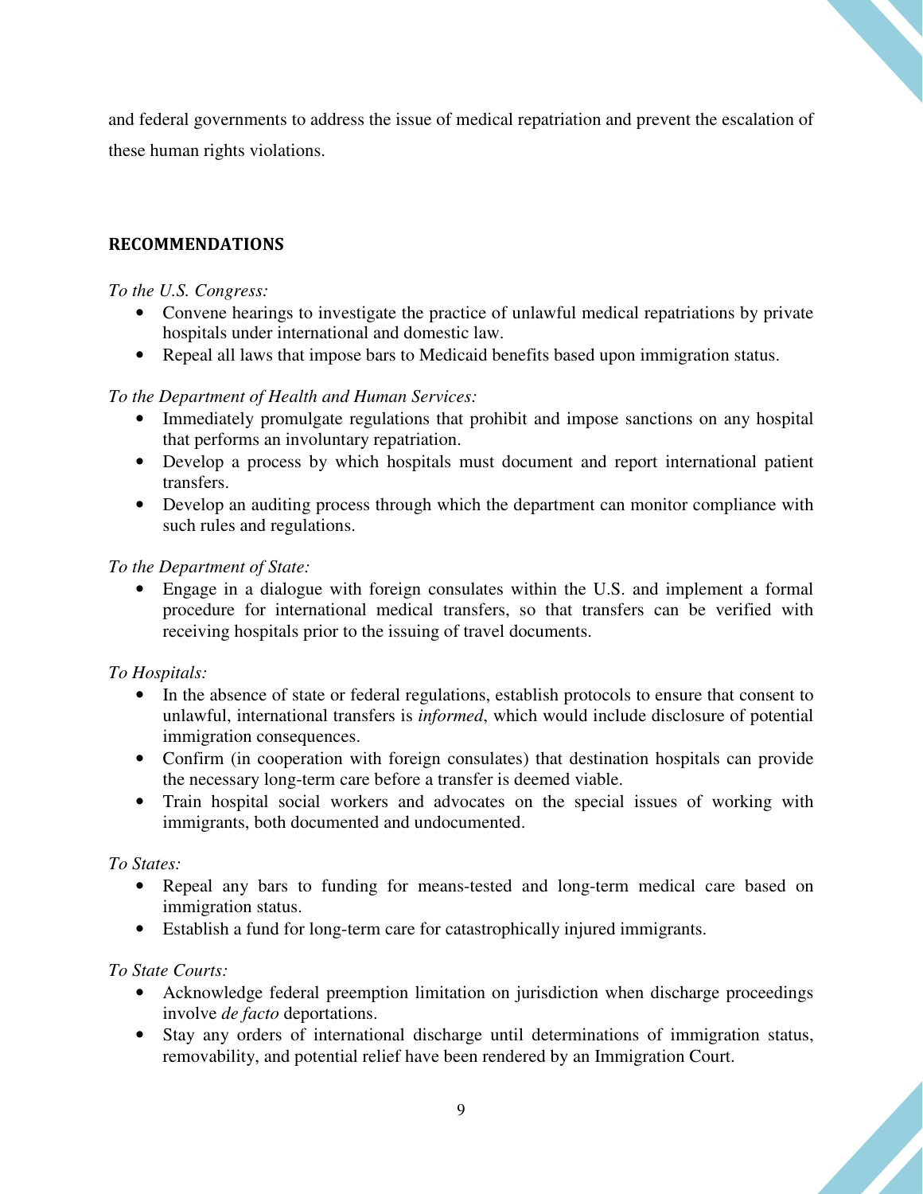and federal governments to address the issue of medical repatriation and prevent the escalation of these human rights violations.

## RECOMMENDATIONS

*To the U.S. Congress:*

- Convene hearings to investigate the practice of unlawful medical repatriations by private hospitals under international and domestic law.
- Repeal all laws that impose bars to Medicaid benefits based upon immigration status.

*To the Department of Health and Human Services:*

- Immediately promulgate regulations that prohibit and impose sanctions on any hospital that performs an involuntary repatriation.
- Develop a process by which hospitals must document and report international patient transfers.
- Develop an auditing process through which the department can monitor compliance with such rules and regulations.

*To the Department of State:*

- Engage in a dialogue with foreign consulates within the U.S. and implement a formal procedure for international medical transfers, so that transfers can be verified with receiving hospitals prior to the issuing of travel documents.

*To Hospitals:*

- In the absence of state or federal regulations, establish protocols to ensure that consent to unlawful, international transfers is *informed*, which would include disclosure of potential immigration consequences.
- Confirm (in cooperation with foreign consulates) that destination hospitals can provide the necessary long-term care before a transfer is deemed viable.
- Train hospital social workers and advocates on the special issues of working with immigrants, both documented and undocumented.

*To States:*

- Repeal any bars to funding for means-tested and long-term medical care based on immigration status.
- Establish a fund for long-term care for catastrophically injured immigrants.

*To State Courts:*

- Acknowledge federal preemption limitation on jurisdiction when discharge proceedings involve *de facto* deportations.
- Stay any orders of international discharge until determinations of immigration status, removability, and potential relief have been rendered by an Immigration Court.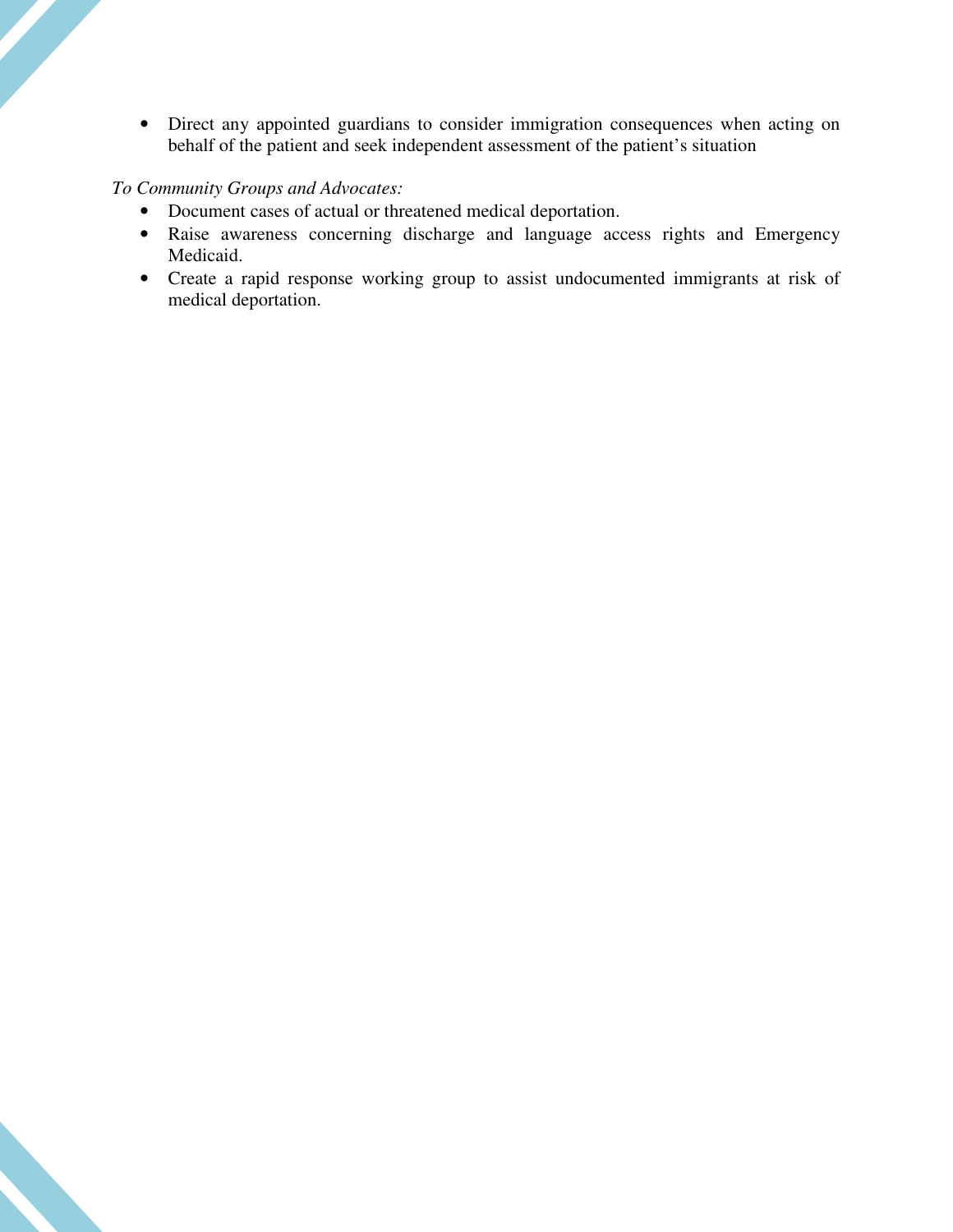- Direct any appointed guardians to consider immigration consequences when acting on behalf of the patient and seek independent assessment of the patient's situation

*To Community Groups and Advocates:*

- Document cases of actual or threatened medical deportation.
- Raise awareness concerning discharge and language access rights and Emergency Medicaid.
- Create a rapid response working group to assist undocumented immigrants at risk of medical deportation.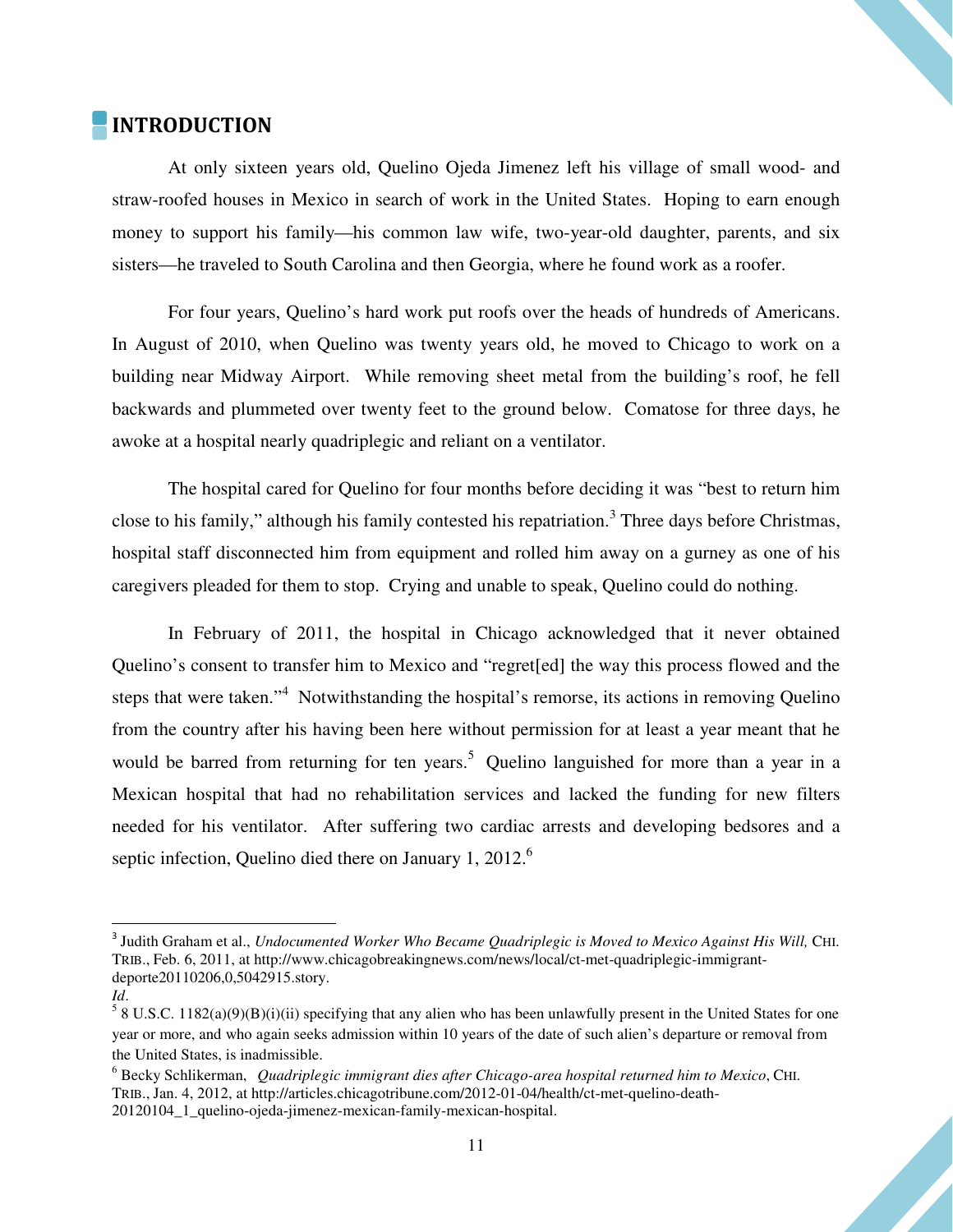## INTRODUCTION

At only sixteen years old, Quelino Ojeda Jimenez left his village of small wood- and straw-roofed houses in Mexico in search of work in the United States. Hoping to earn enough money to support his family—his common law wife, two-year-old daughter, parents, and six sisters—he traveled to South Carolina and then Georgia, where he found work as a roofer.

For four years, Quelino's hard work put roofs over the heads of hundreds of Americans. In August of 2010, when Quelino was twenty years old, he moved to Chicago to work on a building near Midway Airport. While removing sheet metal from the building's roof, he fell backwards and plummeted over twenty feet to the ground below. Comatose for three days, he awoke at a hospital nearly quadriplegic and reliant on a ventilator.

The hospital cared for Quelino for four months before deciding it was "best to return him close to his family," although his family contested his repatriation.[3] Three days before Christmas, hospital staff disconnected him from equipment and rolled him away on a gurney as one of his caregivers pleaded for them to stop. Crying and unable to speak, Quelino could do nothing.

In February of 2011, the hospital in Chicago acknowledged that it never obtained Quelino's consent to transfer him to Mexico and "regret[ed] the way this process flowed and the steps that were taken."[4] Notwithstanding the hospital's remorse, its actions in removing Quelino from the country after his having been here without permission for at least a year meant that he would be barred from returning for ten years.[5] Quelino languished for more than a year in a Mexican hospital that had no rehabilitation services and lacked the funding for new filters needed for his ventilator. After suffering two cardiac arrests and developing bedsores and a septic infection, Quelino died there on January 1, 2012.[6]

---

[3] Judith Graham et al., *Undocumented Worker Who Became Quadriplegic is Moved to Mexico Against His Will,* CHI. TRIB., Feb. 6, 2011, at http://www.chicagobreakingnews.com/news/local/ct-met-quadriplegic-immigrant-deporte20110206,0,5042915.story.

[4] *Id*.

[5] 8 U.S.C. 1182(a)(9)(B)(i)(ii) specifying that any alien who has been unlawfully present in the United States for one year or more, and who again seeks admission within 10 years of the date of such alien's departure or removal from the United States, is inadmissible.

[6] Becky Schlikerman, *Quadriplegic immigrant dies after Chicago-area hospital returned him to Mexico*, CHI. TRIB., Jan. 4, 2012, at http://articles.chicagotribune.com/2012-01-04/health/ct-met-quelino-death-20120104_1_quelino-ojeda-jimenez-mexican-family-mexican-hospital.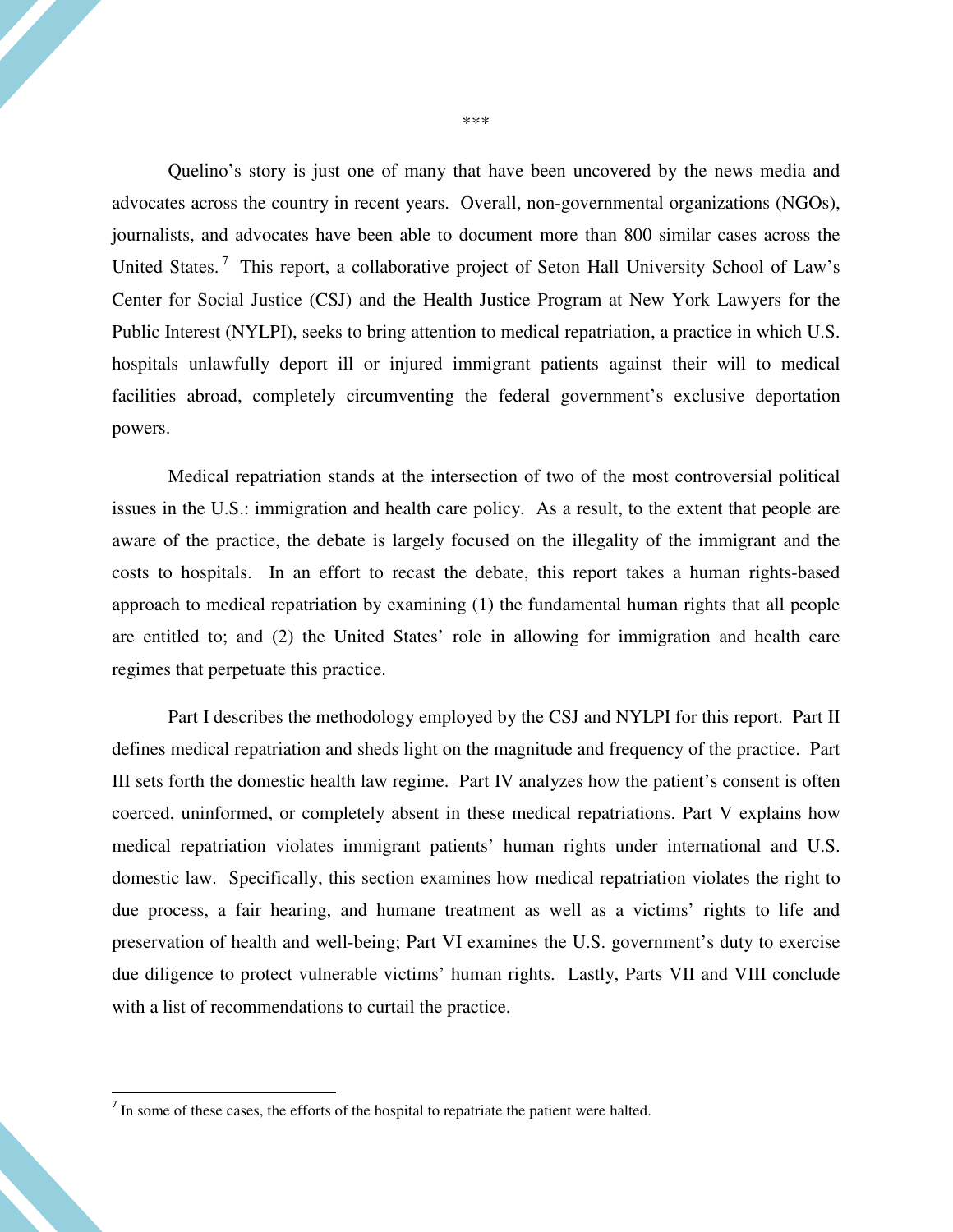***

Quelino's story is just one of many that have been uncovered by the news media and advocates across the country in recent years. Overall, non-governmental organizations (NGOs), journalists, and advocates have been able to document more than 800 similar cases across the United States.[7] This report, a collaborative project of Seton Hall University School of Law's Center for Social Justice (CSJ) and the Health Justice Program at New York Lawyers for the Public Interest (NYLPI), seeks to bring attention to medical repatriation, a practice in which U.S. hospitals unlawfully deport ill or injured immigrant patients against their will to medical facilities abroad, completely circumventing the federal government's exclusive deportation powers.

Medical repatriation stands at the intersection of two of the most controversial political issues in the U.S.: immigration and health care policy. As a result, to the extent that people are aware of the practice, the debate is largely focused on the illegality of the immigrant and the costs to hospitals. In an effort to recast the debate, this report takes a human rights-based approach to medical repatriation by examining (1) the fundamental human rights that all people are entitled to; and (2) the United States' role in allowing for immigration and health care regimes that perpetuate this practice.

Part I describes the methodology employed by the CSJ and NYLPI for this report. Part II defines medical repatriation and sheds light on the magnitude and frequency of the practice. Part III sets forth the domestic health law regime. Part IV analyzes how the patient's consent is often coerced, uninformed, or completely absent in these medical repatriations. Part V explains how medical repatriation violates immigrant patients' human rights under international and U.S. domestic law. Specifically, this section examines how medical repatriation violates the right to due process, a fair hearing, and humane treatment as well as a victims' rights to life and preservation of health and well-being; Part VI examines the U.S. government's duty to exercise due diligence to protect vulnerable victims' human rights. Lastly, Parts VII and VIII conclude with a list of recommendations to curtail the practice.

[7] In some of these cases, the efforts of the hospital to repatriate the patient were halted.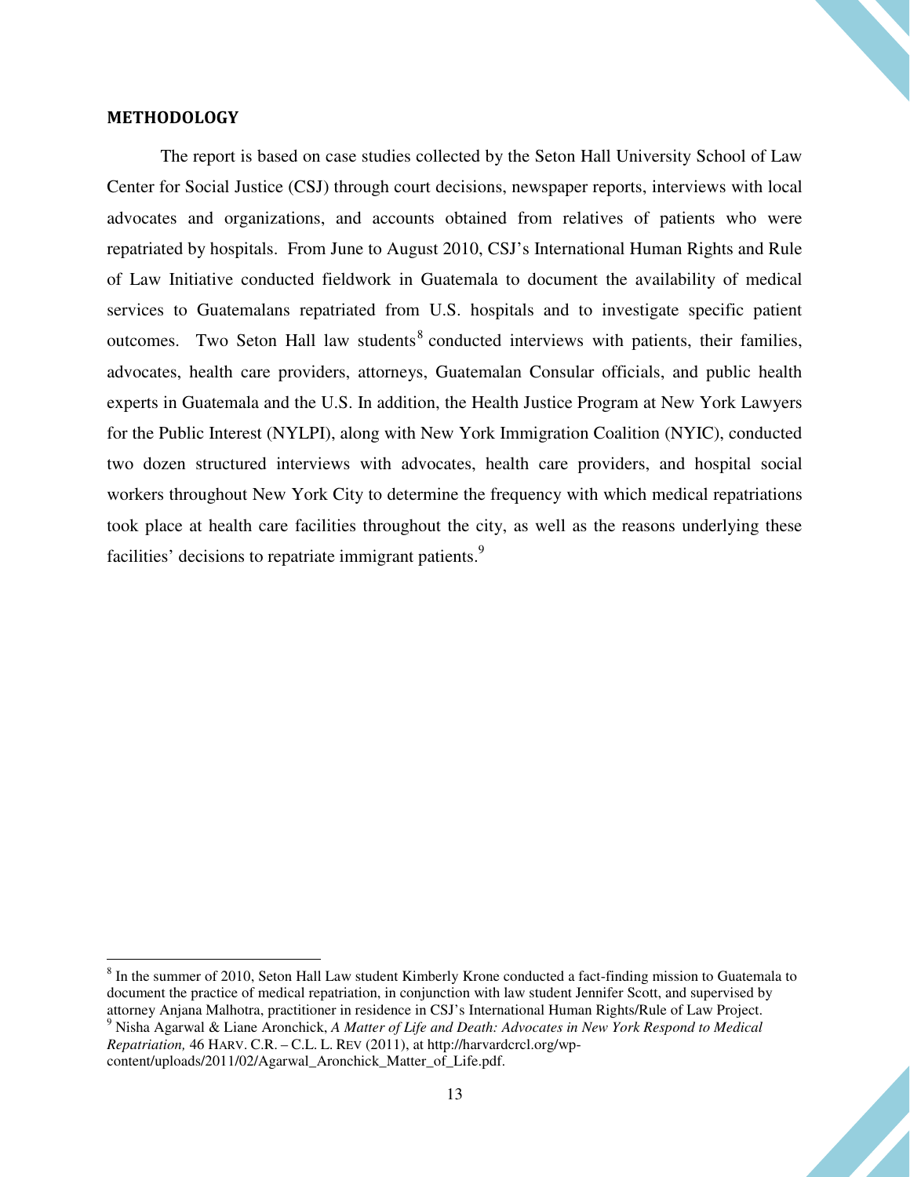## METHODOLOGY

The report is based on case studies collected by the Seton Hall University School of Law Center for Social Justice (CSJ) through court decisions, newspaper reports, interviews with local advocates and organizations, and accounts obtained from relatives of patients who were repatriated by hospitals. From June to August 2010, CSJ's International Human Rights and Rule of Law Initiative conducted fieldwork in Guatemala to document the availability of medical services to Guatemalans repatriated from U.S. hospitals and to investigate specific patient outcomes. Two Seton Hall law students[8] conducted interviews with patients, their families, advocates, health care providers, attorneys, Guatemalan Consular officials, and public health experts in Guatemala and the U.S. In addition, the Health Justice Program at New York Lawyers for the Public Interest (NYLPI), along with New York Immigration Coalition (NYIC), conducted two dozen structured interviews with advocates, health care providers, and hospital social workers throughout New York City to determine the frequency with which medical repatriations took place at health care facilities throughout the city, as well as the reasons underlying these facilities' decisions to repatriate immigrant patients.[9]

---

[8] In the summer of 2010, Seton Hall Law student Kimberly Krone conducted a fact-finding mission to Guatemala to document the practice of medical repatriation, in conjunction with law student Jennifer Scott, and supervised by attorney Anjana Malhotra, practitioner in residence in CSJ's International Human Rights/Rule of Law Project.

[9] Nisha Agarwal & Liane Aronchick, *A Matter of Life and Death: Advocates in New York Respond to Medical Repatriation,* 46 HARV. C.R. – C.L. L. REV (2011), at http://harvardcrcl.org/wp-content/uploads/2011/02/Agarwal_Aronchick_Matter_of_Life.pdf.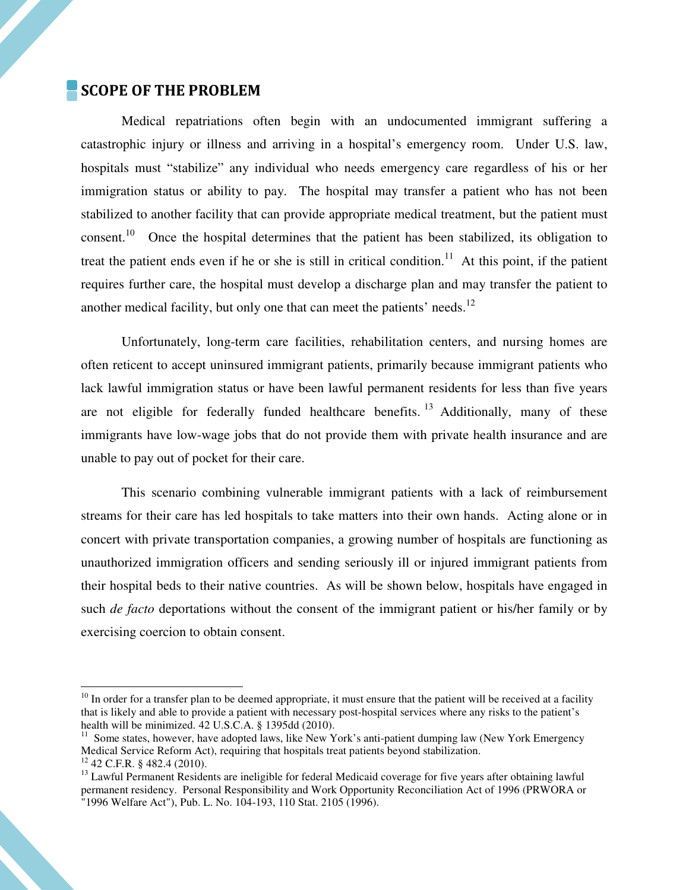## SCOPE OF THE PROBLEM

Medical repatriations often begin with an undocumented immigrant suffering a catastrophic injury or illness and arriving in a hospital's emergency room. Under U.S. law, hospitals must "stabilize" any individual who needs emergency care regardless of his or her immigration status or ability to pay. The hospital may transfer a patient who has not been stabilized to another facility that can provide appropriate medical treatment, but the patient must consent.[10] Once the hospital determines that the patient has been stabilized, its obligation to treat the patient ends even if he or she is still in critical condition.[11] At this point, if the patient requires further care, the hospital must develop a discharge plan and may transfer the patient to another medical facility, but only one that can meet the patients' needs.[12]

Unfortunately, long-term care facilities, rehabilitation centers, and nursing homes are often reticent to accept uninsured immigrant patients, primarily because immigrant patients who lack lawful immigration status or have been lawful permanent residents for less than five years are not eligible for federally funded healthcare benefits.[13] Additionally, many of these immigrants have low-wage jobs that do not provide them with private health insurance and are unable to pay out of pocket for their care.

This scenario combining vulnerable immigrant patients with a lack of reimbursement streams for their care has led hospitals to take matters into their own hands. Acting alone or in concert with private transportation companies, a growing number of hospitals are functioning as unauthorized immigration officers and sending seriously ill or injured immigrant patients from their hospital beds to their native countries. As will be shown below, hospitals have engaged in such *de facto* deportations without the consent of the immigrant patient or his/her family or by exercising coercion to obtain consent.

---

[10] In order for a transfer plan to be deemed appropriate, it must ensure that the patient will be received at a facility that is likely and able to provide a patient with necessary post-hospital services where any risks to the patient's health will be minimized. 42 U.S.C.A. § 1395dd (2010).

[11] Some states, however, have adopted laws, like New York's anti-patient dumping law (New York Emergency Medical Service Reform Act), requiring that hospitals treat patients beyond stabilization.

[12] 42 C.F.R. § 482.4 (2010).

[13] Lawful Permanent Residents are ineligible for federal Medicaid coverage for five years after obtaining lawful permanent residency. Personal Responsibility and Work Opportunity Reconciliation Act of 1996 (PRWORA or "1996 Welfare Act"), Pub. L. No. 104-193, 110 Stat. 2105 (1996).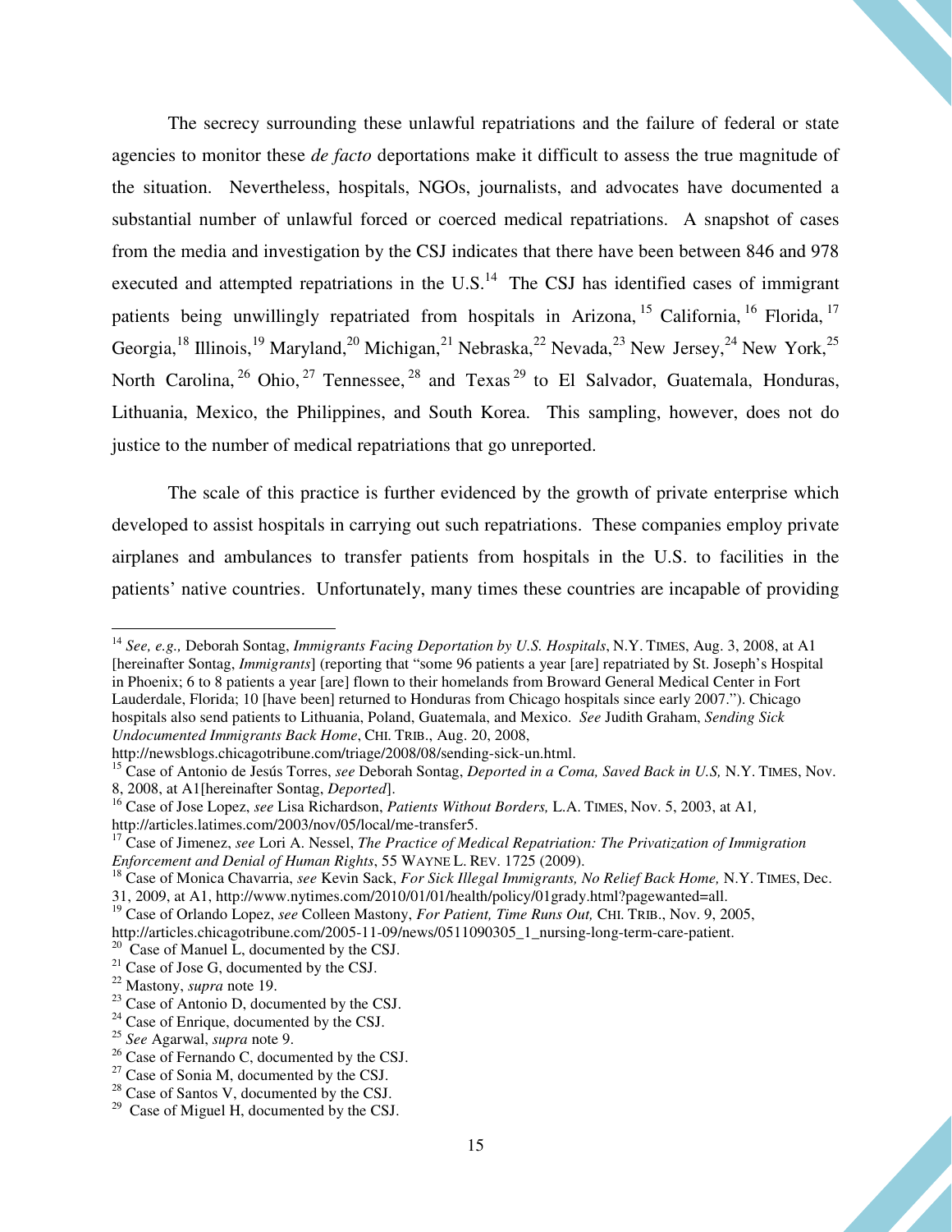The secrecy surrounding these unlawful repatriations and the failure of federal or state agencies to monitor these *de facto* deportations make it difficult to assess the true magnitude of the situation. Nevertheless, hospitals, NGOs, journalists, and advocates have documented a substantial number of unlawful forced or coerced medical repatriations. A snapshot of cases from the media and investigation by the CSJ indicates that there have been between 846 and 978 executed and attempted repatriations in the U.S.[14] The CSJ has identified cases of immigrant patients being unwillingly repatriated from hospitals in Arizona,[15] California,[16] Florida,[17] Georgia,[18] Illinois,[19] Maryland,[20] Michigan,[21] Nebraska,[22] Nevada,[23] New Jersey,[24] New York,[25] North Carolina,[26] Ohio,[27] Tennessee,[28] and Texas[29] to El Salvador, Guatemala, Honduras, Lithuania, Mexico, the Philippines, and South Korea. This sampling, however, does not do justice to the number of medical repatriations that go unreported.

The scale of this practice is further evidenced by the growth of private enterprise which developed to assist hospitals in carrying out such repatriations. These companies employ private airplanes and ambulances to transfer patients from hospitals in the U.S. to facilities in the patients' native countries. Unfortunately, many times these countries are incapable of providing

---

[14] *See, e.g.,* Deborah Sontag, *Immigrants Facing Deportation by U.S. Hospitals*, N.Y. TIMES, Aug. 3, 2008, at A1 [hereinafter Sontag, *Immigrants*] (reporting that "some 96 patients a year [are] repatriated by St. Joseph's Hospital in Phoenix; 6 to 8 patients a year [are] flown to their homelands from Broward General Medical Center in Fort Lauderdale, Florida; 10 [have been] returned to Honduras from Chicago hospitals since early 2007."). Chicago hospitals also send patients to Lithuania, Poland, Guatemala, and Mexico. *See* Judith Graham, *Sending Sick Undocumented Immigrants Back Home*, CHI. TRIB., Aug. 20, 2008, http://newsblogs.chicagotribune.com/triage/2008/08/sending-sick-un.html.

[15] Case of Antonio de Jesús Torres, *see* Deborah Sontag, *Deported in a Coma, Saved Back in U.S,* N.Y. TIMES, Nov. 8, 2008, at A1[hereinafter Sontag, *Deported*].

[16] Case of Jose Lopez, *see* Lisa Richardson, *Patients Without Borders,* L.A. TIMES, Nov. 5, 2003, at A1*,* http://articles.latimes.com/2003/nov/05/local/me-transfer5.

[17] Case of Jimenez, *see* Lori A. Nessel, *The Practice of Medical Repatriation: The Privatization of Immigration Enforcement and Denial of Human Rights*, 55 WAYNE L. REV. 1725 (2009).

[18] Case of Monica Chavarria, *see* Kevin Sack, *For Sick Illegal Immigrants, No Relief Back Home,* N.Y. TIMES, Dec. 31, 2009, at A1, http://www.nytimes.com/2010/01/01/health/policy/01grady.html?pagewanted=all.

[19] Case of Orlando Lopez, *see* Colleen Mastony, *For Patient, Time Runs Out,* CHI. TRIB., Nov. 9, 2005, http://articles.chicagotribune.com/2005-11-09/news/0511090305_1_nursing-long-term-care-patient.

[20] Case of Manuel L, documented by the CSJ.

[21] Case of Jose G, documented by the CSJ.

[22] Mastony, *supra* note 19.

[23] Case of Antonio D, documented by the CSJ.

[24] Case of Enrique, documented by the CSJ.

[25] *See* Agarwal, *supra* note 9.

[26] Case of Fernando C, documented by the CSJ.

[27] Case of Sonia M, documented by the CSJ.

[28] Case of Santos V, documented by the CSJ.

[29] Case of Miguel H, documented by the CSJ.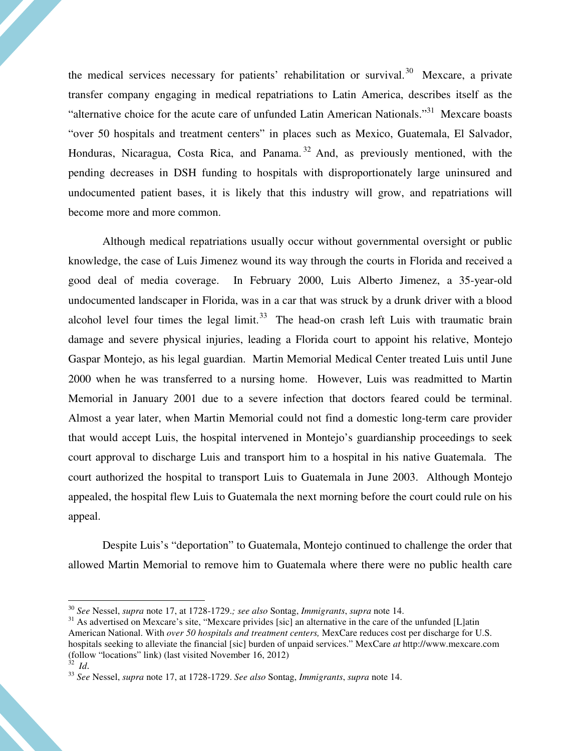the medical services necessary for patients' rehabilitation or survival.[30] Mexcare, a private transfer company engaging in medical repatriations to Latin America, describes itself as the "alternative choice for the acute care of unfunded Latin American Nationals."[31] Mexcare boasts "over 50 hospitals and treatment centers" in places such as Mexico, Guatemala, El Salvador, Honduras, Nicaragua, Costa Rica, and Panama.[32] And, as previously mentioned, with the pending decreases in DSH funding to hospitals with disproportionately large uninsured and undocumented patient bases, it is likely that this industry will grow, and repatriations will become more and more common.

Although medical repatriations usually occur without governmental oversight or public knowledge, the case of Luis Jimenez wound its way through the courts in Florida and received a good deal of media coverage. In February 2000, Luis Alberto Jimenez, a 35-year-old undocumented landscaper in Florida, was in a car that was struck by a drunk driver with a blood alcohol level four times the legal limit.[33] The head-on crash left Luis with traumatic brain damage and severe physical injuries, leading a Florida court to appoint his relative, Montejo Gaspar Montejo, as his legal guardian. Martin Memorial Medical Center treated Luis until June 2000 when he was transferred to a nursing home. However, Luis was readmitted to Martin Memorial in January 2001 due to a severe infection that doctors feared could be terminal. Almost a year later, when Martin Memorial could not find a domestic long-term care provider that would accept Luis, the hospital intervened in Montejo's guardianship proceedings to seek court approval to discharge Luis and transport him to a hospital in his native Guatemala. The court authorized the hospital to transport Luis to Guatemala in June 2003. Although Montejo appealed, the hospital flew Luis to Guatemala the next morning before the court could rule on his appeal.

Despite Luis's "deportation" to Guatemala, Montejo continued to challenge the order that allowed Martin Memorial to remove him to Guatemala where there were no public health care

---

[30] *See* Nessel, *supra* note 17, at 1728-1729.*; see also* Sontag, *Immigrants*, *supra* note 14.

[31] As advertised on Mexcare's site, "Mexcare privides [sic] an alternative in the care of the unfunded [L]atin American National. With *over 50 hospitals and treatment centers,* MexCare reduces cost per discharge for U.S. hospitals seeking to alleviate the financial [sic] burden of unpaid services." MexCare *at* http://www.mexcare.com (follow "locations" link) (last visited November 16, 2012)

[32] *Id*.

[33] *See* Nessel, *supra* note 17, at 1728-1729. *See also* Sontag, *Immigrants*, *supra* note 14.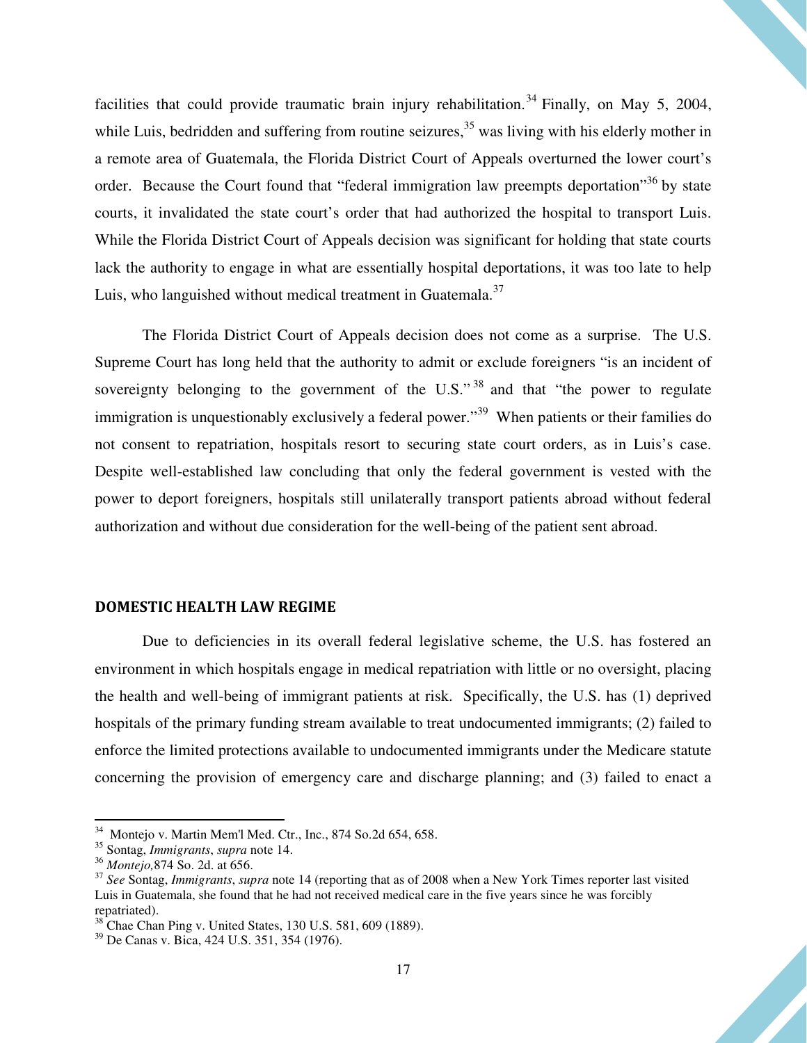facilities that could provide traumatic brain injury rehabilitation.[34] Finally, on May 5, 2004, while Luis, bedridden and suffering from routine seizures,[35] was living with his elderly mother in a remote area of Guatemala, the Florida District Court of Appeals overturned the lower court's order. Because the Court found that "federal immigration law preempts deportation"[36] by state courts, it invalidated the state court's order that had authorized the hospital to transport Luis. While the Florida District Court of Appeals decision was significant for holding that state courts lack the authority to engage in what are essentially hospital deportations, it was too late to help Luis, who languished without medical treatment in Guatemala.[37]

The Florida District Court of Appeals decision does not come as a surprise. The U.S. Supreme Court has long held that the authority to admit or exclude foreigners "is an incident of sovereignty belonging to the government of the U.S."[38] and that "the power to regulate immigration is unquestionably exclusively a federal power."[39] When patients or their families do not consent to repatriation, hospitals resort to securing state court orders, as in Luis's case. Despite well-established law concluding that only the federal government is vested with the power to deport foreigners, hospitals still unilaterally transport patients abroad without federal authorization and without due consideration for the well-being of the patient sent abroad.

## DOMESTIC HEALTH LAW REGIME

Due to deficiencies in its overall federal legislative scheme, the U.S. has fostered an environment in which hospitals engage in medical repatriation with little or no oversight, placing the health and well-being of immigrant patients at risk. Specifically, the U.S. has (1) deprived hospitals of the primary funding stream available to treat undocumented immigrants; (2) failed to enforce the limited protections available to undocumented immigrants under the Medicare statute concerning the provision of emergency care and discharge planning; and (3) failed to enact a

---

[34] Montejo v. Martin Mem'l Med. Ctr., Inc., 874 So.2d 654, 658.

[35] Sontag, *Immigrants*, *supra* note 14.

[36] *Montejo,*874 So. 2d. at 656.

[37] *See* Sontag, *Immigrants*, *supra* note 14 (reporting that as of 2008 when a New York Times reporter last visited Luis in Guatemala, she found that he had not received medical care in the five years since he was forcibly repatriated).

[38] Chae Chan Ping v. United States, 130 U.S. 581, 609 (1889).

[39] De Canas v. Bica, 424 U.S. 351, 354 (1976).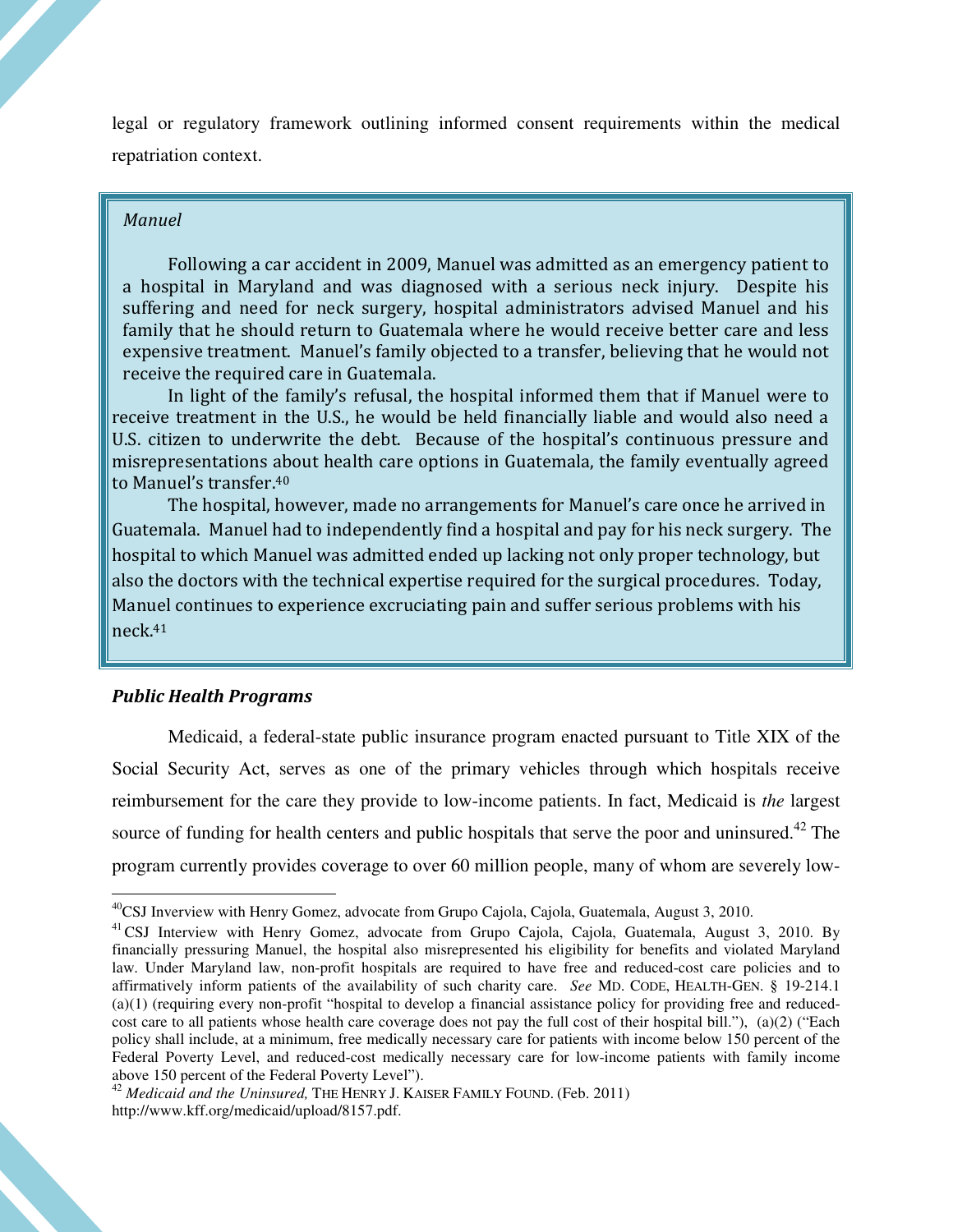legal or regulatory framework outlining informed consent requirements within the medical repatriation context.

> *Manuel*
>
> Following a car accident in 2009, Manuel was admitted as an emergency patient to a hospital in Maryland and was diagnosed with a serious neck injury. Despite his suffering and need for neck surgery, hospital administrators advised Manuel and his family that he should return to Guatemala where he would receive better care and less expensive treatment. Manuel's family objected to a transfer, believing that he would not receive the required care in Guatemala.
>
> In light of the family's refusal, the hospital informed them that if Manuel were to receive treatment in the U.S., he would be held financially liable and would also need a U.S. citizen to underwrite the debt. Because of the hospital's continuous pressure and misrepresentations about health care options in Guatemala, the family eventually agreed to Manuel's transfer.[40]
>
> The hospital, however, made no arrangements for Manuel's care once he arrived in Guatemala. Manuel had to independently find a hospital and pay for his neck surgery. The hospital to which Manuel was admitted ended up lacking not only proper technology, but also the doctors with the technical expertise required for the surgical procedures. Today, Manuel continues to experience excruciating pain and suffer serious problems with his neck.[41]

### *Public Health Programs*

Medicaid, a federal-state public insurance program enacted pursuant to Title XIX of the Social Security Act, serves as one of the primary vehicles through which hospitals receive reimbursement for the care they provide to low-income patients. In fact, Medicaid is *the* largest source of funding for health centers and public hospitals that serve the poor and uninsured.[42] The program currently provides coverage to over 60 million people, many of whom are severely low-

---

[40] CSJ Inverview with Henry Gomez, advocate from Grupo Cajola, Cajola, Guatemala, August 3, 2010.

[41] CSJ Interview with Henry Gomez, advocate from Grupo Cajola, Cajola, Guatemala, August 3, 2010. By financially pressuring Manuel, the hospital also misrepresented his eligibility for benefits and violated Maryland law. Under Maryland law, non-profit hospitals are required to have free and reduced-cost care policies and to affirmatively inform patients of the availability of such charity care. *See* MD. CODE, HEALTH-GEN. § 19-214.1 (a)(1) (requiring every non-profit "hospital to develop a financial assistance policy for providing free and reduced-cost care to all patients whose health care coverage does not pay the full cost of their hospital bill."), (a)(2) ("Each policy shall include, at a minimum, free medically necessary care for patients with income below 150 percent of the Federal Poverty Level, and reduced-cost medically necessary care for low-income patients with family income above 150 percent of the Federal Poverty Level").

[42] *Medicaid and the Uninsured,* THE HENRY J. KAISER FAMILY FOUND. (Feb. 2011) http://www.kff.org/medicaid/upload/8157.pdf.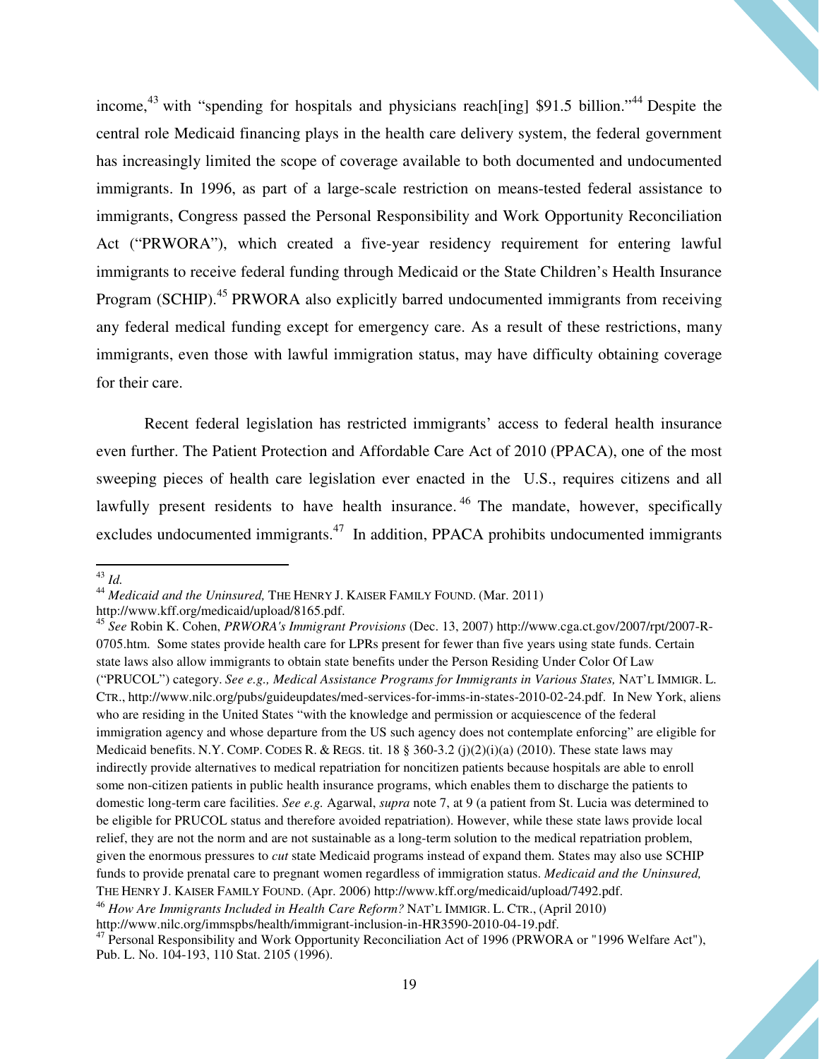income,[43] with "spending for hospitals and physicians reach[ing] $91.5 billion."[44] Despite the central role Medicaid financing plays in the health care delivery system, the federal government has increasingly limited the scope of coverage available to both documented and undocumented immigrants. In 1996, as part of a large-scale restriction on means-tested federal assistance to immigrants, Congress passed the Personal Responsibility and Work Opportunity Reconciliation Act ("PRWORA"), which created a five-year residency requirement for entering lawful immigrants to receive federal funding through Medicaid or the State Children's Health Insurance Program (SCHIP).[45] PRWORA also explicitly barred undocumented immigrants from receiving any federal medical funding except for emergency care. As a result of these restrictions, many immigrants, even those with lawful immigration status, may have difficulty obtaining coverage for their care.

Recent federal legislation has restricted immigrants' access to federal health insurance even further. The Patient Protection and Affordable Care Act of 2010 (PPACA), one of the most sweeping pieces of health care legislation ever enacted in the U.S., requires citizens and all lawfully present residents to have health insurance.[46] The mandate, however, specifically excludes undocumented immigrants.[47] In addition, PPACA prohibits undocumented immigrants

---

[43] *Id.*

[44] *Medicaid and the Uninsured,* THE HENRY J. KAISER FAMILY FOUND. (Mar. 2011) http://www.kff.org/medicaid/upload/8165.pdf.

[45] *See* Robin K. Cohen, *PRWORA's Immigrant Provisions* (Dec. 13, 2007) http://www.cga.ct.gov/2007/rpt/2007-R-0705.htm. Some states provide health care for LPRs present for fewer than five years using state funds. Certain state laws also allow immigrants to obtain state benefits under the Person Residing Under Color Of Law ("PRUCOL") category. *See e.g., Medical Assistance Programs for Immigrants in Various States,* NAT'L IMMIGR. L. CTR., http://www.nilc.org/pubs/guideupdates/med-services-for-imms-in-states-2010-02-24.pdf. In New York, aliens who are residing in the United States "with the knowledge and permission or acquiescence of the federal immigration agency and whose departure from the US such agency does not contemplate enforcing" are eligible for Medicaid benefits. N.Y. COMP. CODES R. & REGS. tit. 18 § 360-3.2 (j)(2)(i)(a) (2010). These state laws may indirectly provide alternatives to medical repatriation for noncitizen patients because hospitals are able to enroll some non-citizen patients in public health insurance programs, which enables them to discharge the patients to domestic long-term care facilities. *See e.g.* Agarwal, *supra* note 7, at 9 (a patient from St. Lucia was determined to be eligible for PRUCOL status and therefore avoided repatriation). However, while these state laws provide local relief, they are not the norm and are not sustainable as a long-term solution to the medical repatriation problem, given the enormous pressures to *cut* state Medicaid programs instead of expand them. States may also use SCHIP funds to provide prenatal care to pregnant women regardless of immigration status. *Medicaid and the Uninsured,* THE HENRY J. KAISER FAMILY FOUND. (Apr. 2006) http://www.kff.org/medicaid/upload/7492.pdf.

[46] *How Are Immigrants Included in Health Care Reform?* NAT'L IMMIGR. L. CTR., (April 2010) http://www.nilc.org/immspbs/health/immigrant-inclusion-in-HR3590-2010-04-19.pdf.

[47] Personal Responsibility and Work Opportunity Reconciliation Act of 1996 (PRWORA or "1996 Welfare Act"), Pub. L. No. 104-193, 110 Stat. 2105 (1996).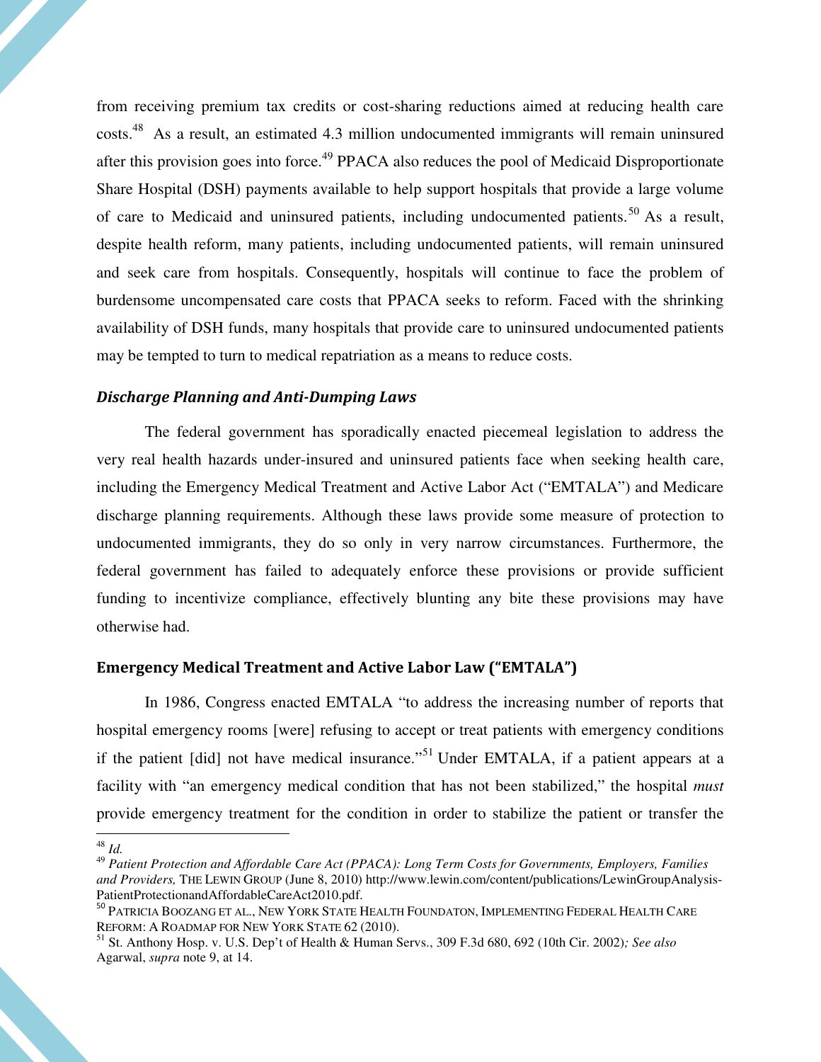from receiving premium tax credits or cost-sharing reductions aimed at reducing health care costs.[48] As a result, an estimated 4.3 million undocumented immigrants will remain uninsured after this provision goes into force.[49] PPACA also reduces the pool of Medicaid Disproportionate Share Hospital (DSH) payments available to help support hospitals that provide a large volume of care to Medicaid and uninsured patients, including undocumented patients.[50] As a result, despite health reform, many patients, including undocumented patients, will remain uninsured and seek care from hospitals. Consequently, hospitals will continue to face the problem of burdensome uncompensated care costs that PPACA seeks to reform. Faced with the shrinking availability of DSH funds, many hospitals that provide care to uninsured undocumented patients may be tempted to turn to medical repatriation as a means to reduce costs.

### *Discharge Planning and Anti-Dumping Laws*

The federal government has sporadically enacted piecemeal legislation to address the very real health hazards under-insured and uninsured patients face when seeking health care, including the Emergency Medical Treatment and Active Labor Act ("EMTALA") and Medicare discharge planning requirements. Although these laws provide some measure of protection to undocumented immigrants, they do so only in very narrow circumstances. Furthermore, the federal government has failed to adequately enforce these provisions or provide sufficient funding to incentivize compliance, effectively blunting any bite these provisions may have otherwise had.

### **Emergency Medical Treatment and Active Labor Law ("EMTALA")**

In 1986, Congress enacted EMTALA "to address the increasing number of reports that hospital emergency rooms [were] refusing to accept or treat patients with emergency conditions if the patient [did] not have medical insurance."[51] Under EMTALA, if a patient appears at a facility with "an emergency medical condition that has not been stabilized," the hospital *must* provide emergency treatment for the condition in order to stabilize the patient or transfer the

---

[48] *Id.*

[49] *Patient Protection and Affordable Care Act (PPACA): Long Term Costs for Governments, Employers, Families and Providers,* THE LEWIN GROUP (June 8, 2010) http://www.lewin.com/content/publications/LewinGroupAnalysis-PatientProtectionandAffordableCareAct2010.pdf.

[50] PATRICIA BOOZANG ET AL., NEW YORK STATE HEALTH FOUNDATON, IMPLEMENTING FEDERAL HEALTH CARE REFORM: A ROADMAP FOR NEW YORK STATE 62 (2010).

[51] St. Anthony Hosp. v. U.S. Dep't of Health & Human Servs., 309 F.3d 680, 692 (10th Cir. 2002)*; See also* Agarwal, *supra* note 9, at 14.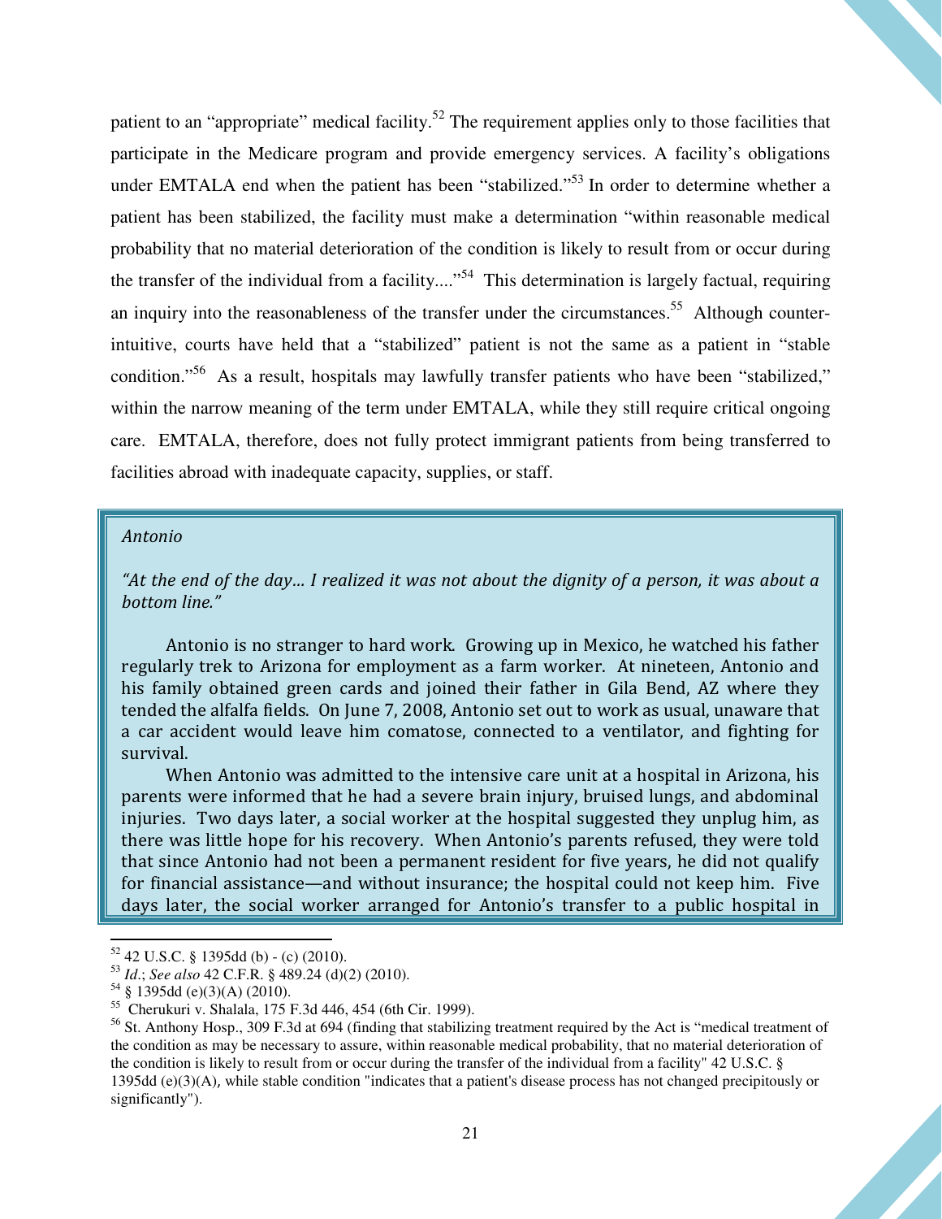patient to an "appropriate" medical facility.[52] The requirement applies only to those facilities that participate in the Medicare program and provide emergency services. A facility's obligations under EMTALA end when the patient has been "stabilized."[53] In order to determine whether a patient has been stabilized, the facility must make a determination "within reasonable medical probability that no material deterioration of the condition is likely to result from or occur during the transfer of the individual from a facility...."[54] This determination is largely factual, requiring an inquiry into the reasonableness of the transfer under the circumstances.[55] Although counter-intuitive, courts have held that a "stabilized" patient is not the same as a patient in "stable condition."[56] As a result, hospitals may lawfully transfer patients who have been "stabilized," within the narrow meaning of the term under EMTALA, while they still require critical ongoing care. EMTALA, therefore, does not fully protect immigrant patients from being transferred to facilities abroad with inadequate capacity, supplies, or staff.

> *Antonio*
>
> *"At the end of the day… I realized it was not about the dignity of a person, it was about a bottom line."*
>
> Antonio is no stranger to hard work. Growing up in Mexico, he watched his father regularly trek to Arizona for employment as a farm worker. At nineteen, Antonio and his family obtained green cards and joined their father in Gila Bend, AZ where they tended the alfalfa fields. On June 7, 2008, Antonio set out to work as usual, unaware that a car accident would leave him comatose, connected to a ventilator, and fighting for survival.
>
> When Antonio was admitted to the intensive care unit at a hospital in Arizona, his parents were informed that he had a severe brain injury, bruised lungs, and abdominal injuries. Two days later, a social worker at the hospital suggested they unplug him, as there was little hope for his recovery. When Antonio's parents refused, they were told that since Antonio had not been a permanent resident for five years, he did not qualify for financial assistance—and without insurance; the hospital could not keep him. Five days later, the social worker arranged for Antonio's transfer to a public hospital in

---

[52] 42 U.S.C. § 1395dd (b) - (c) (2010).

[53] *Id.*; *See also* 42 C.F.R. § 489.24 (d)(2) (2010).

[54] § 1395dd (e)(3)(A) (2010).

[55] Cherukuri v. Shalala, 175 F.3d 446, 454 (6th Cir. 1999).

[56] St. Anthony Hosp., 309 F.3d at 694 (finding that stabilizing treatment required by the Act is "medical treatment of the condition as may be necessary to assure, within reasonable medical probability, that no material deterioration of the condition is likely to result from or occur during the transfer of the individual from a facility" 42 U.S.C. § 1395dd (e)(3)(A), while stable condition "indicates that a patient's disease process has not changed precipitously or significantly").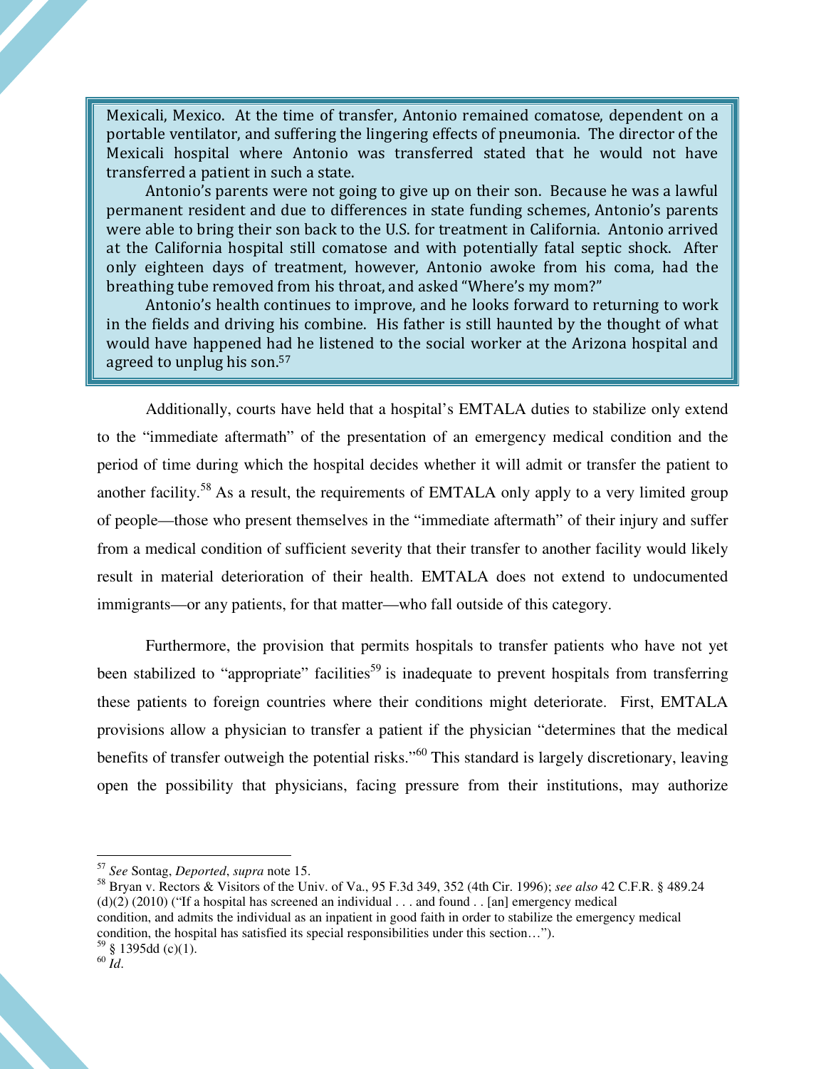Mexicali, Mexico. At the time of transfer, Antonio remained comatose, dependent on a portable ventilator, and suffering the lingering effects of pneumonia. The director of the Mexicali hospital where Antonio was transferred stated that he would not have transferred a patient in such a state.

Antonio's parents were not going to give up on their son. Because he was a lawful permanent resident and due to differences in state funding schemes, Antonio's parents were able to bring their son back to the U.S. for treatment in California. Antonio arrived at the California hospital still comatose and with potentially fatal septic shock. After only eighteen days of treatment, however, Antonio awoke from his coma, had the breathing tube removed from his throat, and asked "Where's my mom?"

Antonio's health continues to improve, and he looks forward to returning to work in the fields and driving his combine. His father is still haunted by the thought of what would have happened had he listened to the social worker at the Arizona hospital and agreed to unplug his son.[57]

Additionally, courts have held that a hospital's EMTALA duties to stabilize only extend to the "immediate aftermath" of the presentation of an emergency medical condition and the period of time during which the hospital decides whether it will admit or transfer the patient to another facility.[58] As a result, the requirements of EMTALA only apply to a very limited group of people—those who present themselves in the "immediate aftermath" of their injury and suffer from a medical condition of sufficient severity that their transfer to another facility would likely result in material deterioration of their health. EMTALA does not extend to undocumented immigrants—or any patients, for that matter—who fall outside of this category.

Furthermore, the provision that permits hospitals to transfer patients who have not yet been stabilized to "appropriate" facilities[59] is inadequate to prevent hospitals from transferring these patients to foreign countries where their conditions might deteriorate. First, EMTALA provisions allow a physician to transfer a patient if the physician "determines that the medical benefits of transfer outweigh the potential risks."[60] This standard is largely discretionary, leaving open the possibility that physicians, facing pressure from their institutions, may authorize

---

[57] *See* Sontag, *Deported*, *supra* note 15.

[58] Bryan v. Rectors & Visitors of the Univ. of Va., 95 F.3d 349, 352 (4th Cir. 1996); *see also* 42 C.F.R. § 489.24 (d)(2) (2010) ("If a hospital has screened an individual . . . and found . . [an] emergency medical condition, and admits the individual as an inpatient in good faith in order to stabilize the emergency medical condition, the hospital has satisfied its special responsibilities under this section…").

[59] § 1395dd (c)(1).

[60] *Id*.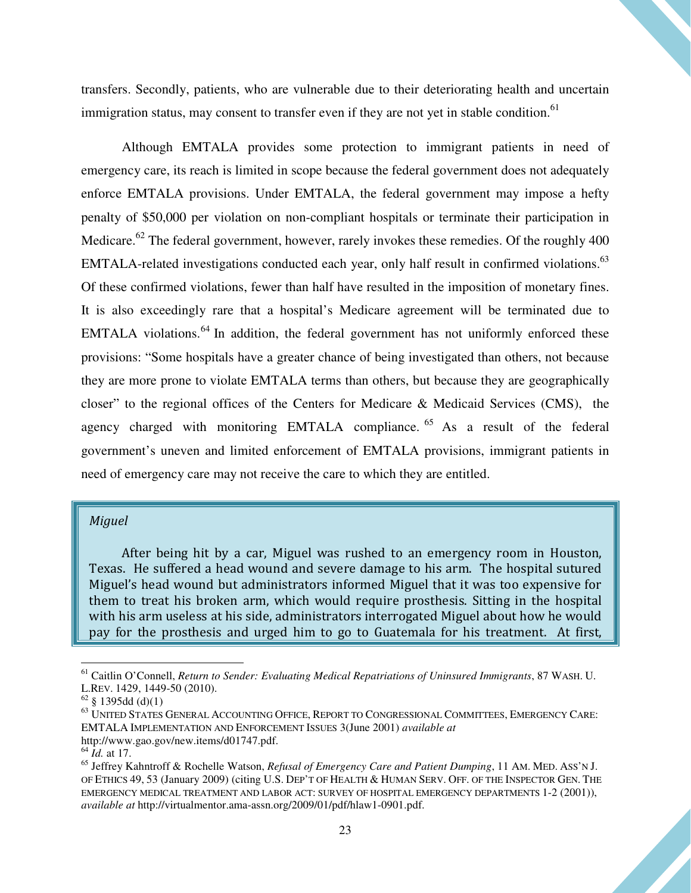transfers. Secondly, patients, who are vulnerable due to their deteriorating health and uncertain immigration status, may consent to transfer even if they are not yet in stable condition.[61]

Although EMTALA provides some protection to immigrant patients in need of emergency care, its reach is limited in scope because the federal government does not adequately enforce EMTALA provisions. Under EMTALA, the federal government may impose a hefty penalty of $50,000 per violation on non-compliant hospitals or terminate their participation in Medicare.[62] The federal government, however, rarely invokes these remedies. Of the roughly 400 EMTALA-related investigations conducted each year, only half result in confirmed violations.[63] Of these confirmed violations, fewer than half have resulted in the imposition of monetary fines. It is also exceedingly rare that a hospital's Medicare agreement will be terminated due to EMTALA violations.[64] In addition, the federal government has not uniformly enforced these provisions: "Some hospitals have a greater chance of being investigated than others, not because they are more prone to violate EMTALA terms than others, but because they are geographically closer" to the regional offices of the Centers for Medicare & Medicaid Services (CMS), the agency charged with monitoring EMTALA compliance.[65] As a result of the federal government's uneven and limited enforcement of EMTALA provisions, immigrant patients in need of emergency care may not receive the care to which they are entitled.

> *Miguel*
>
> After being hit by a car, Miguel was rushed to an emergency room in Houston, Texas. He suffered a head wound and severe damage to his arm. The hospital sutured Miguel's head wound but administrators informed Miguel that it was too expensive for them to treat his broken arm, which would require prosthesis. Sitting in the hospital with his arm useless at his side, administrators interrogated Miguel about how he would pay for the prosthesis and urged him to go to Guatemala for his treatment. At first,

---

[61] Caitlin O'Connell, *Return to Sender: Evaluating Medical Repatriations of Uninsured Immigrants*, 87 WASH. U. L.REV. 1429, 1449-50 (2010).

[62] § 1395dd (d)(1)

[63] UNITED STATES GENERAL ACCOUNTING OFFICE, REPORT TO CONGRESSIONAL COMMITTEES, EMERGENCY CARE: EMTALA IMPLEMENTATION AND ENFORCEMENT ISSUES 3(June 2001) *available at* http://www.gao.gov/new.items/d01747.pdf.

[64] *Id.* at 17.

[65] Jeffrey Kahntroff & Rochelle Watson, *Refusal of Emergency Care and Patient Dumping*, 11 AM. MED. ASS'N J. OF ETHICS 49, 53 (January 2009) (citing U.S. DEP'T OF HEALTH & HUMAN SERV. OFF. OF THE INSPECTOR GEN. THE EMERGENCY MEDICAL TREATMENT AND LABOR ACT: SURVEY OF HOSPITAL EMERGENCY DEPARTMENTS 1-2 (2001)), *available at* http://virtualmentor.ama-assn.org/2009/01/pdf/hlaw1-0901.pdf.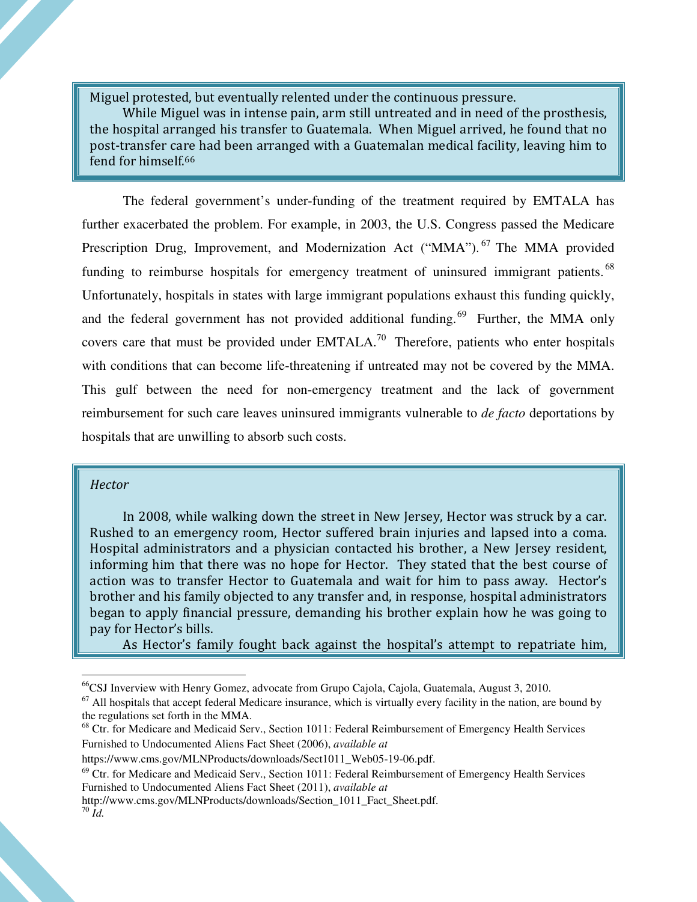Miguel protested, but eventually relented under the continuous pressure.

While Miguel was in intense pain, arm still untreated and in need of the prosthesis, the hospital arranged his transfer to Guatemala. When Miguel arrived, he found that no post-transfer care had been arranged with a Guatemalan medical facility, leaving him to fend for himself.[66]

The federal government's under-funding of the treatment required by EMTALA has further exacerbated the problem. For example, in 2003, the U.S. Congress passed the Medicare Prescription Drug, Improvement, and Modernization Act ("MMA").[67] The MMA provided funding to reimburse hospitals for emergency treatment of uninsured immigrant patients.[68] Unfortunately, hospitals in states with large immigrant populations exhaust this funding quickly, and the federal government has not provided additional funding.[69] Further, the MMA only covers care that must be provided under EMTALA.[70] Therefore, patients who enter hospitals with conditions that can become life-threatening if untreated may not be covered by the MMA. This gulf between the need for non-emergency treatment and the lack of government reimbursement for such care leaves uninsured immigrants vulnerable to *de facto* deportations by hospitals that are unwilling to absorb such costs.

*Hector*

In 2008, while walking down the street in New Jersey, Hector was struck by a car. Rushed to an emergency room, Hector suffered brain injuries and lapsed into a coma. Hospital administrators and a physician contacted his brother, a New Jersey resident, informing him that there was no hope for Hector. They stated that the best course of action was to transfer Hector to Guatemala and wait for him to pass away. Hector's brother and his family objected to any transfer and, in response, hospital administrators began to apply financial pressure, demanding his brother explain how he was going to pay for Hector's bills.

As Hector's family fought back against the hospital's attempt to repatriate him,

---

[66] CSJ Inverview with Henry Gomez, advocate from Grupo Cajola, Cajola, Guatemala, August 3, 2010.

[67] All hospitals that accept federal Medicare insurance, which is virtually every facility in the nation, are bound by the regulations set forth in the MMA.

[68] Ctr. for Medicare and Medicaid Serv., Section 1011: Federal Reimbursement of Emergency Health Services Furnished to Undocumented Aliens Fact Sheet (2006), *available at* https://www.cms.gov/MLNProducts/downloads/Sect1011_Web05-19-06.pdf.

[69] Ctr. for Medicare and Medicaid Serv., Section 1011: Federal Reimbursement of Emergency Health Services Furnished to Undocumented Aliens Fact Sheet (2011), *available at* http://www.cms.gov/MLNProducts/downloads/Section_1011_Fact_Sheet.pdf.

[70] *Id.*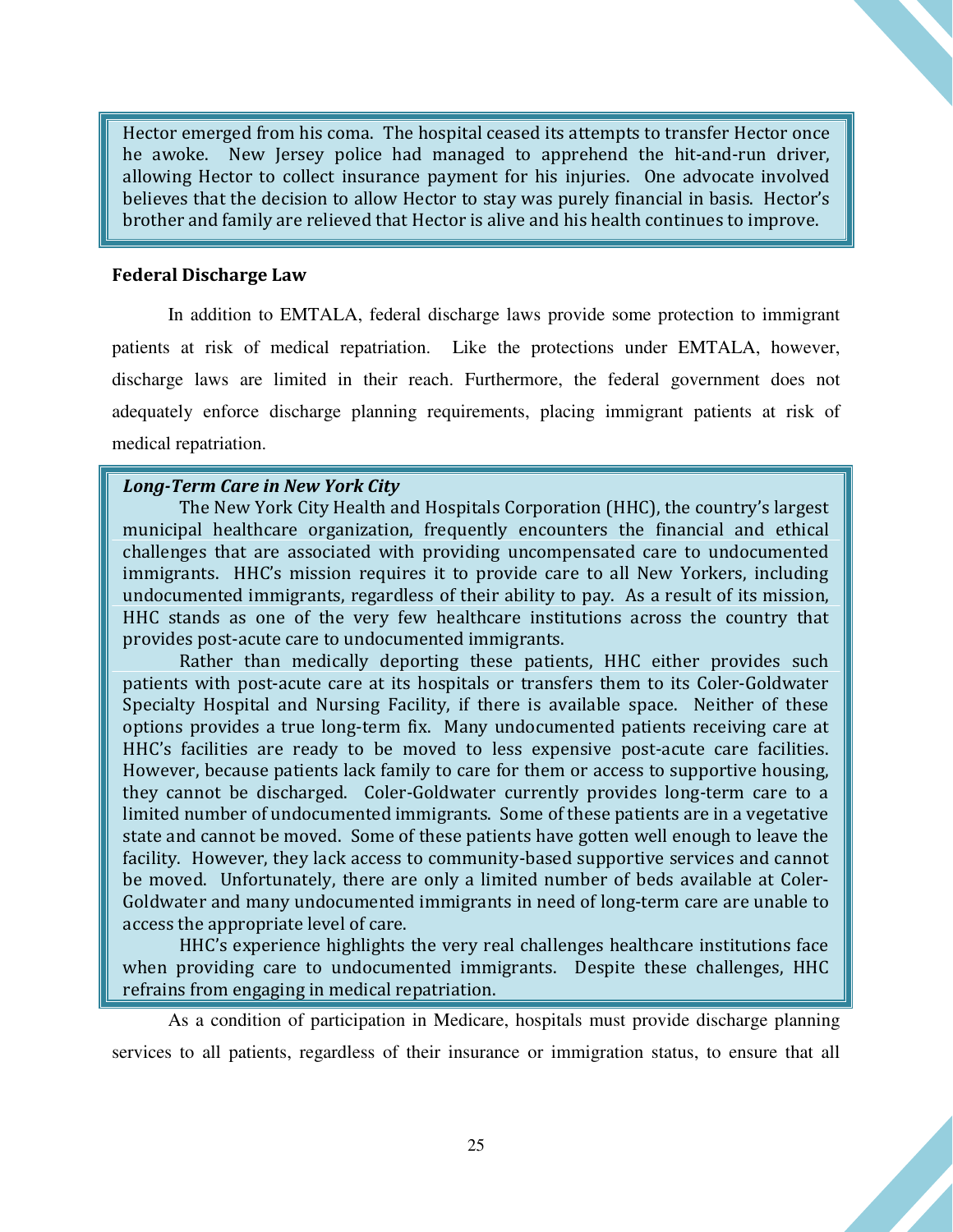> Hector emerged from his coma. The hospital ceased its attempts to transfer Hector once he awoke. New Jersey police had managed to apprehend the hit-and-run driver, allowing Hector to collect insurance payment for his injuries. One advocate involved believes that the decision to allow Hector to stay was purely financial in basis. Hector's brother and family are relieved that Hector is alive and his health continues to improve.

### Federal Discharge Law

In addition to EMTALA, federal discharge laws provide some protection to immigrant patients at risk of medical repatriation. Like the protections under EMTALA, however, discharge laws are limited in their reach. Furthermore, the federal government does not adequately enforce discharge planning requirements, placing immigrant patients at risk of medical repatriation.

> ***Long-Term Care in New York City***
>
> The New York City Health and Hospitals Corporation (HHC), the country's largest municipal healthcare organization, frequently encounters the financial and ethical challenges that are associated with providing uncompensated care to undocumented immigrants. HHC's mission requires it to provide care to all New Yorkers, including undocumented immigrants, regardless of their ability to pay. As a result of its mission, HHC stands as one of the very few healthcare institutions across the country that provides post-acute care to undocumented immigrants.
>
> Rather than medically deporting these patients, HHC either provides such patients with post-acute care at its hospitals or transfers them to its Coler-Goldwater Specialty Hospital and Nursing Facility, if there is available space. Neither of these options provides a true long-term fix. Many undocumented patients receiving care at HHC's facilities are ready to be moved to less expensive post-acute care facilities. However, because patients lack family to care for them or access to supportive housing, they cannot be discharged. Coler-Goldwater currently provides long-term care to a limited number of undocumented immigrants. Some of these patients are in a vegetative state and cannot be moved. Some of these patients have gotten well enough to leave the facility. However, they lack access to community-based supportive services and cannot be moved. Unfortunately, there are only a limited number of beds available at Coler-Goldwater and many undocumented immigrants in need of long-term care are unable to access the appropriate level of care.
>
> HHC's experience highlights the very real challenges healthcare institutions face when providing care to undocumented immigrants. Despite these challenges, HHC refrains from engaging in medical repatriation.

As a condition of participation in Medicare, hospitals must provide discharge planning services to all patients, regardless of their insurance or immigration status, to ensure that all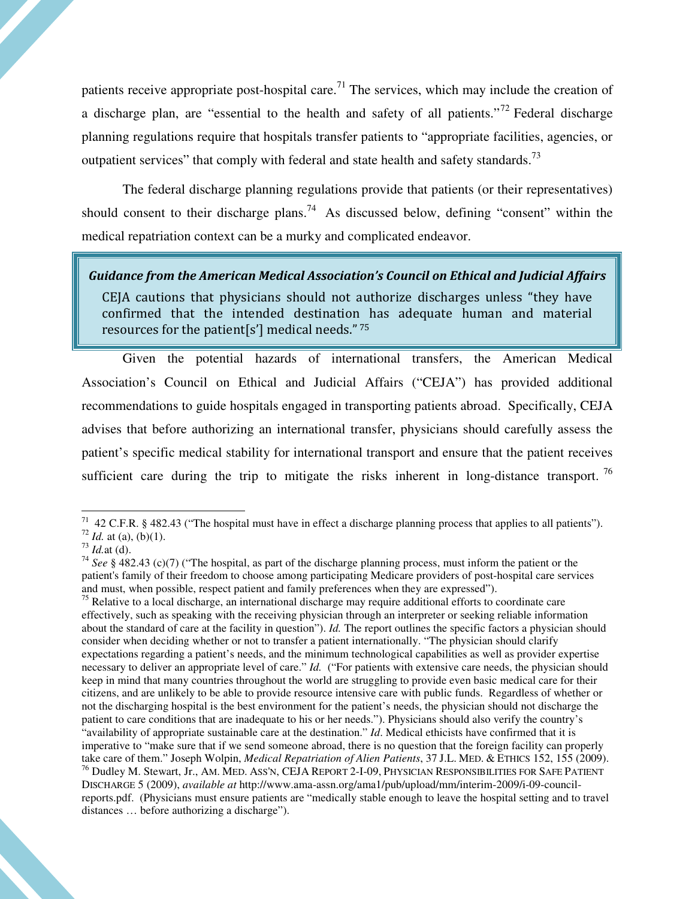patients receive appropriate post-hospital care.[71] The services, which may include the creation of a discharge plan, are "essential to the health and safety of all patients."[72] Federal discharge planning regulations require that hospitals transfer patients to "appropriate facilities, agencies, or outpatient services" that comply with federal and state health and safety standards.[73]

The federal discharge planning regulations provide that patients (or their representatives) should consent to their discharge plans.[74] As discussed below, defining "consent" within the medical repatriation context can be a murky and complicated endeavor.

> ***Guidance from the American Medical Association's Council on Ethical and Judicial Affairs***
>
> CEJA cautions that physicians should not authorize discharges unless "they have confirmed that the intended destination has adequate human and material resources for the patient[s'] medical needs." [75]

Given the potential hazards of international transfers, the American Medical Association's Council on Ethical and Judicial Affairs ("CEJA") has provided additional recommendations to guide hospitals engaged in transporting patients abroad. Specifically, CEJA advises that before authorizing an international transfer, physicians should carefully assess the patient's specific medical stability for international transport and ensure that the patient receives sufficient care during the trip to mitigate the risks inherent in long-distance transport. [76]

---

[71] 42 C.F.R. § 482.43 ("The hospital must have in effect a discharge planning process that applies to all patients").

[72] *Id.* at (a), (b)(1).

[73] *Id.* at (d).

[74] *See* § 482.43 (c)(7) ("The hospital, as part of the discharge planning process, must inform the patient or the patient's family of their freedom to choose among participating Medicare providers of post-hospital care services and must, when possible, respect patient and family preferences when they are expressed").

[75] Relative to a local discharge, an international discharge may require additional efforts to coordinate care effectively, such as speaking with the receiving physician through an interpreter or seeking reliable information about the standard of care at the facility in question"). *Id.* The report outlines the specific factors a physician should consider when deciding whether or not to transfer a patient internationally. "The physician should clarify expectations regarding a patient's needs, and the minimum technological capabilities as well as provider expertise necessary to deliver an appropriate level of care." *Id.* ("For patients with extensive care needs, the physician should keep in mind that many countries throughout the world are struggling to provide even basic medical care for their citizens, and are unlikely to be able to provide resource intensive care with public funds. Regardless of whether or not the discharging hospital is the best environment for the patient's needs, the physician should not discharge the patient to care conditions that are inadequate to his or her needs."). Physicians should also verify the country's "availability of appropriate sustainable care at the destination." *Id*. Medical ethicists have confirmed that it is imperative to "make sure that if we send someone abroad, there is no question that the foreign facility can properly take care of them." Joseph Wolpin, *Medical Repatriation of Alien Patients*, 37 J.L. MED. & ETHICS 152, 155 (2009).

[76] Dudley M. Stewart, Jr., AM. MED. ASS'N, CEJA REPORT 2-I-09, PHYSICIAN RESPONSIBILITIES FOR SAFE PATIENT DISCHARGE 5 (2009), *available at* http://www.ama-assn.org/ama1/pub/upload/mm/interim-2009/i-09-council-reports.pdf. (Physicians must ensure patients are "medically stable enough to leave the hospital setting and to travel distances … before authorizing a discharge").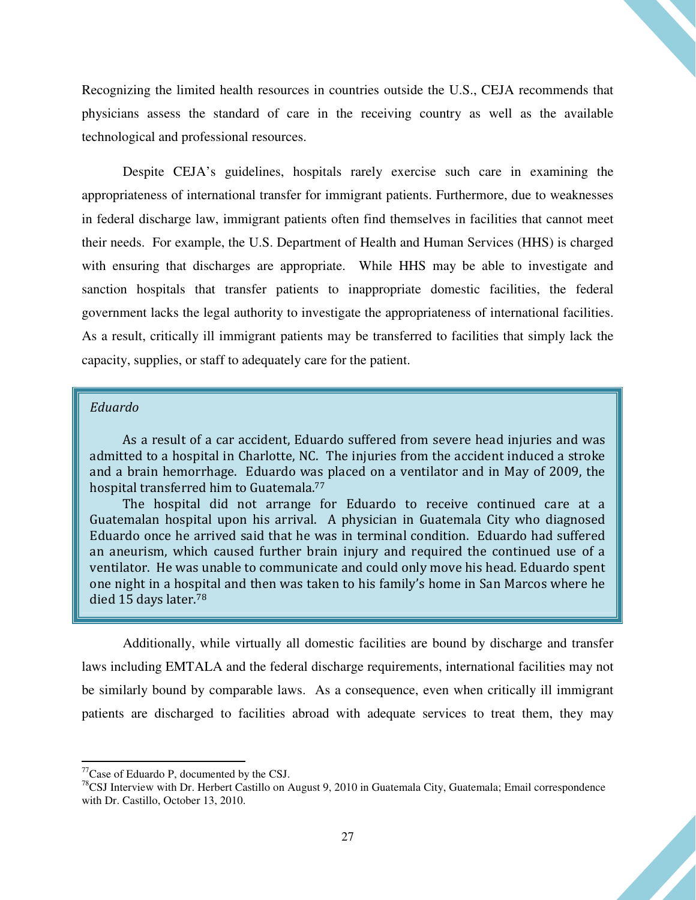Recognizing the limited health resources in countries outside the U.S., CEJA recommends that physicians assess the standard of care in the receiving country as well as the available technological and professional resources.

Despite CEJA's guidelines, hospitals rarely exercise such care in examining the appropriateness of international transfer for immigrant patients. Furthermore, due to weaknesses in federal discharge law, immigrant patients often find themselves in facilities that cannot meet their needs. For example, the U.S. Department of Health and Human Services (HHS) is charged with ensuring that discharges are appropriate. While HHS may be able to investigate and sanction hospitals that transfer patients to inappropriate domestic facilities, the federal government lacks the legal authority to investigate the appropriateness of international facilities. As a result, critically ill immigrant patients may be transferred to facilities that simply lack the capacity, supplies, or staff to adequately care for the patient.

> *Eduardo*
>
> As a result of a car accident, Eduardo suffered from severe head injuries and was admitted to a hospital in Charlotte, NC. The injuries from the accident induced a stroke and a brain hemorrhage. Eduardo was placed on a ventilator and in May of 2009, the hospital transferred him to Guatemala.[77]
>
> The hospital did not arrange for Eduardo to receive continued care at a Guatemalan hospital upon his arrival. A physician in Guatemala City who diagnosed Eduardo once he arrived said that he was in terminal condition. Eduardo had suffered an aneurism, which caused further brain injury and required the continued use of a ventilator. He was unable to communicate and could only move his head. Eduardo spent one night in a hospital and then was taken to his family's home in San Marcos where he died 15 days later.[78]

Additionally, while virtually all domestic facilities are bound by discharge and transfer laws including EMTALA and the federal discharge requirements, international facilities may not be similarly bound by comparable laws. As a consequence, even when critically ill immigrant patients are discharged to facilities abroad with adequate services to treat them, they may

---

[77] Case of Eduardo P, documented by the CSJ.

[78] CSJ Interview with Dr. Herbert Castillo on August 9, 2010 in Guatemala City, Guatemala; Email correspondence with Dr. Castillo, October 13, 2010.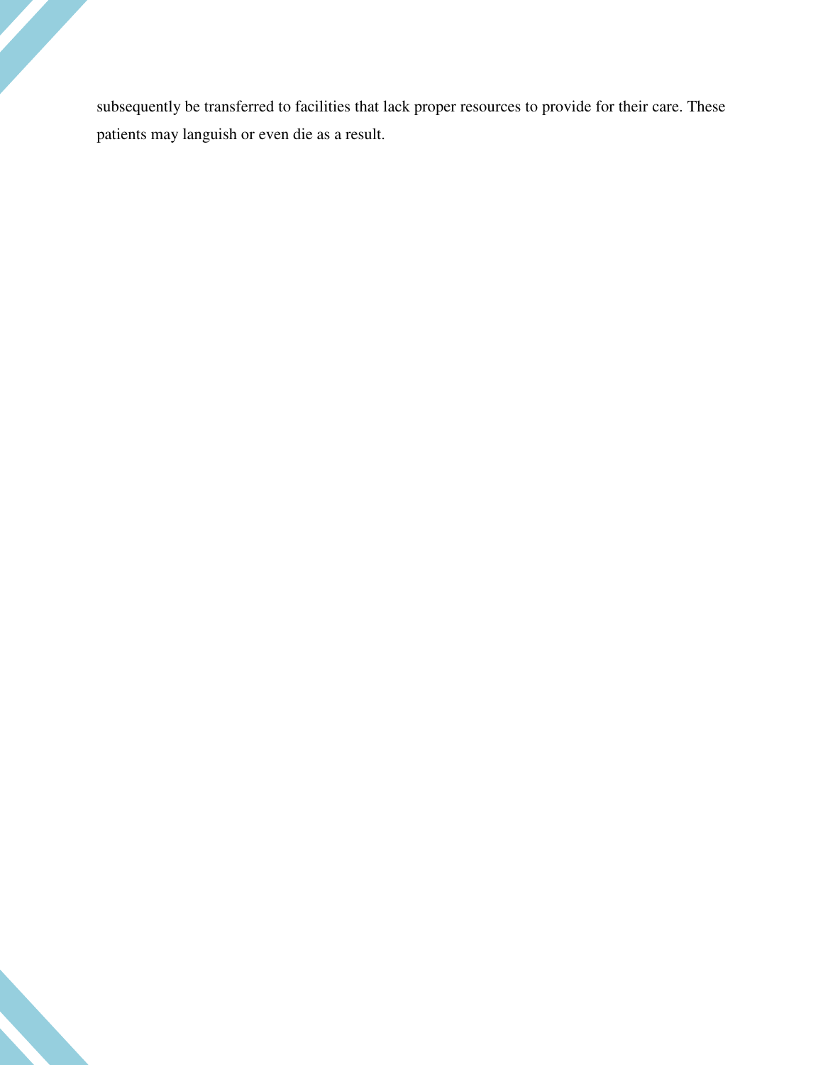subsequently be transferred to facilities that lack proper resources to provide for their care. These patients may languish or even die as a result.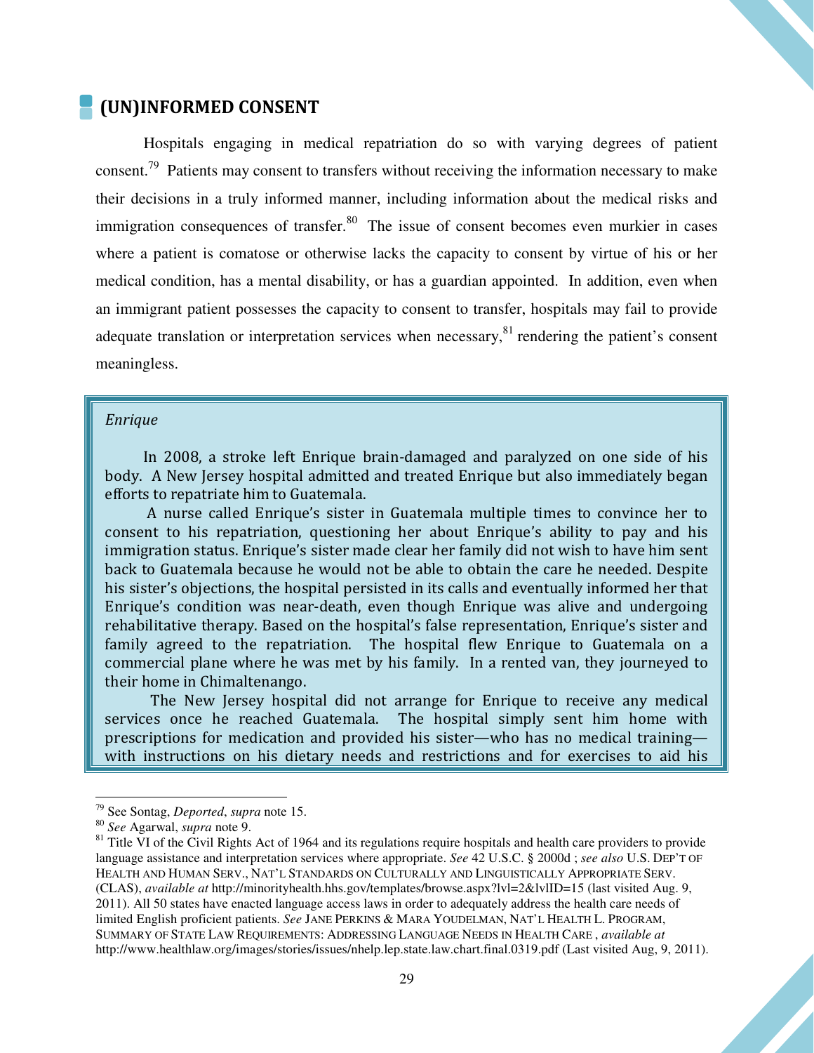## (UN)INFORMED CONSENT

Hospitals engaging in medical repatriation do so with varying degrees of patient consent.[79] Patients may consent to transfers without receiving the information necessary to make their decisions in a truly informed manner, including information about the medical risks and immigration consequences of transfer.[80] The issue of consent becomes even murkier in cases where a patient is comatose or otherwise lacks the capacity to consent by virtue of his or her medical condition, has a mental disability, or has a guardian appointed. In addition, even when an immigrant patient possesses the capacity to consent to transfer, hospitals may fail to provide adequate translation or interpretation services when necessary,[81] rendering the patient's consent meaningless.

> *Enrique*
>
> In 2008, a stroke left Enrique brain-damaged and paralyzed on one side of his body. A New Jersey hospital admitted and treated Enrique but also immediately began efforts to repatriate him to Guatemala.
>
> A nurse called Enrique's sister in Guatemala multiple times to convince her to consent to his repatriation, questioning her about Enrique's ability to pay and his immigration status. Enrique's sister made clear her family did not wish to have him sent back to Guatemala because he would not be able to obtain the care he needed. Despite his sister's objections, the hospital persisted in its calls and eventually informed her that Enrique's condition was near-death, even though Enrique was alive and undergoing rehabilitative therapy. Based on the hospital's false representation, Enrique's sister and family agreed to the repatriation. The hospital flew Enrique to Guatemala on a commercial plane where he was met by his family. In a rented van, they journeyed to their home in Chimaltenango.
>
> The New Jersey hospital did not arrange for Enrique to receive any medical services once he reached Guatemala. The hospital simply sent him home with prescriptions for medication and provided his sister—who has no medical training—with instructions on his dietary needs and restrictions and for exercises to aid his

---

[79] See Sontag, *Deported*, *supra* note 15.

[80] *See* Agarwal, *supra* note 9.

[81] Title VI of the Civil Rights Act of 1964 and its regulations require hospitals and health care providers to provide language assistance and interpretation services where appropriate. *See* 42 U.S.C. § 2000d ; *see also* U.S. DEP'T OF HEALTH AND HUMAN SERV., NAT'L STANDARDS ON CULTURALLY AND LINGUISTICALLY APPROPRIATE SERV. (CLAS), *available at* http://minorityhealth.hhs.gov/templates/browse.aspx?lvl=2&lvlID=15 (last visited Aug. 9, 2011). All 50 states have enacted language access laws in order to adequately address the health care needs of limited English proficient patients. *See* JANE PERKINS & MARA YOUDELMAN, NAT'L HEALTH L. PROGRAM, SUMMARY OF STATE LAW REQUIREMENTS: ADDRESSING LANGUAGE NEEDS IN HEALTH CARE , *available at* http://www.healthlaw.org/images/stories/issues/nhelp.lep.state.law.chart.final.0319.pdf (Last visited Aug, 9, 2011).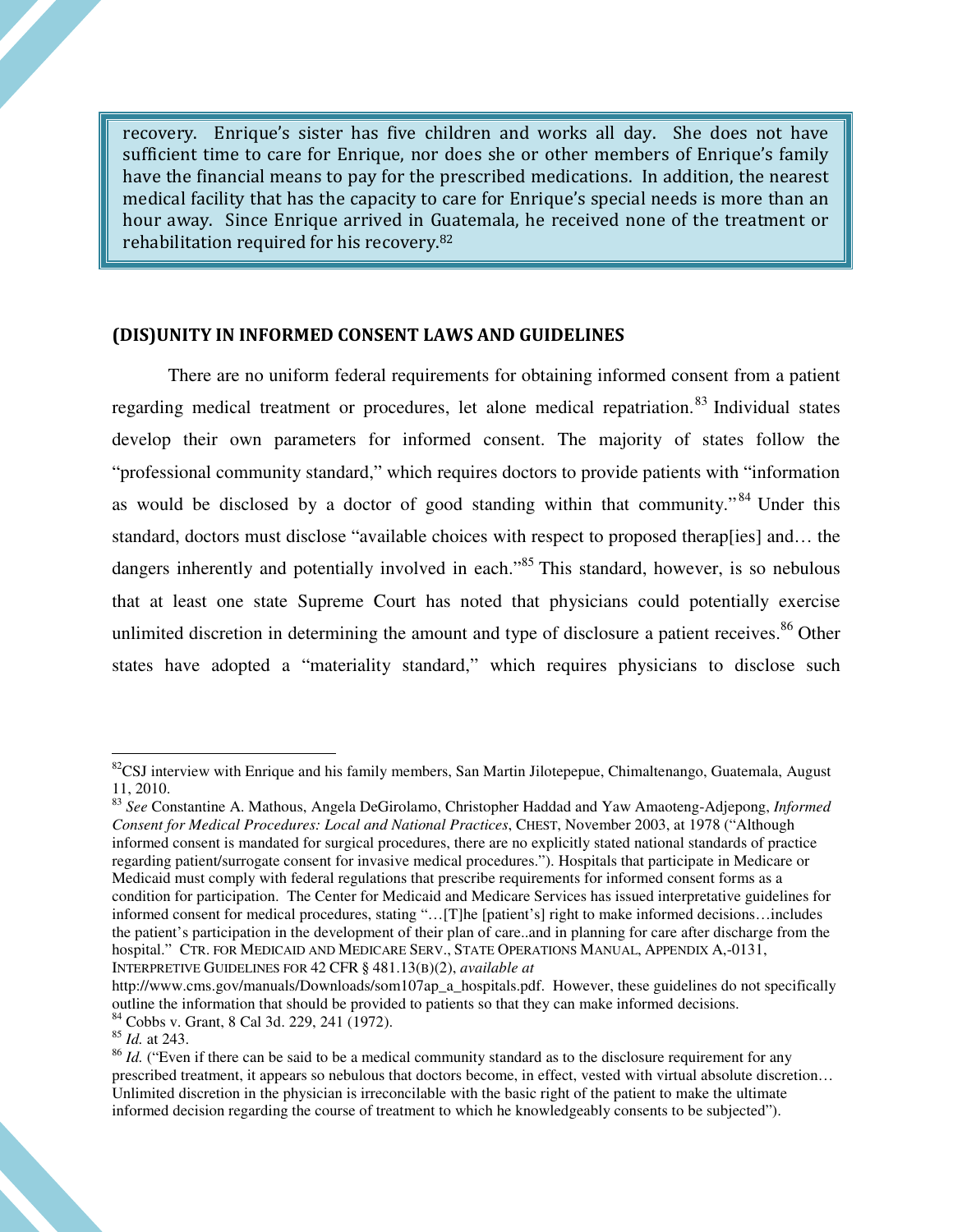recovery. Enrique's sister has five children and works all day. She does not have sufficient time to care for Enrique, nor does she or other members of Enrique's family have the financial means to pay for the prescribed medications. In addition, the nearest medical facility that has the capacity to care for Enrique's special needs is more than an hour away. Since Enrique arrived in Guatemala, he received none of the treatment or rehabilitation required for his recovery.[82]

## (DIS)UNITY IN INFORMED CONSENT LAWS AND GUIDELINES

There are no uniform federal requirements for obtaining informed consent from a patient regarding medical treatment or procedures, let alone medical repatriation.[83] Individual states develop their own parameters for informed consent. The majority of states follow the "professional community standard," which requires doctors to provide patients with "information as would be disclosed by a doctor of good standing within that community."[84] Under this standard, doctors must disclose "available choices with respect to proposed therap[ies] and… the dangers inherently and potentially involved in each."[85] This standard, however, is so nebulous that at least one state Supreme Court has noted that physicians could potentially exercise unlimited discretion in determining the amount and type of disclosure a patient receives.[86] Other states have adopted a "materiality standard," which requires physicians to disclose such

---

[82] CSJ interview with Enrique and his family members, San Martin Jilotepepue, Chimaltenango, Guatemala, August 11, 2010.

[83] *See* Constantine A. Mathous, Angela DeGirolamo, Christopher Haddad and Yaw Amaoteng-Adjepong, *Informed Consent for Medical Procedures: Local and National Practices*, CHEST, November 2003, at 1978 ("Although informed consent is mandated for surgical procedures, there are no explicitly stated national standards of practice regarding patient/surrogate consent for invasive medical procedures."). Hospitals that participate in Medicare or Medicaid must comply with federal regulations that prescribe requirements for informed consent forms as a condition for participation. The Center for Medicaid and Medicare Services has issued interpretative guidelines for informed consent for medical procedures, stating "…[T]he [patient's] right to make informed decisions…includes the patient's participation in the development of their plan of care..and in planning for care after discharge from the hospital." CTR. FOR MEDICAID AND MEDICARE SERV., STATE OPERATIONS MANUAL, APPENDIX A,-0131, INTERPRETIVE GUIDELINES FOR 42 CFR § 481.13(B)(2), *available at* http://www.cms.gov/manuals/Downloads/som107ap_a_hospitals.pdf. However, these guidelines do not specifically outline the information that should be provided to patients so that they can make informed decisions.

[84] Cobbs v. Grant, 8 Cal 3d. 229, 241 (1972).

[85] *Id.* at 243.

[86] *Id.* ("Even if there can be said to be a medical community standard as to the disclosure requirement for any prescribed treatment, it appears so nebulous that doctors become, in effect, vested with virtual absolute discretion… Unlimited discretion in the physician is irreconcilable with the basic right of the patient to make the ultimate informed decision regarding the course of treatment to which he knowledgeably consents to be subjected").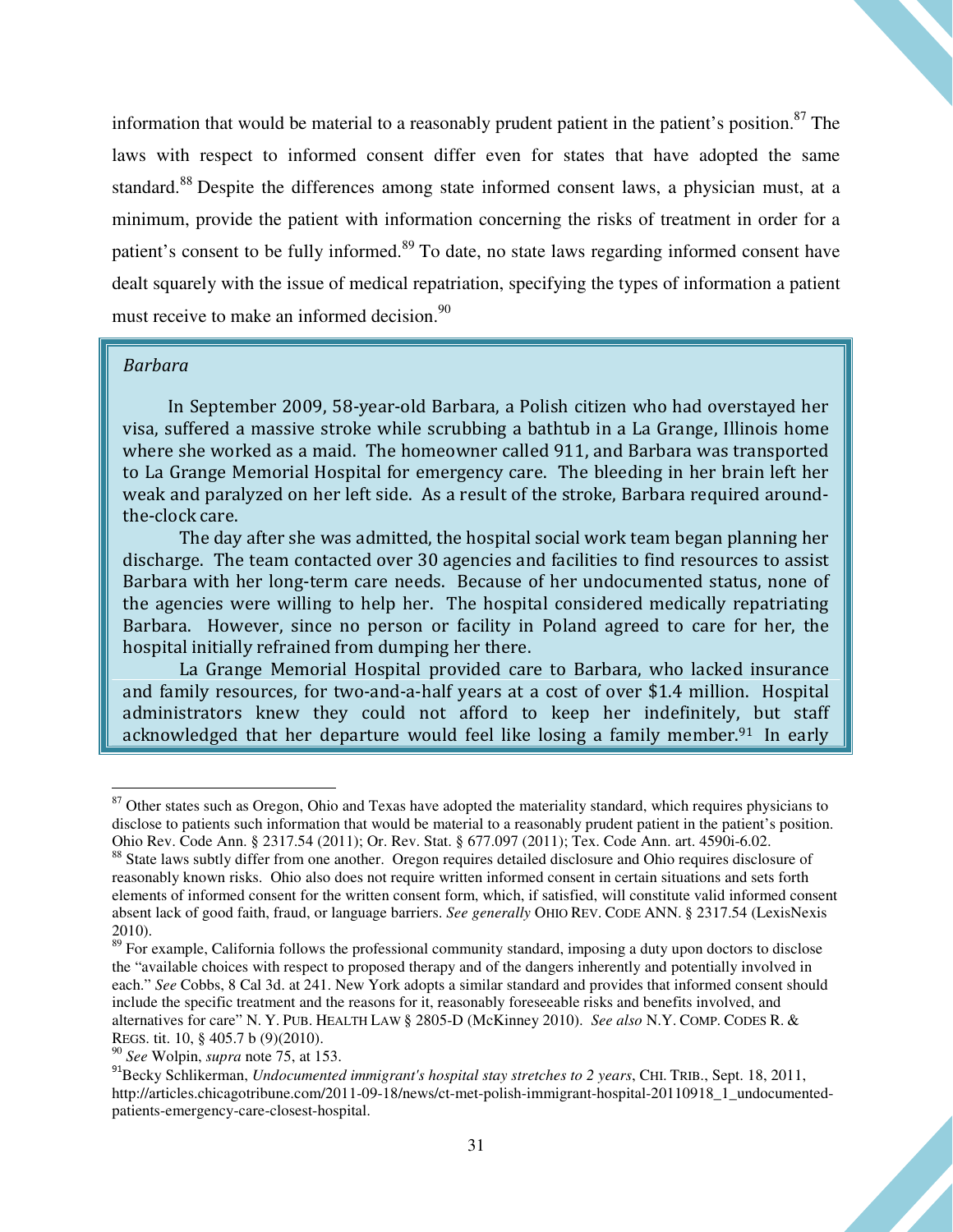information that would be material to a reasonably prudent patient in the patient's position.[87] The laws with respect to informed consent differ even for states that have adopted the same standard.[88] Despite the differences among state informed consent laws, a physician must, at a minimum, provide the patient with information concerning the risks of treatment in order for a patient's consent to be fully informed.[89] To date, no state laws regarding informed consent have dealt squarely with the issue of medical repatriation, specifying the types of information a patient must receive to make an informed decision.[90]

> *Barbara*
>
> In September 2009, 58-year-old Barbara, a Polish citizen who had overstayed her visa, suffered a massive stroke while scrubbing a bathtub in a La Grange, Illinois home where she worked as a maid. The homeowner called 911, and Barbara was transported to La Grange Memorial Hospital for emergency care. The bleeding in her brain left her weak and paralyzed on her left side. As a result of the stroke, Barbara required around-the-clock care.
>
> The day after she was admitted, the hospital social work team began planning her discharge. The team contacted over 30 agencies and facilities to find resources to assist Barbara with her long-term care needs. Because of her undocumented status, none of the agencies were willing to help her. The hospital considered medically repatriating Barbara. However, since no person or facility in Poland agreed to care for her, the hospital initially refrained from dumping her there.
>
> La Grange Memorial Hospital provided care to Barbara, who lacked insurance and family resources, for two-and-a-half years at a cost of over $1.4 million. Hospital administrators knew they could not afford to keep her indefinitely, but staff acknowledged that her departure would feel like losing a family member.[91] In early

---

[87] Other states such as Oregon, Ohio and Texas have adopted the materiality standard, which requires physicians to disclose to patients such information that would be material to a reasonably prudent patient in the patient's position. Ohio Rev. Code Ann. § 2317.54 (2011); Or. Rev. Stat. § 677.097 (2011); Tex. Code Ann. art. 4590i-6.02.

[88] State laws subtly differ from one another. Oregon requires detailed disclosure and Ohio requires disclosure of reasonably known risks. Ohio also does not require written informed consent in certain situations and sets forth elements of informed consent for the written consent form, which, if satisfied, will constitute valid informed consent absent lack of good faith, fraud, or language barriers. *See generally* OHIO REV. CODE ANN. § 2317.54 (LexisNexis 2010).

[89] For example, California follows the professional community standard, imposing a duty upon doctors to disclose the "available choices with respect to proposed therapy and of the dangers inherently and potentially involved in each." *See* Cobbs, 8 Cal 3d. at 241. New York adopts a similar standard and provides that informed consent should include the specific treatment and the reasons for it, reasonably foreseeable risks and benefits involved, and alternatives for care" N. Y. PUB. HEALTH LAW § 2805-D (McKinney 2010). *See also* N.Y. COMP. CODES R. & REGS. tit. 10, § 405.7 b (9)(2010).

[90] *See* Wolpin, *supra* note 75, at 153.

[91] Becky Schlikerman, *Undocumented immigrant's hospital stay stretches to 2 years*, CHI. TRIB., Sept. 18, 2011, http://articles.chicagotribune.com/2011-09-18/news/ct-met-polish-immigrant-hospital-20110918_1_undocumented-patients-emergency-care-closest-hospital.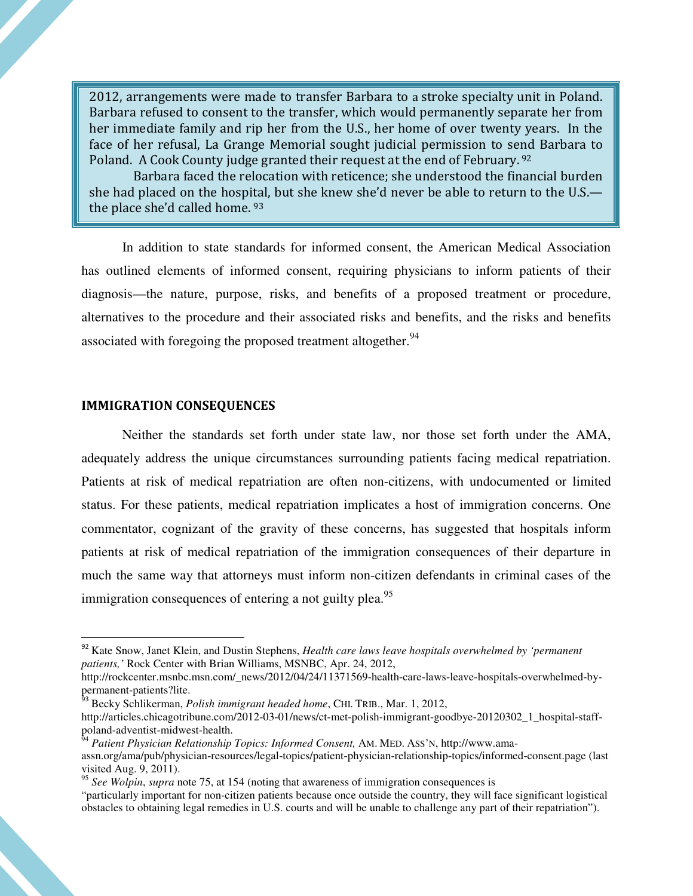2012, arrangements were made to transfer Barbara to a stroke specialty unit in Poland. Barbara refused to consent to the transfer, which would permanently separate her from her immediate family and rip her from the U.S., her home of over twenty years. In the face of her refusal, La Grange Memorial sought judicial permission to send Barbara to Poland. A Cook County judge granted their request at the end of February.[92]

Barbara faced the relocation with reticence; she understood the financial burden she had placed on the hospital, but she knew she'd never be able to return to the U.S.—the place she'd called home.[93]

In addition to state standards for informed consent, the American Medical Association has outlined elements of informed consent, requiring physicians to inform patients of their diagnosis—the nature, purpose, risks, and benefits of a proposed treatment or procedure, alternatives to the procedure and their associated risks and benefits, and the risks and benefits associated with foregoing the proposed treatment altogether.[94]

### IMMIGRATION CONSEQUENCES

Neither the standards set forth under state law, nor those set forth under the AMA, adequately address the unique circumstances surrounding patients facing medical repatriation. Patients at risk of medical repatriation are often non-citizens, with undocumented or limited status. For these patients, medical repatriation implicates a host of immigration concerns. One commentator, cognizant of the gravity of these concerns, has suggested that hospitals inform patients at risk of medical repatriation of the immigration consequences of their departure in much the same way that attorneys must inform non-citizen defendants in criminal cases of the immigration consequences of entering a not guilty plea.[95]

---

[92] Kate Snow, Janet Klein, and Dustin Stephens, *Health care laws leave hospitals overwhelmed by 'permanent patients,'* Rock Center with Brian Williams, MSNBC, Apr. 24, 2012, http://rockcenter.msnbc.msn.com/_news/2012/04/24/11371569-health-care-laws-leave-hospitals-overwhelmed-by-permanent-patients?lite.

[93] Becky Schlikerman, *Polish immigrant headed home*, CHI. TRIB., Mar. 1, 2012, http://articles.chicagotribune.com/2012-03-01/news/ct-met-polish-immigrant-goodbye-20120302_1_hospital-staff-poland-adventist-midwest-health.

[94] *Patient Physician Relationship Topics: Informed Consent,* AM. MED. ASS'N, http://www.ama-assn.org/ama/pub/physician-resources/legal-topics/patient-physician-relationship-topics/informed-consent.page (last visited Aug. 9, 2011).

[95] *See Wolpin*, *supra* note 75, at 154 (noting that awareness of immigration consequences is "particularly important for non-citizen patients because once outside the country, they will face significant logistical obstacles to obtaining legal remedies in U.S. courts and will be unable to challenge any part of their repatriation").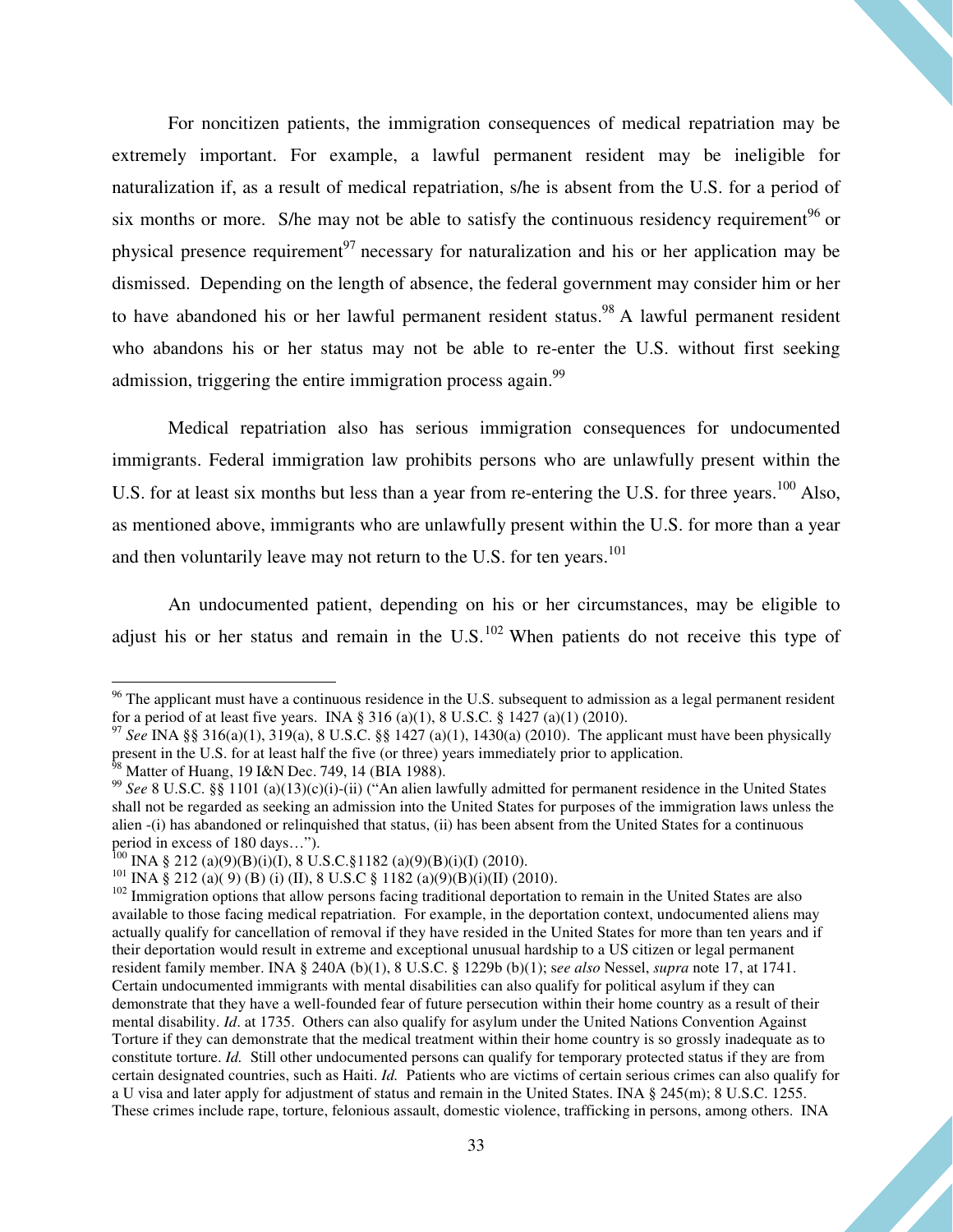For noncitizen patients, the immigration consequences of medical repatriation may be extremely important. For example, a lawful permanent resident may be ineligible for naturalization if, as a result of medical repatriation, s/he is absent from the U.S. for a period of six months or more. S/he may not be able to satisfy the continuous residency requirement[96] or physical presence requirement[97] necessary for naturalization and his or her application may be dismissed. Depending on the length of absence, the federal government may consider him or her to have abandoned his or her lawful permanent resident status.[98] A lawful permanent resident who abandons his or her status may not be able to re-enter the U.S. without first seeking admission, triggering the entire immigration process again.[99]

Medical repatriation also has serious immigration consequences for undocumented immigrants. Federal immigration law prohibits persons who are unlawfully present within the U.S. for at least six months but less than a year from re-entering the U.S. for three years.[100] Also, as mentioned above, immigrants who are unlawfully present within the U.S. for more than a year and then voluntarily leave may not return to the U.S. for ten years.[101]

An undocumented patient, depending on his or her circumstances, may be eligible to adjust his or her status and remain in the U.S.[102] When patients do not receive this type of

---

[96] The applicant must have a continuous residence in the U.S. subsequent to admission as a legal permanent resident for a period of at least five years. INA § 316 (a)(1), 8 U.S.C. § 1427 (a)(1) (2010).

[97] *See* INA §§ 316(a)(1), 319(a), 8 U.S.C. §§ 1427 (a)(1), 1430(a) (2010). The applicant must have been physically present in the U.S. for at least half the five (or three) years immediately prior to application.

[98] Matter of Huang, 19 I&N Dec. 749, 14 (BIA 1988).

[99] *See* 8 U.S.C. §§ 1101 (a)(13)(c)(i)-(ii) ("An alien lawfully admitted for permanent residence in the United States shall not be regarded as seeking an admission into the United States for purposes of the immigration laws unless the alien -(i) has abandoned or relinquished that status, (ii) has been absent from the United States for a continuous period in excess of 180 days…").

[100] INA § 212 (a)(9)(B)(i)(I), 8 U.S.C.§1182 (a)(9)(B)(i)(I) (2010).

[101] INA § 212 (a)( 9) (B) (i) (II), 8 U.S.C § 1182 (a)(9)(B)(i)(II) (2010).

[102] Immigration options that allow persons facing traditional deportation to remain in the United States are also available to those facing medical repatriation. For example, in the deportation context, undocumented aliens may actually qualify for cancellation of removal if they have resided in the United States for more than ten years and if their deportation would result in extreme and exceptional unusual hardship to a US citizen or legal permanent resident family member. INA § 240A (b)(1), 8 U.S.C. § 1229b (b)(1); s*ee also* Nessel, *supra* note 17, at 1741. Certain undocumented immigrants with mental disabilities can also qualify for political asylum if they can demonstrate that they have a well-founded fear of future persecution within their home country as a result of their mental disability. *Id*. at 1735. Others can also qualify for asylum under the United Nations Convention Against Torture if they can demonstrate that the medical treatment within their home country is so grossly inadequate as to constitute torture. *Id.* Still other undocumented persons can qualify for temporary protected status if they are from certain designated countries, such as Haiti. *Id.* Patients who are victims of certain serious crimes can also qualify for a U visa and later apply for adjustment of status and remain in the United States. INA § 245(m); 8 U.S.C. 1255. These crimes include rape, torture, felonious assault, domestic violence, trafficking in persons, among others. INA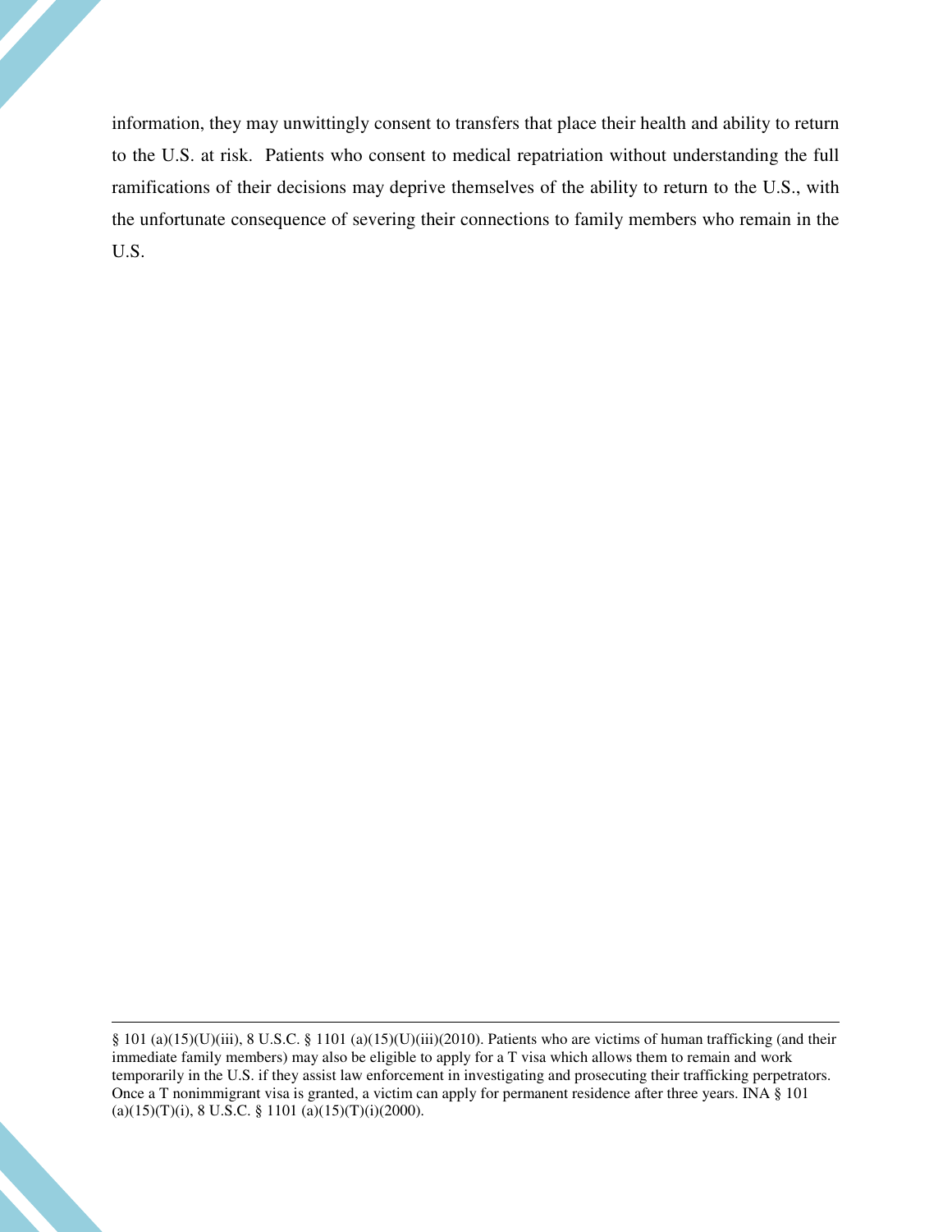information, they may unwittingly consent to transfers that place their health and ability to return to the U.S. at risk. Patients who consent to medical repatriation without understanding the full ramifications of their decisions may deprive themselves of the ability to return to the U.S., with the unfortunate consequence of severing their connections to family members who remain in the U.S.

---

§ 101 (a)(15)(U)(iii), 8 U.S.C. § 1101 (a)(15)(U)(iii)(2010). Patients who are victims of human trafficking (and their immediate family members) may also be eligible to apply for a T visa which allows them to remain and work temporarily in the U.S. if they assist law enforcement in investigating and prosecuting their trafficking perpetrators. Once a T nonimmigrant visa is granted, a victim can apply for permanent residence after three years. INA § 101 (a)(15)(T)(i), 8 U.S.C. § 1101 (a)(15)(T)(i)(2000).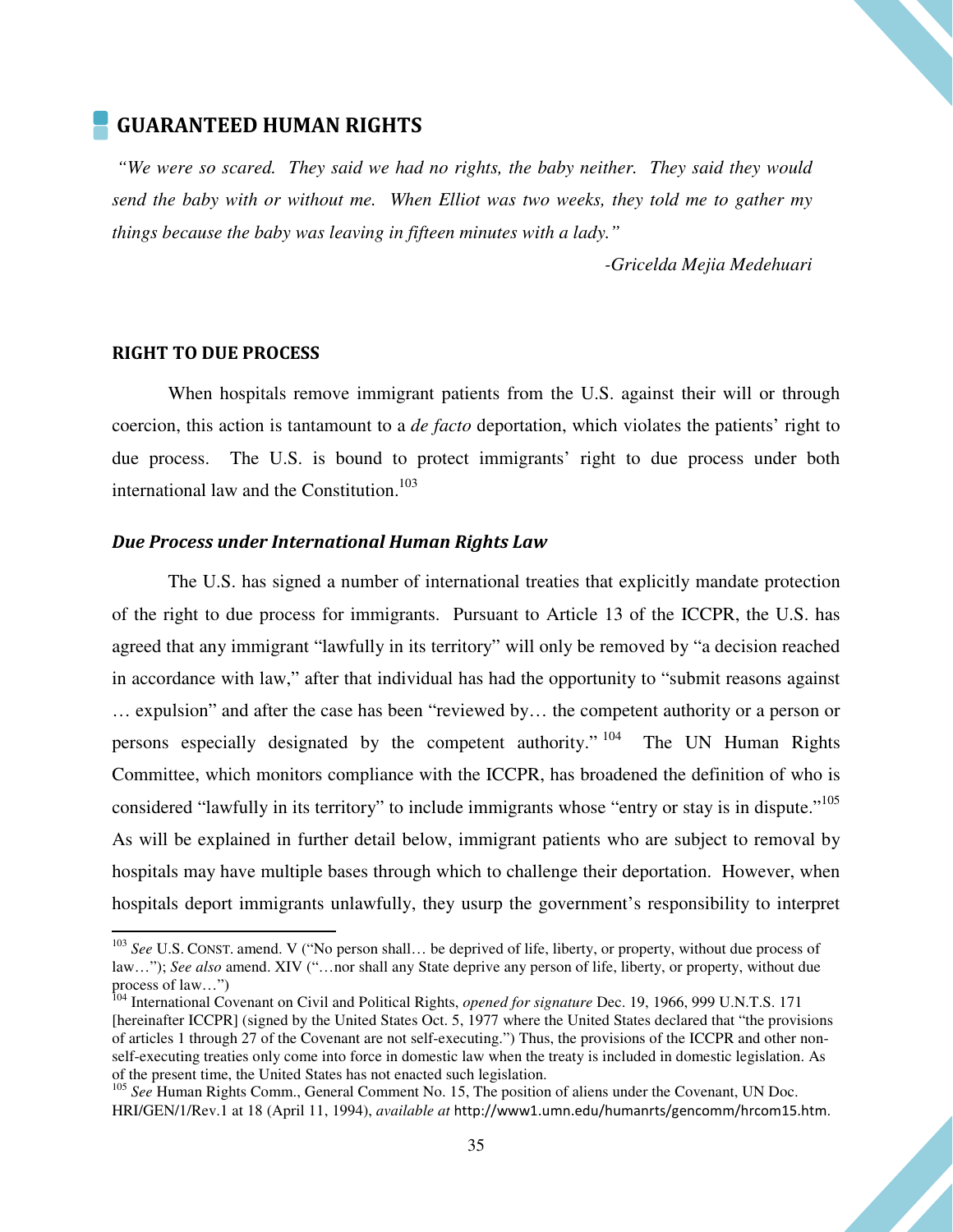## GUARANTEED HUMAN RIGHTS

*"We were so scared. They said we had no rights, the baby neither. They said they would send the baby with or without me. When Elliot was two weeks, they told me to gather my things because the baby was leaving in fifteen minutes with a lady."*

*-Gricelda Mejia Medehuari*

### RIGHT TO DUE PROCESS

When hospitals remove immigrant patients from the U.S. against their will or through coercion, this action is tantamount to a *de facto* deportation, which violates the patients' right to due process. The U.S. is bound to protect immigrants' right to due process under both international law and the Constitution.[103]

#### *Due Process under International Human Rights Law*

The U.S. has signed a number of international treaties that explicitly mandate protection of the right to due process for immigrants. Pursuant to Article 13 of the ICCPR, the U.S. has agreed that any immigrant "lawfully in its territory" will only be removed by "a decision reached in accordance with law," after that individual has had the opportunity to "submit reasons against … expulsion" and after the case has been "reviewed by… the competent authority or a person or persons especially designated by the competent authority."[104] The UN Human Rights Committee, which monitors compliance with the ICCPR, has broadened the definition of who is considered "lawfully in its territory" to include immigrants whose "entry or stay is in dispute."[105] As will be explained in further detail below, immigrant patients who are subject to removal by hospitals may have multiple bases through which to challenge their deportation. However, when hospitals deport immigrants unlawfully, they usurp the government's responsibility to interpret

---

[103] *See* U.S. CONST. amend. V ("No person shall… be deprived of life, liberty, or property, without due process of law…"); *See also* amend. XIV ("…nor shall any State deprive any person of life, liberty, or property, without due process of law…")

[104] International Covenant on Civil and Political Rights, *opened for signature* Dec. 19, 1966, 999 U.N.T.S. 171 [hereinafter ICCPR] (signed by the United States Oct. 5, 1977 where the United States declared that "the provisions of articles 1 through 27 of the Covenant are not self-executing.") Thus, the provisions of the ICCPR and other non-self-executing treaties only come into force in domestic law when the treaty is included in domestic legislation. As of the present time, the United States has not enacted such legislation.

[105] *See* Human Rights Comm., General Comment No. 15, The position of aliens under the Covenant, UN Doc. HRI/GEN/1/Rev.1 at 18 (April 11, 1994), *available at* http://www1.umn.edu/humanrts/gencomm/hrcom15.htm.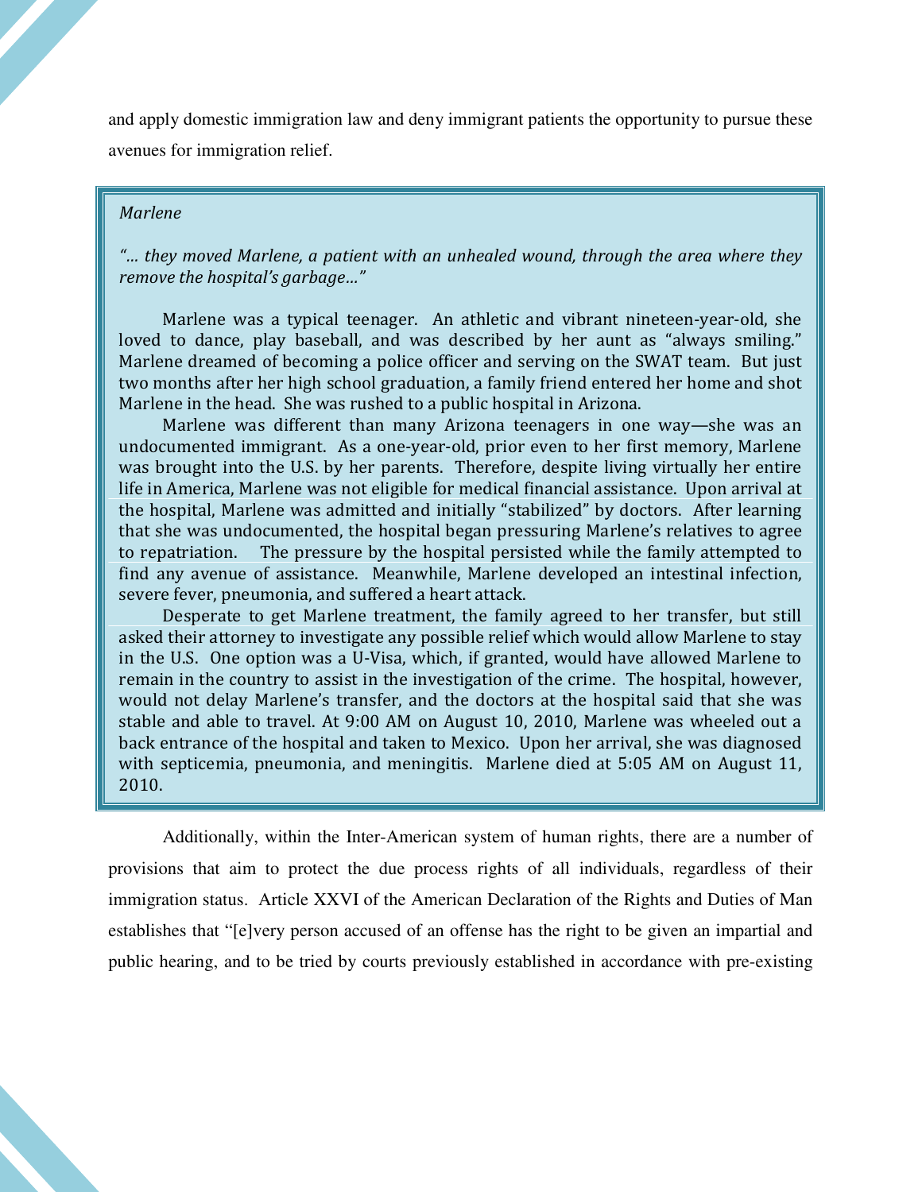and apply domestic immigration law and deny immigrant patients the opportunity to pursue these avenues for immigration relief.

> *Marlene*
>
> *"… they moved Marlene, a patient with an unhealed wound, through the area where they remove the hospital's garbage…"*
>
> Marlene was a typical teenager. An athletic and vibrant nineteen-year-old, she loved to dance, play baseball, and was described by her aunt as "always smiling." Marlene dreamed of becoming a police officer and serving on the SWAT team. But just two months after her high school graduation, a family friend entered her home and shot Marlene in the head. She was rushed to a public hospital in Arizona.
>
> Marlene was different than many Arizona teenagers in one way—she was an undocumented immigrant. As a one-year-old, prior even to her first memory, Marlene was brought into the U.S. by her parents. Therefore, despite living virtually her entire life in America, Marlene was not eligible for medical financial assistance. Upon arrival at the hospital, Marlene was admitted and initially "stabilized" by doctors. After learning that she was undocumented, the hospital began pressuring Marlene's relatives to agree to repatriation. The pressure by the hospital persisted while the family attempted to find any avenue of assistance. Meanwhile, Marlene developed an intestinal infection, severe fever, pneumonia, and suffered a heart attack.
>
> Desperate to get Marlene treatment, the family agreed to her transfer, but still asked their attorney to investigate any possible relief which would allow Marlene to stay in the U.S. One option was a U-Visa, which, if granted, would have allowed Marlene to remain in the country to assist in the investigation of the crime. The hospital, however, would not delay Marlene's transfer, and the doctors at the hospital said that she was stable and able to travel. At 9:00 AM on August 10, 2010, Marlene was wheeled out a back entrance of the hospital and taken to Mexico. Upon her arrival, she was diagnosed with septicemia, pneumonia, and meningitis. Marlene died at 5:05 AM on August 11, 2010.

Additionally, within the Inter-American system of human rights, there are a number of provisions that aim to protect the due process rights of all individuals, regardless of their immigration status. Article XXVI of the American Declaration of the Rights and Duties of Man establishes that "[e]very person accused of an offense has the right to be given an impartial and public hearing, and to be tried by courts previously established in accordance with pre-existing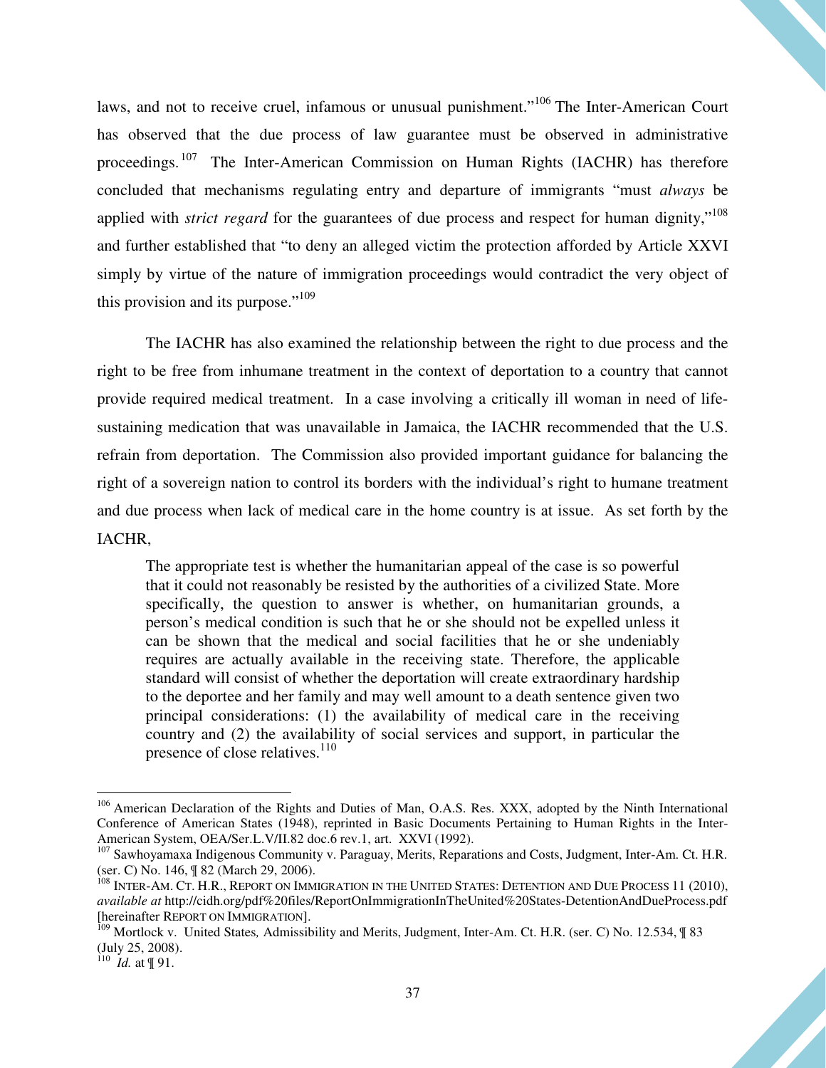laws, and not to receive cruel, infamous or unusual punishment."[106] The Inter-American Court has observed that the due process of law guarantee must be observed in administrative proceedings.[107] The Inter-American Commission on Human Rights (IACHR) has therefore concluded that mechanisms regulating entry and departure of immigrants "must *always* be applied with *strict regard* for the guarantees of due process and respect for human dignity,"[108] and further established that "to deny an alleged victim the protection afforded by Article XXVI simply by virtue of the nature of immigration proceedings would contradict the very object of this provision and its purpose."[109]

The IACHR has also examined the relationship between the right to due process and the right to be free from inhumane treatment in the context of deportation to a country that cannot provide required medical treatment. In a case involving a critically ill woman in need of life-sustaining medication that was unavailable in Jamaica, the IACHR recommended that the U.S. refrain from deportation. The Commission also provided important guidance for balancing the right of a sovereign nation to control its borders with the individual's right to humane treatment and due process when lack of medical care in the home country is at issue. As set forth by the IACHR,

> The appropriate test is whether the humanitarian appeal of the case is so powerful that it could not reasonably be resisted by the authorities of a civilized State. More specifically, the question to answer is whether, on humanitarian grounds, a person's medical condition is such that he or she should not be expelled unless it can be shown that the medical and social facilities that he or she undeniably requires are actually available in the receiving state. Therefore, the applicable standard will consist of whether the deportation will create extraordinary hardship to the deportee and her family and may well amount to a death sentence given two principal considerations: (1) the availability of medical care in the receiving country and (2) the availability of social services and support, in particular the presence of close relatives.[110]

---

[106] American Declaration of the Rights and Duties of Man, O.A.S. Res. XXX, adopted by the Ninth International Conference of American States (1948), reprinted in Basic Documents Pertaining to Human Rights in the Inter-American System, OEA/Ser.L.V/II.82 doc.6 rev.1, art. XXVI (1992).

[107] Sawhoyamaxa Indigenous Community v. Paraguay, Merits, Reparations and Costs, Judgment, Inter-Am. Ct. H.R. (ser. C) No. 146, ¶ 82 (March 29, 2006).

[108] INTER-AM. CT. H.R., REPORT ON IMMIGRATION IN THE UNITED STATES: DETENTION AND DUE PROCESS 11 (2010), *available at* http://cidh.org/pdf%20files/ReportOnImmigrationInTheUnited%20States-DetentionAndDueProcess.pdf [hereinafter REPORT ON IMMIGRATION].

[109] Mortlock v. United States*,* Admissibility and Merits, Judgment, Inter-Am. Ct. H.R. (ser. C) No. 12.534, ¶ 83 (July 25, 2008).

[110] *Id.* at ¶ 91.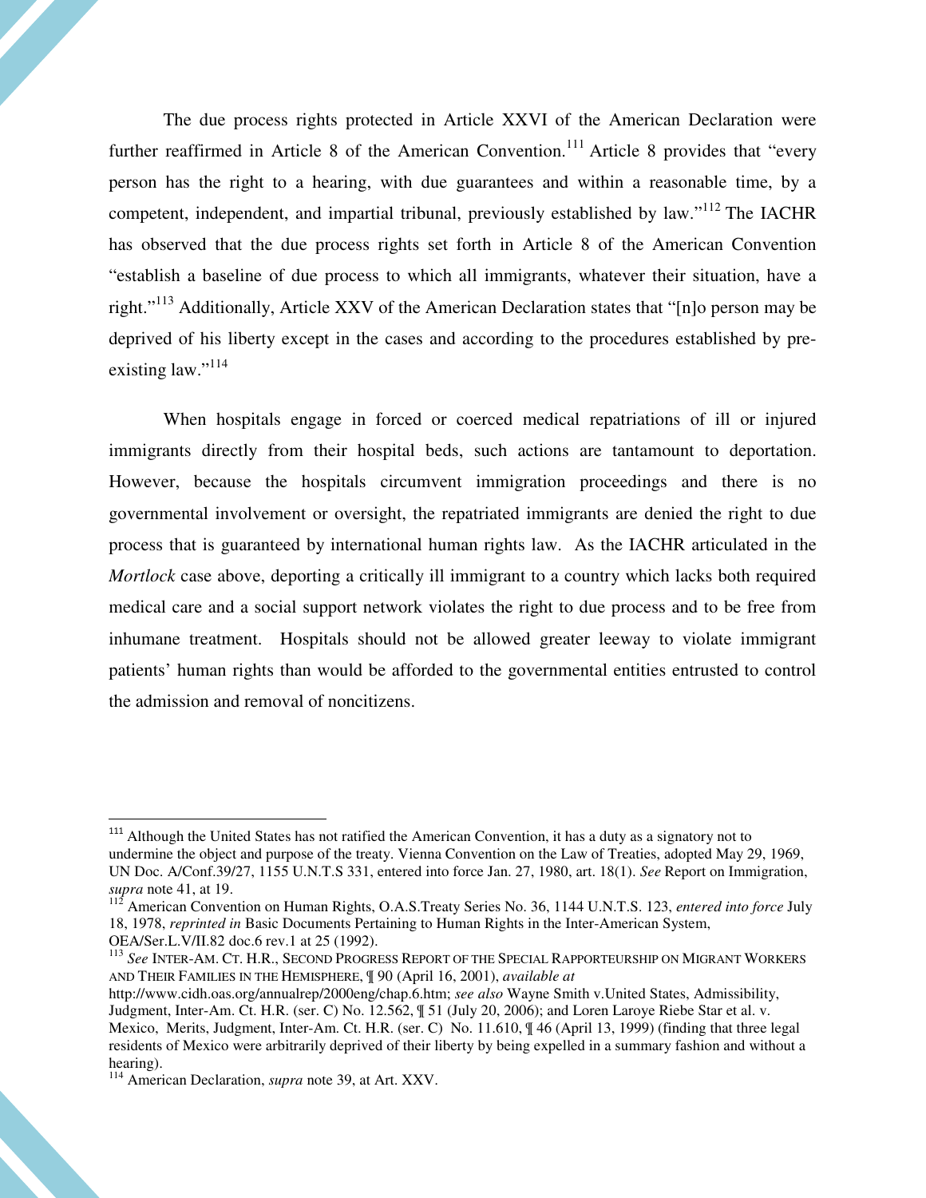The due process rights protected in Article XXVI of the American Declaration were further reaffirmed in Article 8 of the American Convention.[111] Article 8 provides that "every person has the right to a hearing, with due guarantees and within a reasonable time, by a competent, independent, and impartial tribunal, previously established by law."[112] The IACHR has observed that the due process rights set forth in Article 8 of the American Convention "establish a baseline of due process to which all immigrants, whatever their situation, have a right."[113] Additionally, Article XXV of the American Declaration states that "[n]o person may be deprived of his liberty except in the cases and according to the procedures established by pre-existing law."[114]

When hospitals engage in forced or coerced medical repatriations of ill or injured immigrants directly from their hospital beds, such actions are tantamount to deportation. However, because the hospitals circumvent immigration proceedings and there is no governmental involvement or oversight, the repatriated immigrants are denied the right to due process that is guaranteed by international human rights law. As the IACHR articulated in the *Mortlock* case above, deporting a critically ill immigrant to a country which lacks both required medical care and a social support network violates the right to due process and to be free from inhumane treatment. Hospitals should not be allowed greater leeway to violate immigrant patients' human rights than would be afforded to the governmental entities entrusted to control the admission and removal of noncitizens.

---

[111] Although the United States has not ratified the American Convention, it has a duty as a signatory not to undermine the object and purpose of the treaty. Vienna Convention on the Law of Treaties, adopted May 29, 1969, UN Doc. A/Conf.39/27, 1155 U.N.T.S 331, entered into force Jan. 27, 1980, art. 18(1). *See* Report on Immigration, *supra* note 41, at 19.

[112] American Convention on Human Rights, O.A.S.Treaty Series No. 36, 1144 U.N.T.S. 123, *entered into force* July 18, 1978, *reprinted in* Basic Documents Pertaining to Human Rights in the Inter-American System, OEA/Ser.L.V/II.82 doc.6 rev.1 at 25 (1992).

[113] *See* INTER-AM. CT. H.R., SECOND PROGRESS REPORT OF THE SPECIAL RAPPORTEURSHIP ON MIGRANT WORKERS AND THEIR FAMILIES IN THE HEMISPHERE, ¶ 90 (April 16, 2001), *available at* http://www.cidh.oas.org/annualrep/2000eng/chap.6.htm; *see also* Wayne Smith v.United States, Admissibility, Judgment, Inter-Am. Ct. H.R. (ser. C) No. 12.562, ¶ 51 (July 20, 2006); and Loren Laroye Riebe Star et al. v. Mexico, Merits, Judgment, Inter-Am. Ct. H.R. (ser. C) No. 11.610, ¶ 46 (April 13, 1999) (finding that three legal residents of Mexico were arbitrarily deprived of their liberty by being expelled in a summary fashion and without a hearing).

[114] American Declaration, *supra* note 39, at Art. XXV.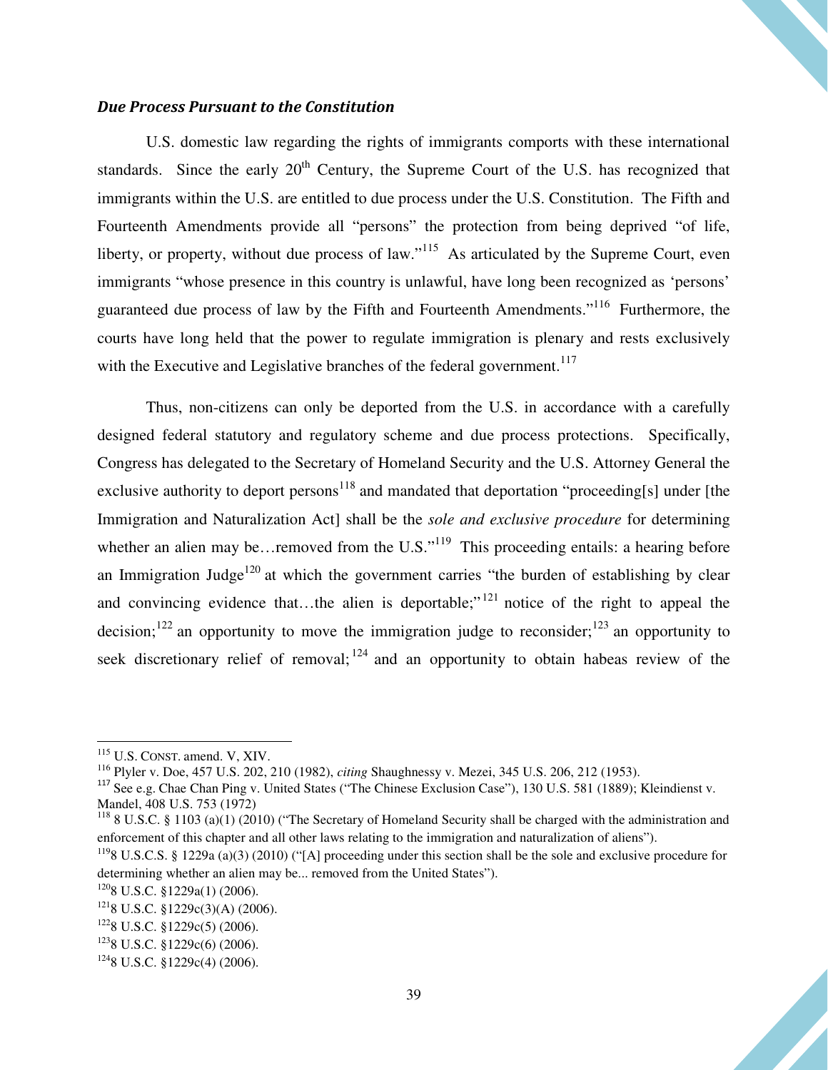### *Due Process Pursuant to the Constitution*

U.S. domestic law regarding the rights of immigrants comports with these international standards. Since the early 20th Century, the Supreme Court of the U.S. has recognized that immigrants within the U.S. are entitled to due process under the U.S. Constitution. The Fifth and Fourteenth Amendments provide all "persons" the protection from being deprived "of life, liberty, or property, without due process of law."[115] As articulated by the Supreme Court, even immigrants "whose presence in this country is unlawful, have long been recognized as 'persons' guaranteed due process of law by the Fifth and Fourteenth Amendments."[116] Furthermore, the courts have long held that the power to regulate immigration is plenary and rests exclusively with the Executive and Legislative branches of the federal government.[117]

Thus, non-citizens can only be deported from the U.S. in accordance with a carefully designed federal statutory and regulatory scheme and due process protections. Specifically, Congress has delegated to the Secretary of Homeland Security and the U.S. Attorney General the exclusive authority to deport persons[118] and mandated that deportation "proceeding[s] under [the Immigration and Naturalization Act] shall be the *sole and exclusive procedure* for determining whether an alien may be…removed from the U.S."[119] This proceeding entails: a hearing before an Immigration Judge[120] at which the government carries "the burden of establishing by clear and convincing evidence that…the alien is deportable;"[121] notice of the right to appeal the decision;[122] an opportunity to move the immigration judge to reconsider;[123] an opportunity to seek discretionary relief of removal;[124] and an opportunity to obtain habeas review of the

---

[115] U.S. CONST. amend. V, XIV.

[116] Plyler v. Doe, 457 U.S. 202, 210 (1982), *citing* Shaughnessy v. Mezei, 345 U.S. 206, 212 (1953).

[117] See e.g. Chae Chan Ping v. United States ("The Chinese Exclusion Case"), 130 U.S. 581 (1889); Kleindienst v. Mandel, 408 U.S. 753 (1972)

[118] 8 U.S.C. § 1103 (a)(1) (2010) ("The Secretary of Homeland Security shall be charged with the administration and enforcement of this chapter and all other laws relating to the immigration and naturalization of aliens").

[119] 8 U.S.C.S. § 1229a (a)(3) (2010) ("[A] proceeding under this section shall be the sole and exclusive procedure for determining whether an alien may be... removed from the United States").

[120] 8 U.S.C. §1229a(1) (2006).

[121] 8 U.S.C. §1229c(3)(A) (2006).

[122] 8 U.S.C. §1229c(5) (2006).

[123] 8 U.S.C. §1229c(6) (2006).

[124] 8 U.S.C. §1229c(4) (2006).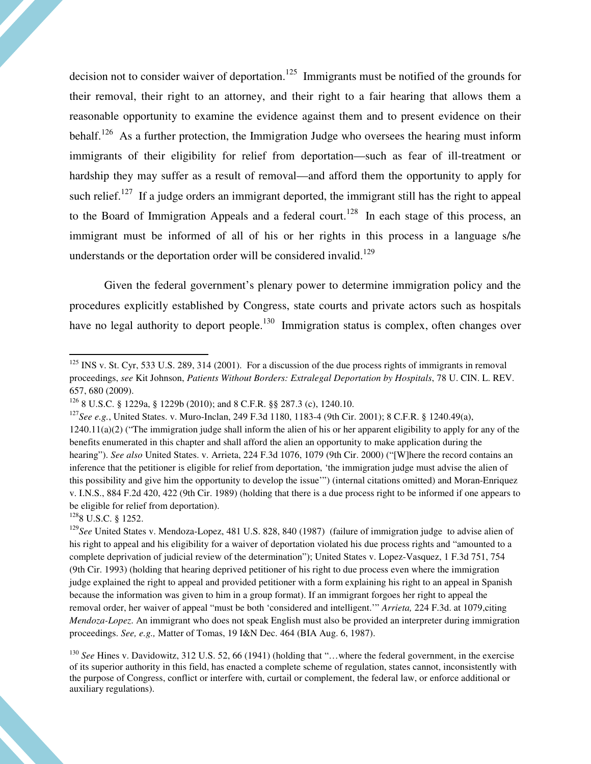decision not to consider waiver of deportation.[125] Immigrants must be notified of the grounds for their removal, their right to an attorney, and their right to a fair hearing that allows them a reasonable opportunity to examine the evidence against them and to present evidence on their behalf.[126] As a further protection, the Immigration Judge who oversees the hearing must inform immigrants of their eligibility for relief from deportation—such as fear of ill-treatment or hardship they may suffer as a result of removal—and afford them the opportunity to apply for such relief.[127] If a judge orders an immigrant deported, the immigrant still has the right to appeal to the Board of Immigration Appeals and a federal court.[128] In each stage of this process, an immigrant must be informed of all of his or her rights in this process in a language s/he understands or the deportation order will be considered invalid.[129]

Given the federal government's plenary power to determine immigration policy and the procedures explicitly established by Congress, state courts and private actors such as hospitals have no legal authority to deport people.[130] Immigration status is complex, often changes over

---

[125] INS v. St. Cyr, 533 U.S. 289, 314 (2001). For a discussion of the due process rights of immigrants in removal proceedings, *see* Kit Johnson, *Patients Without Borders: Extralegal Deportation by Hospitals*, 78 U. CIN. L. REV. 657, 680 (2009).

[126] 8 U.S.C. § 1229a, § 1229b (2010); and 8 C.F.R. §§ 287.3 (c), 1240.10.

[127] *See e.g.*, United States. v. Muro-Inclan, 249 F.3d 1180, 1183-4 (9th Cir. 2001); 8 C.F.R. § 1240.49(a), 1240.11(a)(2) ("The immigration judge shall inform the alien of his or her apparent eligibility to apply for any of the benefits enumerated in this chapter and shall afford the alien an opportunity to make application during the hearing"). *See also* United States. v. Arrieta, 224 F.3d 1076, 1079 (9th Cir. 2000) ("[W]here the record contains an inference that the petitioner is eligible for relief from deportation, 'the immigration judge must advise the alien of this possibility and give him the opportunity to develop the issue'") (internal citations omitted) and Moran-Enriquez v. I.N.S., 884 F.2d 420, 422 (9th Cir. 1989) (holding that there is a due process right to be informed if one appears to be eligible for relief from deportation).

[128] 8 U.S.C. § 1252.

[129] *See* United States v. Mendoza-Lopez, 481 U.S. 828, 840 (1987) (failure of immigration judge to advise alien of his right to appeal and his eligibility for a waiver of deportation violated his due process rights and "amounted to a complete deprivation of judicial review of the determination"); United States v. Lopez-Vasquez, 1 F.3d 751, 754 (9th Cir. 1993) (holding that hearing deprived petitioner of his right to due process even where the immigration judge explained the right to appeal and provided petitioner with a form explaining his right to an appeal in Spanish because the information was given to him in a group format). If an immigrant forgoes her right to appeal the removal order, her waiver of appeal "must be both 'considered and intelligent.'" *Arrieta,* 224 F.3d. at 1079,citing *Mendoza-Lopez.* An immigrant who does not speak English must also be provided an interpreter during immigration proceedings. *See, e.g.,* Matter of Tomas, 19 I&N Dec. 464 (BIA Aug. 6, 1987).

[130] *See* Hines v. Davidowitz, 312 U.S. 52, 66 (1941) (holding that "…where the federal government, in the exercise of its superior authority in this field, has enacted a complete scheme of regulation, states cannot, inconsistently with the purpose of Congress, conflict or interfere with, curtail or complement, the federal law, or enforce additional or auxiliary regulations).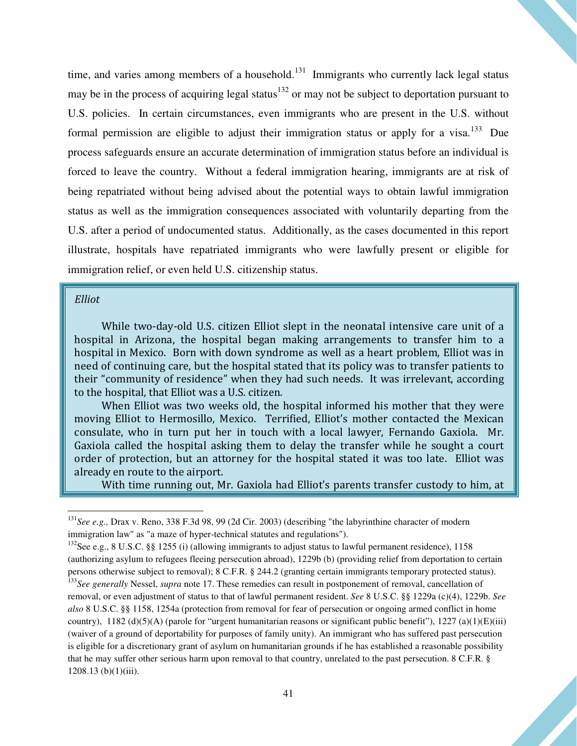time, and varies among members of a household.[131] Immigrants who currently lack legal status may be in the process of acquiring legal status[132] or may not be subject to deportation pursuant to U.S. policies. In certain circumstances, even immigrants who are present in the U.S. without formal permission are eligible to adjust their immigration status or apply for a visa.[133] Due process safeguards ensure an accurate determination of immigration status before an individual is forced to leave the country. Without a federal immigration hearing, immigrants are at risk of being repatriated without being advised about the potential ways to obtain lawful immigration status as well as the immigration consequences associated with voluntarily departing from the U.S. after a period of undocumented status. Additionally, as the cases documented in this report illustrate, hospitals have repatriated immigrants who were lawfully present or eligible for immigration relief, or even held U.S. citizenship status.

> *Elliot*
>
> While two-day-old U.S. citizen Elliot slept in the neonatal intensive care unit of a hospital in Arizona, the hospital began making arrangements to transfer him to a hospital in Mexico. Born with down syndrome as well as a heart problem, Elliot was in need of continuing care, but the hospital stated that its policy was to transfer patients to their "community of residence" when they had such needs. It was irrelevant, according to the hospital, that Elliot was a U.S. citizen.
>
> When Elliot was two weeks old, the hospital informed his mother that they were moving Elliot to Hermosillo, Mexico. Terrified, Elliot's mother contacted the Mexican consulate, who in turn put her in touch with a local lawyer, Fernando Gaxiola. Mr. Gaxiola called the hospital asking them to delay the transfer while he sought a court order of protection, but an attorney for the hospital stated it was too late. Elliot was already en route to the airport.
>
> With time running out, Mr. Gaxiola had Elliot's parents transfer custody to him, at

---

[131] *See e.g.,* Drax v. Reno, 338 F.3d 98, 99 (2d Cir. 2003) (describing "the labyrinthine character of modern immigration law" as "a maze of hyper-technical statutes and regulations").

[132] See e.g., 8 U.S.C. §§ 1255 (i) (allowing immigrants to adjust status to lawful permanent residence), 1158 (authorizing asylum to refugees fleeing persecution abroad), 1229b (b) (providing relief from deportation to certain persons otherwise subject to removal); 8 C.F.R. § 244.2 (granting certain immigrants temporary protected status).

[133] *See generally* Nessel, *supra* note 17. These remedies can result in postponement of removal, cancellation of removal, or even adjustment of status to that of lawful permanent resident. *See* 8 U.S.C. §§ 1229a (c)(4), 1229b. *See also* 8 U.S.C. §§ 1158, 1254a (protection from removal for fear of persecution or ongoing armed conflict in home country), 1182 (d)(5)(A) (parole for "urgent humanitarian reasons or significant public benefit"), 1227 (a)(1)(E)(iii) (waiver of a ground of deportability for purposes of family unity). An immigrant who has suffered past persecution is eligible for a discretionary grant of asylum on humanitarian grounds if he has established a reasonable possibility that he may suffer other serious harm upon removal to that country, unrelated to the past persecution. 8 C.F.R. § 1208.13 (b)(1)(iii).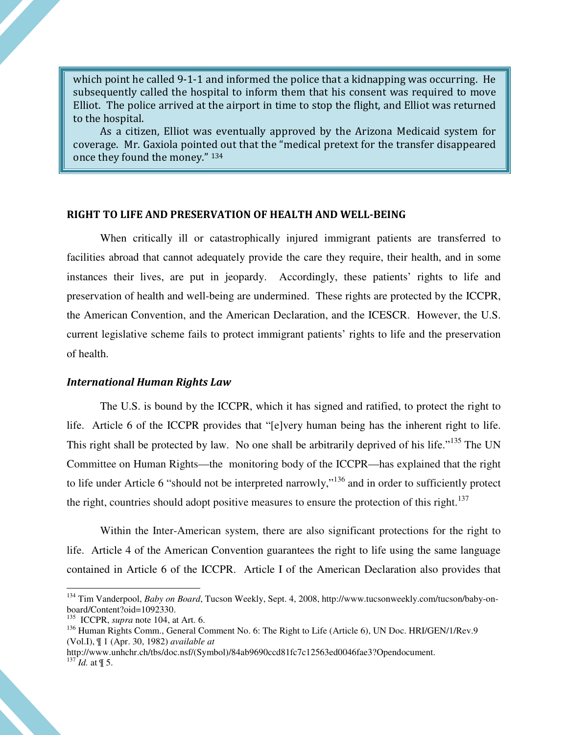which point he called 9-1-1 and informed the police that a kidnapping was occurring. He subsequently called the hospital to inform them that his consent was required to move Elliot. The police arrived at the airport in time to stop the flight, and Elliot was returned to the hospital.

As a citizen, Elliot was eventually approved by the Arizona Medicaid system for coverage. Mr. Gaxiola pointed out that the "medical pretext for the transfer disappeared once they found the money." [134]

## RIGHT TO LIFE AND PRESERVATION OF HEALTH AND WELL-BEING

When critically ill or catastrophically injured immigrant patients are transferred to facilities abroad that cannot adequately provide the care they require, their health, and in some instances their lives, are put in jeopardy. Accordingly, these patients' rights to life and preservation of health and well-being are undermined. These rights are protected by the ICCPR, the American Convention, and the American Declaration, and the ICESCR. However, the U.S. current legislative scheme fails to protect immigrant patients' rights to life and the preservation of health.

### *International Human Rights Law*

The U.S. is bound by the ICCPR, which it has signed and ratified, to protect the right to life. Article 6 of the ICCPR provides that "[e]very human being has the inherent right to life. This right shall be protected by law. No one shall be arbitrarily deprived of his life."[135] The UN Committee on Human Rights—the monitoring body of the ICCPR—has explained that the right to life under Article 6 "should not be interpreted narrowly,"[136] and in order to sufficiently protect the right, countries should adopt positive measures to ensure the protection of this right.[137]

Within the Inter-American system, there are also significant protections for the right to life. Article 4 of the American Convention guarantees the right to life using the same language contained in Article 6 of the ICCPR. Article I of the American Declaration also provides that

---

[134] Tim Vanderpool, *Baby on Board*, Tucson Weekly, Sept. 4, 2008, http://www.tucsonweekly.com/tucson/baby-on-board/Content?oid=1092330.

[135] ICCPR, *supra* note 104, at Art. 6.

[136] Human Rights Comm., General Comment No. 6: The Right to Life (Article 6), UN Doc. HRI/GEN/1/Rev.9 (Vol.I), ¶ 1 (Apr. 30, 1982) *available at* http://www.unhchr.ch/tbs/doc.nsf/(Symbol)/84ab9690ccd81fc7c12563ed0046fae3?Opendocument.

[137] *Id.* at ¶ 5.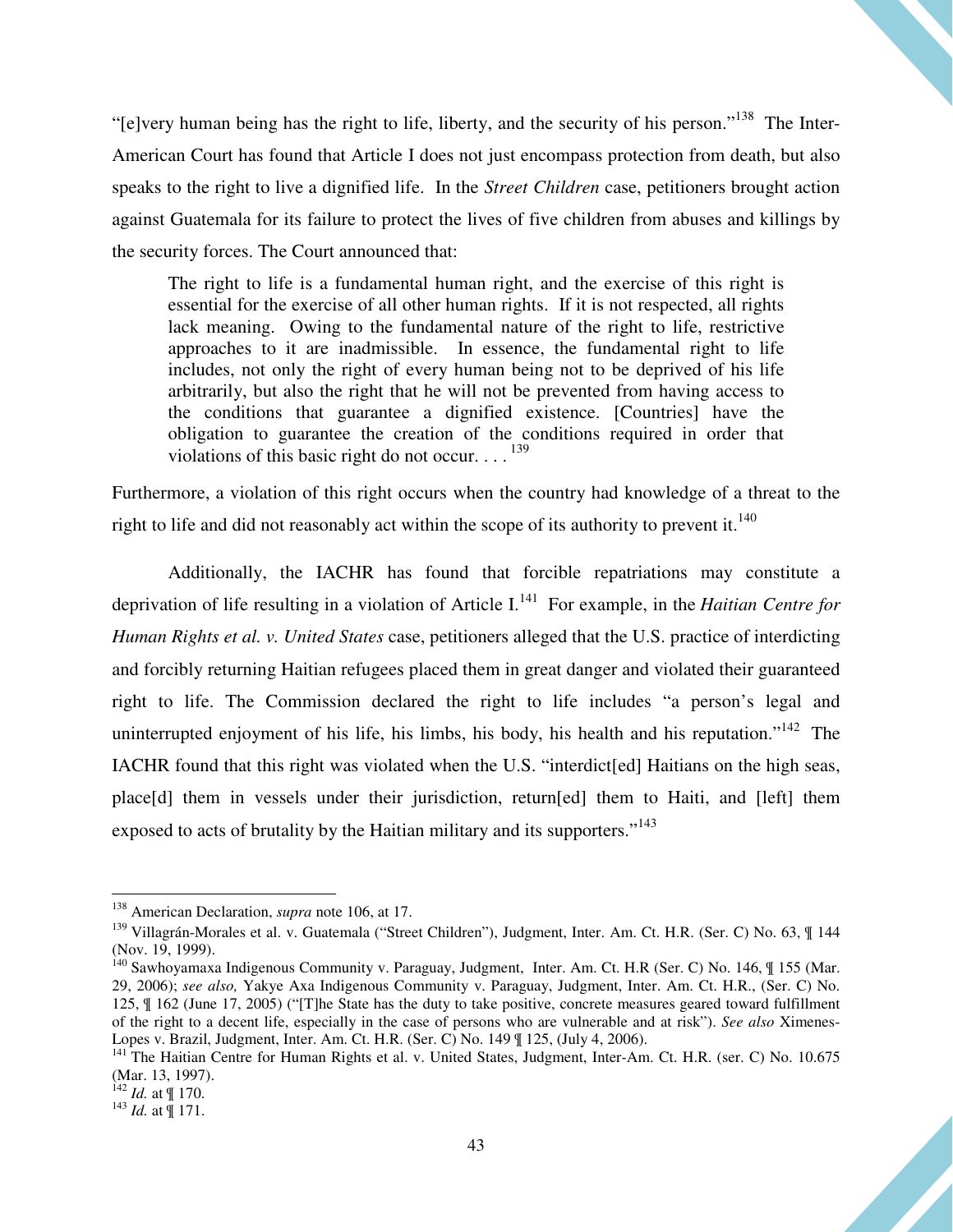"[e]very human being has the right to life, liberty, and the security of his person."[138] The Inter-American Court has found that Article I does not just encompass protection from death, but also speaks to the right to live a dignified life. In the *Street Children* case, petitioners brought action against Guatemala for its failure to protect the lives of five children from abuses and killings by the security forces. The Court announced that:

> The right to life is a fundamental human right, and the exercise of this right is essential for the exercise of all other human rights. If it is not respected, all rights lack meaning. Owing to the fundamental nature of the right to life, restrictive approaches to it are inadmissible. In essence, the fundamental right to life includes, not only the right of every human being not to be deprived of his life arbitrarily, but also the right that he will not be prevented from having access to the conditions that guarantee a dignified existence. [Countries] have the obligation to guarantee the creation of the conditions required in order that violations of this basic right do not occur. . . .[139]

Furthermore, a violation of this right occurs when the country had knowledge of a threat to the right to life and did not reasonably act within the scope of its authority to prevent it.[140]

Additionally, the IACHR has found that forcible repatriations may constitute a deprivation of life resulting in a violation of Article I.[141] For example, in the *Haitian Centre for Human Rights et al. v. United States* case, petitioners alleged that the U.S. practice of interdicting and forcibly returning Haitian refugees placed them in great danger and violated their guaranteed right to life. The Commission declared the right to life includes "a person's legal and uninterrupted enjoyment of his life, his limbs, his body, his health and his reputation."[142] The IACHR found that this right was violated when the U.S. "interdict[ed] Haitians on the high seas, place[d] them in vessels under their jurisdiction, return[ed] them to Haiti, and [left] them exposed to acts of brutality by the Haitian military and its supporters."[143]

---

[138] American Declaration, *supra* note 106, at 17.

[139] Villagrán-Morales et al. v. Guatemala ("Street Children"), Judgment, Inter. Am. Ct. H.R. (Ser. C) No. 63, ¶ 144 (Nov. 19, 1999).

[140] Sawhoyamaxa Indigenous Community v. Paraguay, Judgment, Inter. Am. Ct. H.R (Ser. C) No. 146, ¶ 155 (Mar. 29, 2006); *see also,* Yakye Axa Indigenous Community v. Paraguay, Judgment, Inter. Am. Ct. H.R., (Ser. C) No. 125, ¶ 162 (June 17, 2005) ("[T]he State has the duty to take positive, concrete measures geared toward fulfillment of the right to a decent life, especially in the case of persons who are vulnerable and at risk"). *See also* Ximenes-Lopes v. Brazil, Judgment, Inter. Am. Ct. H.R. (Ser. C) No. 149 ¶ 125, (July 4, 2006).

[141] The Haitian Centre for Human Rights et al. v. United States, Judgment, Inter-Am. Ct. H.R. (ser. C) No. 10.675 (Mar. 13, 1997).

[142] *Id.* at ¶ 170.

[143] *Id.* at ¶ 171.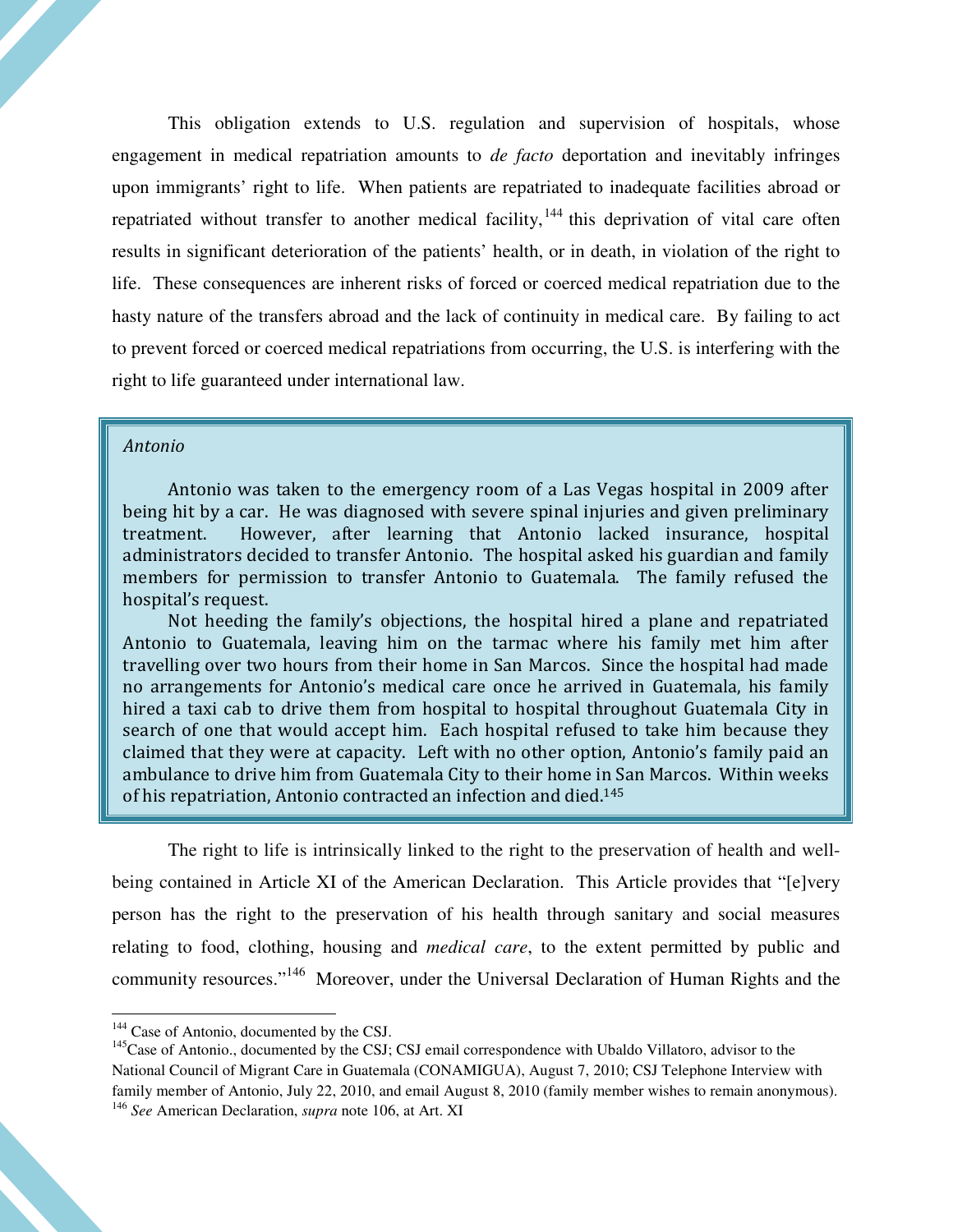This obligation extends to U.S. regulation and supervision of hospitals, whose engagement in medical repatriation amounts to *de facto* deportation and inevitably infringes upon immigrants' right to life. When patients are repatriated to inadequate facilities abroad or repatriated without transfer to another medical facility,[144] this deprivation of vital care often results in significant deterioration of the patients' health, or in death, in violation of the right to life. These consequences are inherent risks of forced or coerced medical repatriation due to the hasty nature of the transfers abroad and the lack of continuity in medical care. By failing to act to prevent forced or coerced medical repatriations from occurring, the U.S. is interfering with the right to life guaranteed under international law.

> *Antonio*
>
> Antonio was taken to the emergency room of a Las Vegas hospital in 2009 after being hit by a car. He was diagnosed with severe spinal injuries and given preliminary treatment. However, after learning that Antonio lacked insurance, hospital administrators decided to transfer Antonio. The hospital asked his guardian and family members for permission to transfer Antonio to Guatemala. The family refused the hospital's request.
>
> Not heeding the family's objections, the hospital hired a plane and repatriated Antonio to Guatemala, leaving him on the tarmac where his family met him after travelling over two hours from their home in San Marcos. Since the hospital had made no arrangements for Antonio's medical care once he arrived in Guatemala, his family hired a taxi cab to drive them from hospital to hospital throughout Guatemala City in search of one that would accept him. Each hospital refused to take him because they claimed that they were at capacity. Left with no other option, Antonio's family paid an ambulance to drive him from Guatemala City to their home in San Marcos. Within weeks of his repatriation, Antonio contracted an infection and died.[145]

The right to life is intrinsically linked to the right to the preservation of health and well-being contained in Article XI of the American Declaration. This Article provides that "[e]very person has the right to the preservation of his health through sanitary and social measures relating to food, clothing, housing and *medical care*, to the extent permitted by public and community resources."[146] Moreover, under the Universal Declaration of Human Rights and the

---

[144] Case of Antonio, documented by the CSJ.

[145] Case of Antonio., documented by the CSJ; CSJ email correspondence with Ubaldo Villatoro, advisor to the National Council of Migrant Care in Guatemala (CONAMIGUA), August 7, 2010; CSJ Telephone Interview with family member of Antonio, July 22, 2010, and email August 8, 2010 (family member wishes to remain anonymous).

[146] *See* American Declaration, *supra* note 106, at Art. XI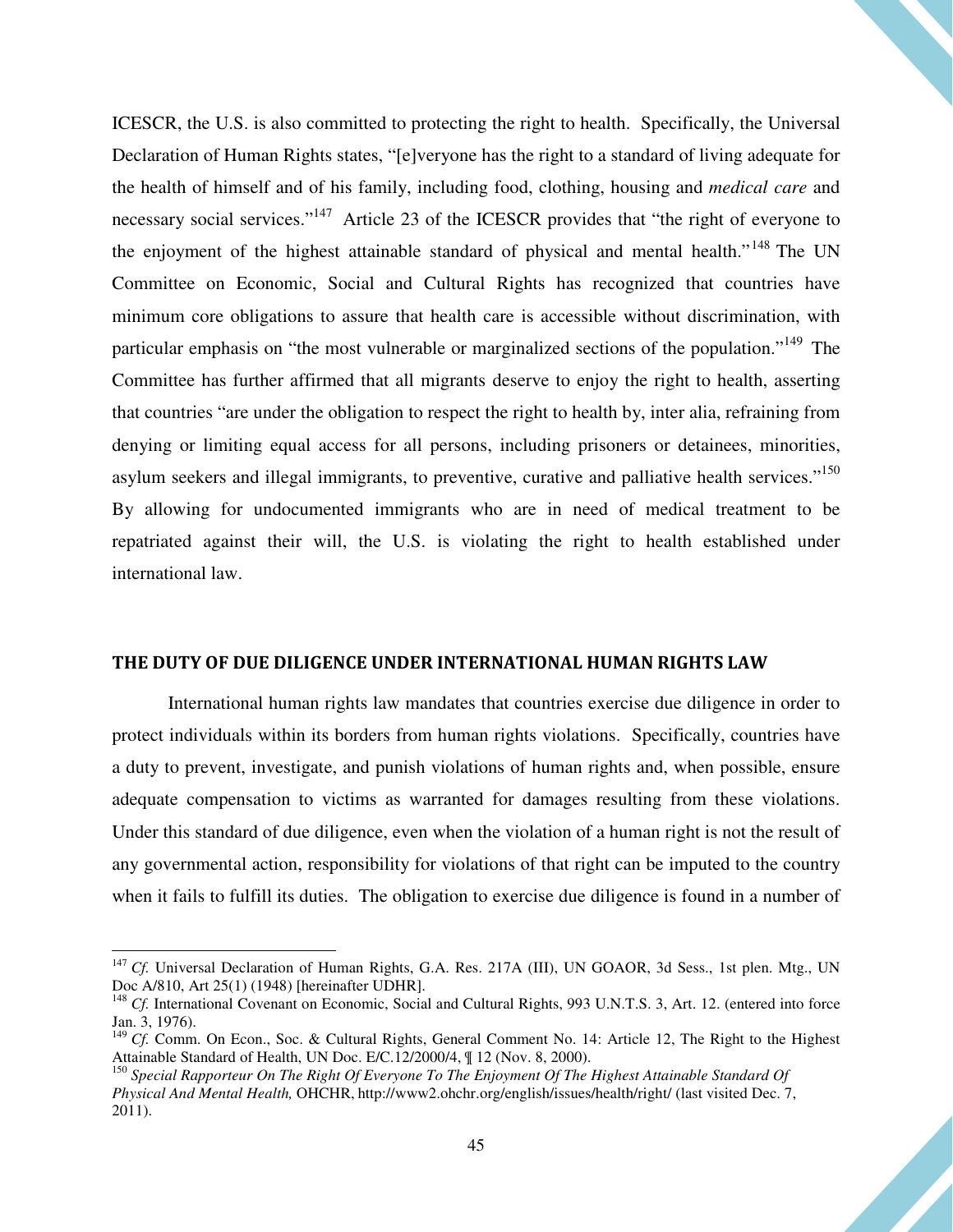ICESCR, the U.S. is also committed to protecting the right to health. Specifically, the Universal Declaration of Human Rights states, "[e]veryone has the right to a standard of living adequate for the health of himself and of his family, including food, clothing, housing and *medical care* and necessary social services."[147] Article 23 of the ICESCR provides that "the right of everyone to the enjoyment of the highest attainable standard of physical and mental health."[148] The UN Committee on Economic, Social and Cultural Rights has recognized that countries have minimum core obligations to assure that health care is accessible without discrimination, with particular emphasis on "the most vulnerable or marginalized sections of the population."[149] The Committee has further affirmed that all migrants deserve to enjoy the right to health, asserting that countries "are under the obligation to respect the right to health by, inter alia, refraining from denying or limiting equal access for all persons, including prisoners or detainees, minorities, asylum seekers and illegal immigrants, to preventive, curative and palliative health services."[150] By allowing for undocumented immigrants who are in need of medical treatment to be repatriated against their will, the U.S. is violating the right to health established under international law.

## THE DUTY OF DUE DILIGENCE UNDER INTERNATIONAL HUMAN RIGHTS LAW

International human rights law mandates that countries exercise due diligence in order to protect individuals within its borders from human rights violations. Specifically, countries have a duty to prevent, investigate, and punish violations of human rights and, when possible, ensure adequate compensation to victims as warranted for damages resulting from these violations. Under this standard of due diligence, even when the violation of a human right is not the result of any governmental action, responsibility for violations of that right can be imputed to the country when it fails to fulfill its duties. The obligation to exercise due diligence is found in a number of

---

[147] *Cf.* Universal Declaration of Human Rights, G.A. Res. 217A (III), UN GOAOR, 3d Sess., 1st plen. Mtg., UN Doc A/810, Art 25(1) (1948) [hereinafter UDHR].

[148] *Cf.* International Covenant on Economic, Social and Cultural Rights, 993 U.N.T.S. 3, Art. 12. (entered into force Jan. 3, 1976).

[149] *Cf.* Comm. On Econ., Soc. & Cultural Rights, General Comment No. 14: Article 12, The Right to the Highest Attainable Standard of Health, UN Doc. E/C.12/2000/4, ¶ 12 (Nov. 8, 2000).

[150] *Special Rapporteur On The Right Of Everyone To The Enjoyment Of The Highest Attainable Standard Of Physical And Mental Health,* OHCHR, http://www2.ohchr.org/english/issues/health/right/ (last visited Dec. 7, 2011).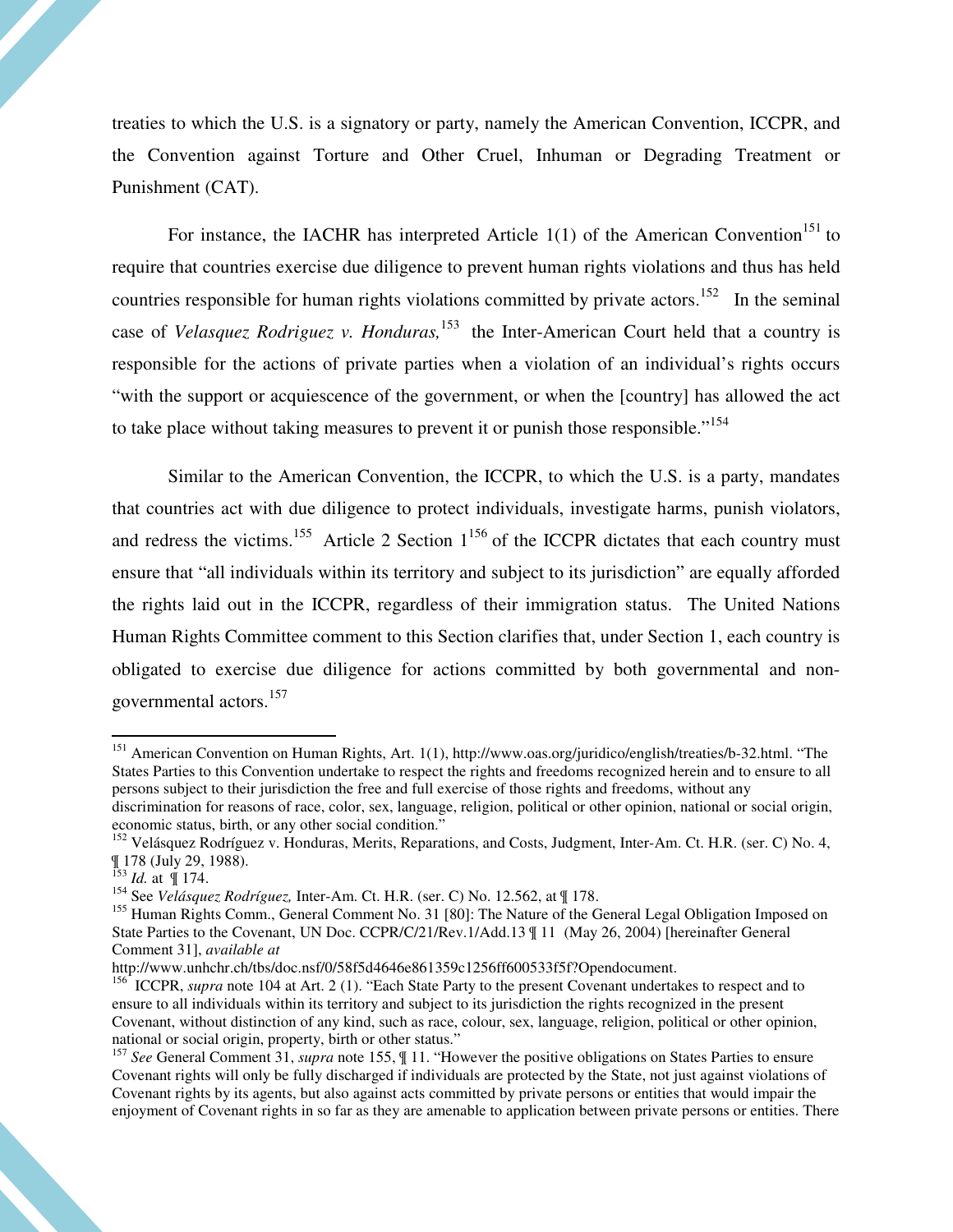treaties to which the U.S. is a signatory or party, namely the American Convention, ICCPR, and the Convention against Torture and Other Cruel, Inhuman or Degrading Treatment or Punishment (CAT).

For instance, the IACHR has interpreted Article 1(1) of the American Convention[151] to require that countries exercise due diligence to prevent human rights violations and thus has held countries responsible for human rights violations committed by private actors.[152] In the seminal case of *Velasquez Rodriguez v. Honduras,*[153] the Inter-American Court held that a country is responsible for the actions of private parties when a violation of an individual's rights occurs "with the support or acquiescence of the government, or when the [country] has allowed the act to take place without taking measures to prevent it or punish those responsible."[154]

Similar to the American Convention, the ICCPR, to which the U.S. is a party, mandates that countries act with due diligence to protect individuals, investigate harms, punish violators, and redress the victims.[155] Article 2 Section 1[156] of the ICCPR dictates that each country must ensure that "all individuals within its territory and subject to its jurisdiction" are equally afforded the rights laid out in the ICCPR, regardless of their immigration status. The United Nations Human Rights Committee comment to this Section clarifies that, under Section 1, each country is obligated to exercise due diligence for actions committed by both governmental and non-governmental actors.[157]

---

[151] American Convention on Human Rights, Art. 1(1), http://www.oas.org/juridico/english/treaties/b-32.html. "The States Parties to this Convention undertake to respect the rights and freedoms recognized herein and to ensure to all persons subject to their jurisdiction the free and full exercise of those rights and freedoms, without any discrimination for reasons of race, color, sex, language, religion, political or other opinion, national or social origin, economic status, birth, or any other social condition."

[152] Velásquez Rodríguez v. Honduras, Merits, Reparations, and Costs, Judgment, Inter-Am. Ct. H.R. (ser. C) No. 4, ¶ 178 (July 29, 1988).

[153] *Id.* at ¶ 174.

[154] See *Velásquez Rodríguez,* Inter-Am. Ct. H.R. (ser. C) No. 12.562, at ¶ 178.

[155] Human Rights Comm., General Comment No. 31 [80]: The Nature of the General Legal Obligation Imposed on State Parties to the Covenant, UN Doc. CCPR/C/21/Rev.1/Add.13 ¶ 11 (May 26, 2004) [hereinafter General Comment 31], *available at* http://www.unhchr.ch/tbs/doc.nsf/0/58f5d4646e861359c1256ff600533f5f?Opendocument.

[156] ICCPR, *supra* note 104 at Art. 2 (1). "Each State Party to the present Covenant undertakes to respect and to ensure to all individuals within its territory and subject to its jurisdiction the rights recognized in the present Covenant, without distinction of any kind, such as race, colour, sex, language, religion, political or other opinion, national or social origin, property, birth or other status."

[157] *See* General Comment 31, *supra* note 155, ¶ 11. "However the positive obligations on States Parties to ensure Covenant rights will only be fully discharged if individuals are protected by the State, not just against violations of Covenant rights by its agents, but also against acts committed by private persons or entities that would impair the enjoyment of Covenant rights in so far as they are amenable to application between private persons or entities. There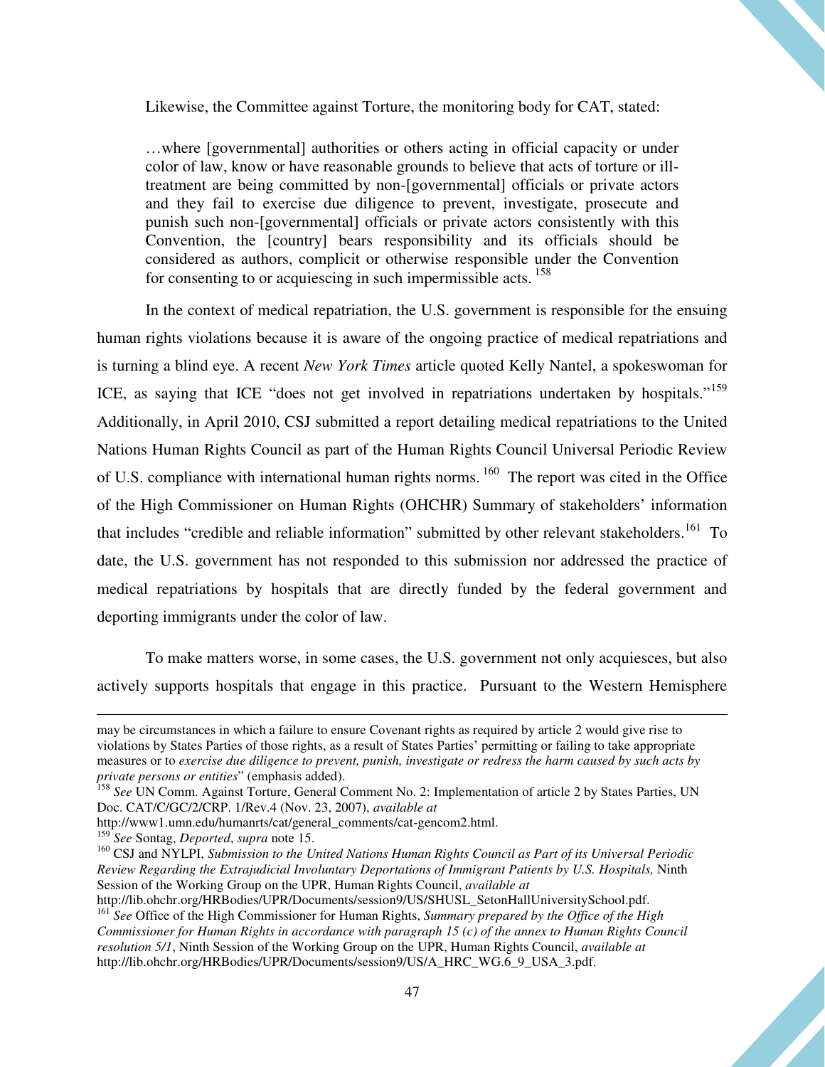Likewise, the Committee against Torture, the monitoring body for CAT, stated:

> …where [governmental] authorities or others acting in official capacity or under color of law, know or have reasonable grounds to believe that acts of torture or ill-treatment are being committed by non-[governmental] officials or private actors and they fail to exercise due diligence to prevent, investigate, prosecute and punish such non-[governmental] officials or private actors consistently with this Convention, the [country] bears responsibility and its officials should be considered as authors, complicit or otherwise responsible under the Convention for consenting to or acquiescing in such impermissible acts.[158]

In the context of medical repatriation, the U.S. government is responsible for the ensuing human rights violations because it is aware of the ongoing practice of medical repatriations and is turning a blind eye. A recent *New York Times* article quoted Kelly Nantel, a spokeswoman for ICE, as saying that ICE "does not get involved in repatriations undertaken by hospitals."[159] Additionally, in April 2010, CSJ submitted a report detailing medical repatriations to the United Nations Human Rights Council as part of the Human Rights Council Universal Periodic Review of U.S. compliance with international human rights norms.[160] The report was cited in the Office of the High Commissioner on Human Rights (OHCHR) Summary of stakeholders' information that includes "credible and reliable information" submitted by other relevant stakeholders.[161] To date, the U.S. government has not responded to this submission nor addressed the practice of medical repatriations by hospitals that are directly funded by the federal government and deporting immigrants under the color of law.

To make matters worse, in some cases, the U.S. government not only acquiesces, but also actively supports hospitals that engage in this practice. Pursuant to the Western Hemisphere

---

may be circumstances in which a failure to ensure Covenant rights as required by article 2 would give rise to violations by States Parties of those rights, as a result of States Parties' permitting or failing to take appropriate measures or to *exercise due diligence to prevent, punish, investigate or redress the harm caused by such acts by private persons or entities*" (emphasis added).

[158] *See* UN Comm. Against Torture, General Comment No. 2: Implementation of article 2 by States Parties, UN Doc. CAT/C/GC/2/CRP. 1/Rev.4 (Nov. 23, 2007), *available at* http://www1.umn.edu/humanrts/cat/general_comments/cat-gencom2.html.

[159] *See* Sontag, *Deported*, *supra* note 15.

[160] CSJ and NYLPI, *Submission to the United Nations Human Rights Council as Part of its Universal Periodic Review Regarding the Extrajudicial Involuntary Deportations of Immigrant Patients by U.S. Hospitals,* Ninth Session of the Working Group on the UPR, Human Rights Council, *available at* http://lib.ohchr.org/HRBodies/UPR/Documents/session9/US/SHUSL_SetonHallUniversitySchool.pdf.

[161] *See* Office of the High Commissioner for Human Rights, *Summary prepared by the Office of the High Commissioner for Human Rights in accordance with paragraph 15 (c) of the annex to Human Rights Council resolution 5/1*, Ninth Session of the Working Group on the UPR, Human Rights Council, *available at* http://lib.ohchr.org/HRBodies/UPR/Documents/session9/US/A_HRC_WG.6_9_USA_3.pdf.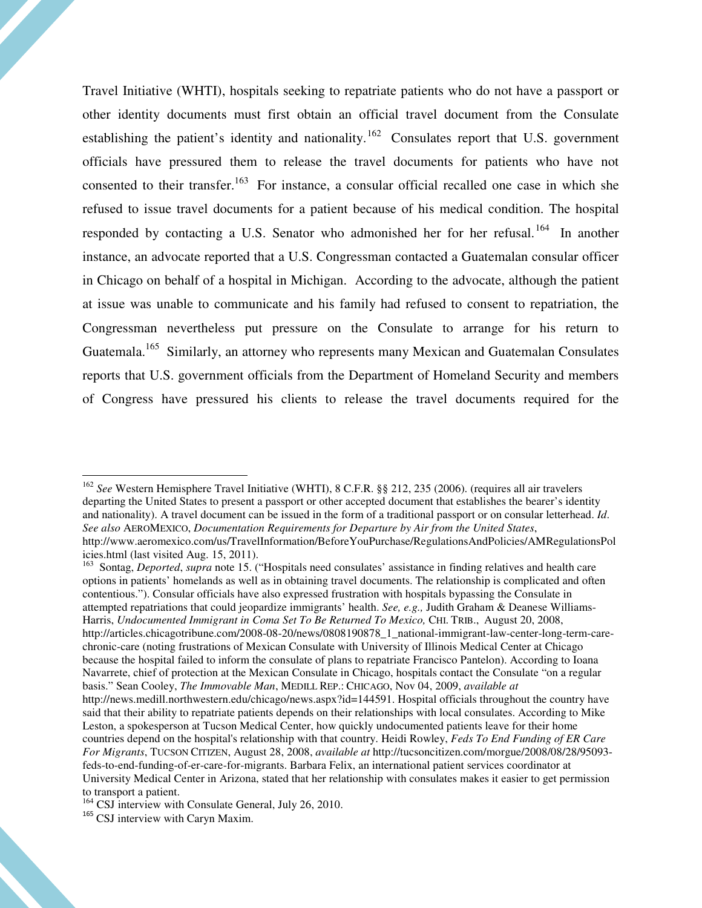Travel Initiative (WHTI), hospitals seeking to repatriate patients who do not have a passport or other identity documents must first obtain an official travel document from the Consulate establishing the patient's identity and nationality.[162] Consulates report that U.S. government officials have pressured them to release the travel documents for patients who have not consented to their transfer.[163] For instance, a consular official recalled one case in which she refused to issue travel documents for a patient because of his medical condition. The hospital responded by contacting a U.S. Senator who admonished her for her refusal.[164] In another instance, an advocate reported that a U.S. Congressman contacted a Guatemalan consular officer in Chicago on behalf of a hospital in Michigan. According to the advocate, although the patient at issue was unable to communicate and his family had refused to consent to repatriation, the Congressman nevertheless put pressure on the Consulate to arrange for his return to Guatemala.[165] Similarly, an attorney who represents many Mexican and Guatemalan Consulates reports that U.S. government officials from the Department of Homeland Security and members of Congress have pressured his clients to release the travel documents required for the

---

[162] *See* Western Hemisphere Travel Initiative (WHTI), 8 C.F.R. §§ 212, 235 (2006). (requires all air travelers departing the United States to present a passport or other accepted document that establishes the bearer's identity and nationality). A travel document can be issued in the form of a traditional passport or on consular letterhead. *Id*. *See also* AEROMEXICO, *Documentation Requirements for Departure by Air from the United States*, http://www.aeromexico.com/us/TravelInformation/BeforeYouPurchase/RegulationsAndPolicies/AMRegulationsPolicies.html (last visited Aug. 15, 2011).

[163] Sontag, *Deported*, *supra* note 15. ("Hospitals need consulates' assistance in finding relatives and health care options in patients' homelands as well as in obtaining travel documents. The relationship is complicated and often contentious."). Consular officials have also expressed frustration with hospitals bypassing the Consulate in attempted repatriations that could jeopardize immigrants' health. *See, e.g.,* Judith Graham & Deanese Williams-Harris, *Undocumented Immigrant in Coma Set To Be Returned To Mexico,* CHI. TRIB., August 20, 2008, http://articles.chicagotribune.com/2008-08-20/news/0808190878_1_national-immigrant-law-center-long-term-care-chronic-care (noting frustrations of Mexican Consulate with University of Illinois Medical Center at Chicago because the hospital failed to inform the consulate of plans to repatriate Francisco Pantelon). According to Ioana Navarrete, chief of protection at the Mexican Consulate in Chicago, hospitals contact the Consulate "on a regular basis." Sean Cooley, *The Immovable Man*, MEDILL REP.: CHICAGO, Nov 04, 2009, *available at* http://news.medill.northwestern.edu/chicago/news.aspx?id=144591. Hospital officials throughout the country have said that their ability to repatriate patients depends on their relationships with local consulates. According to Mike Leston, a spokesperson at Tucson Medical Center, how quickly undocumented patients leave for their home countries depend on the hospital's relationship with that country. Heidi Rowley, *Feds To End Funding of ER Care For Migrants*, TUCSON CITIZEN, August 28, 2008, *available at* http://tucsoncitizen.com/morgue/2008/08/28/95093-feds-to-end-funding-of-er-care-for-migrants. Barbara Felix, an international patient services coordinator at University Medical Center in Arizona, stated that her relationship with consulates makes it easier to get permission to transport a patient.

[164] CSJ interview with Consulate General, July 26, 2010.

[165] CSJ interview with Caryn Maxim.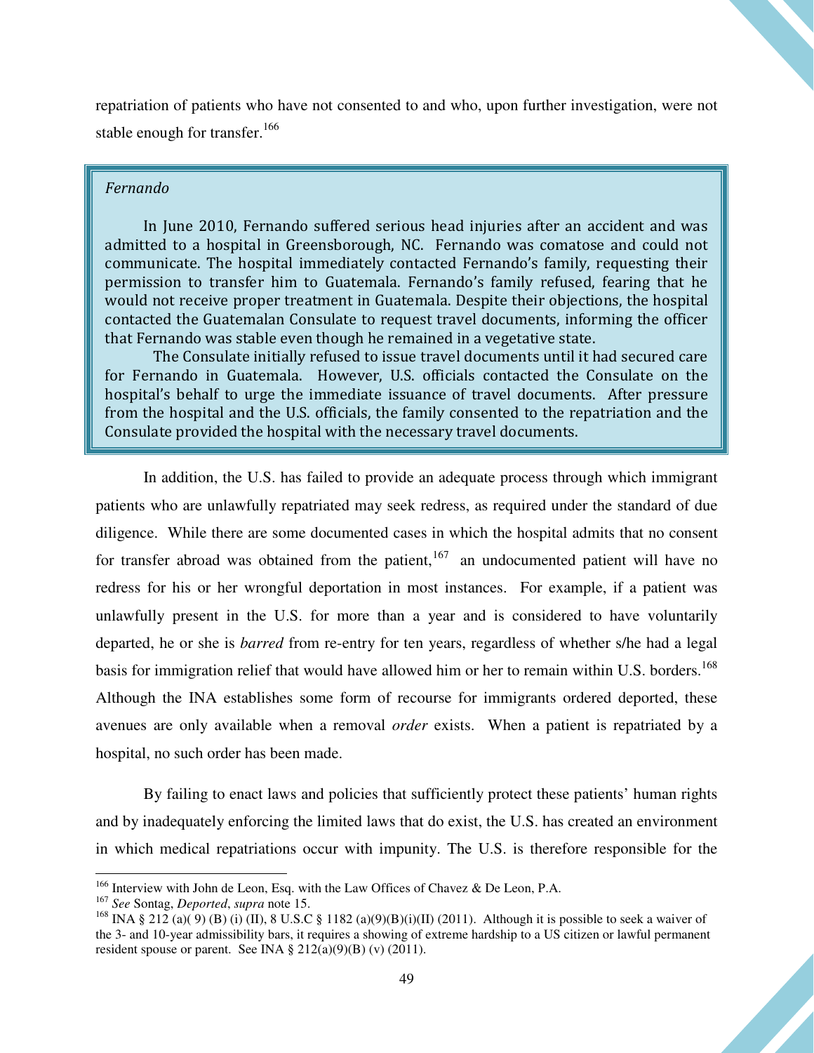repatriation of patients who have not consented to and who, upon further investigation, were not stable enough for transfer.[166]

> *Fernando*
>
> In June 2010, Fernando suffered serious head injuries after an accident and was admitted to a hospital in Greensborough, NC. Fernando was comatose and could not communicate. The hospital immediately contacted Fernando's family, requesting their permission to transfer him to Guatemala. Fernando's family refused, fearing that he would not receive proper treatment in Guatemala. Despite their objections, the hospital contacted the Guatemalan Consulate to request travel documents, informing the officer that Fernando was stable even though he remained in a vegetative state.
>
> The Consulate initially refused to issue travel documents until it had secured care for Fernando in Guatemala. However, U.S. officials contacted the Consulate on the hospital's behalf to urge the immediate issuance of travel documents. After pressure from the hospital and the U.S. officials, the family consented to the repatriation and the Consulate provided the hospital with the necessary travel documents.

In addition, the U.S. has failed to provide an adequate process through which immigrant patients who are unlawfully repatriated may seek redress, as required under the standard of due diligence. While there are some documented cases in which the hospital admits that no consent for transfer abroad was obtained from the patient,[167] an undocumented patient will have no redress for his or her wrongful deportation in most instances. For example, if a patient was unlawfully present in the U.S. for more than a year and is considered to have voluntarily departed, he or she is *barred* from re-entry for ten years, regardless of whether s/he had a legal basis for immigration relief that would have allowed him or her to remain within U.S. borders.[168] Although the INA establishes some form of recourse for immigrants ordered deported, these avenues are only available when a removal *order* exists. When a patient is repatriated by a hospital, no such order has been made.

By failing to enact laws and policies that sufficiently protect these patients' human rights and by inadequately enforcing the limited laws that do exist, the U.S. has created an environment in which medical repatriations occur with impunity. The U.S. is therefore responsible for the

---

[166] Interview with John de Leon, Esq. with the Law Offices of Chavez & De Leon, P.A.

[167] *See* Sontag, *Deported*, *supra* note 15.

[168] INA § 212 (a)( 9) (B) (i) (II), 8 U.S.C § 1182 (a)(9)(B)(i)(II) (2011). Although it is possible to seek a waiver of the 3- and 10-year admissibility bars, it requires a showing of extreme hardship to a US citizen or lawful permanent resident spouse or parent. See INA § 212(a)(9)(B) (v) (2011).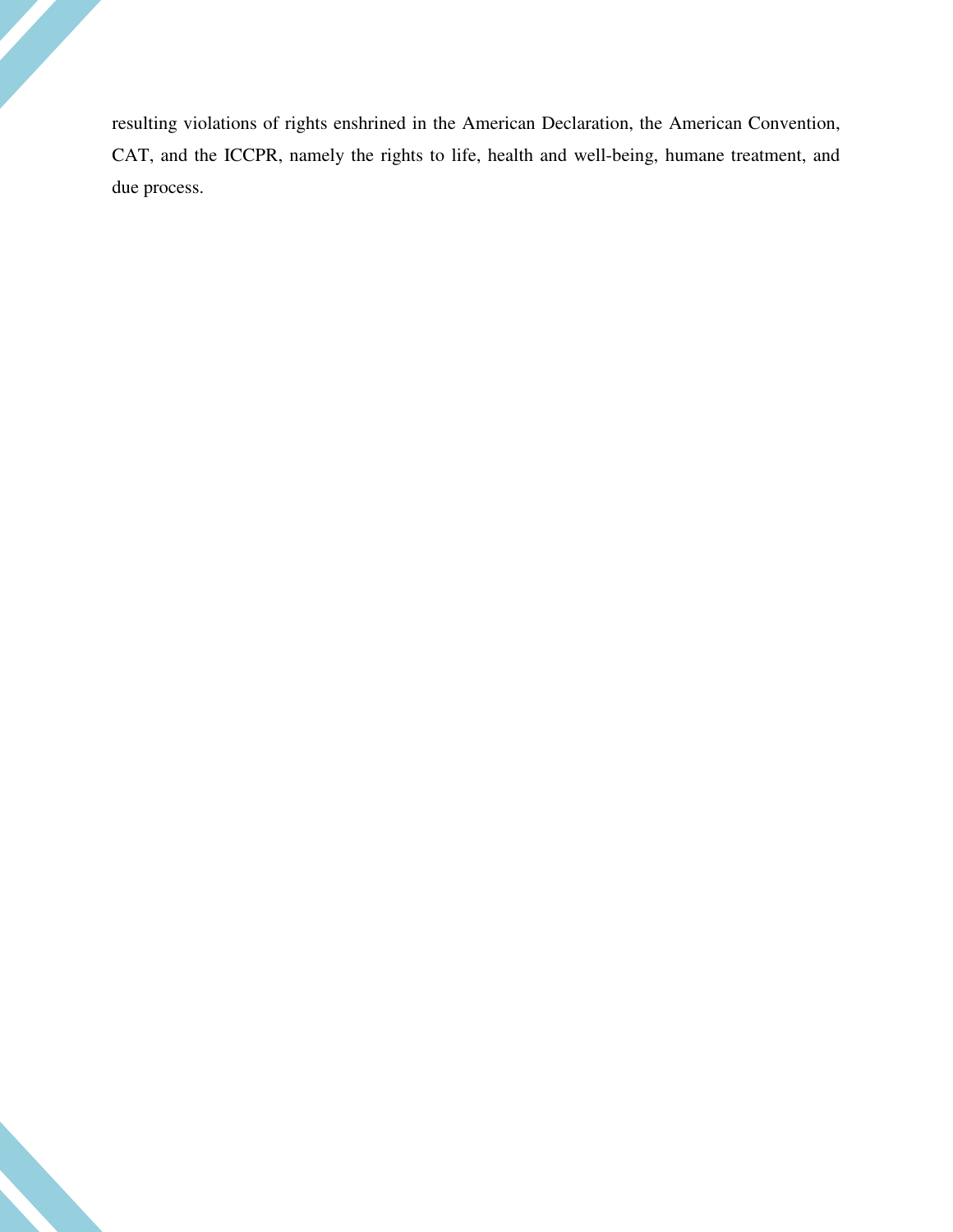resulting violations of rights enshrined in the American Declaration, the American Convention, CAT, and the ICCPR, namely the rights to life, health and well-being, humane treatment, and due process.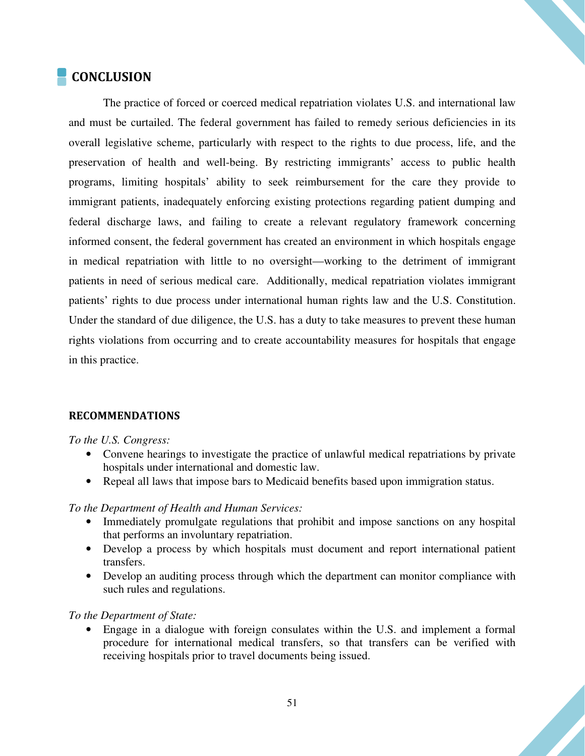## CONCLUSION

The practice of forced or coerced medical repatriation violates U.S. and international law and must be curtailed. The federal government has failed to remedy serious deficiencies in its overall legislative scheme, particularly with respect to the rights to due process, life, and the preservation of health and well-being. By restricting immigrants' access to public health programs, limiting hospitals' ability to seek reimbursement for the care they provide to immigrant patients, inadequately enforcing existing protections regarding patient dumping and federal discharge laws, and failing to create a relevant regulatory framework concerning informed consent, the federal government has created an environment in which hospitals engage in medical repatriation with little to no oversight—working to the detriment of immigrant patients in need of serious medical care. Additionally, medical repatriation violates immigrant patients' rights to due process under international human rights law and the U.S. Constitution. Under the standard of due diligence, the U.S. has a duty to take measures to prevent these human rights violations from occurring and to create accountability measures for hospitals that engage in this practice.

### RECOMMENDATIONS

*To the U.S. Congress:*

- Convene hearings to investigate the practice of unlawful medical repatriations by private hospitals under international and domestic law.
- Repeal all laws that impose bars to Medicaid benefits based upon immigration status.

*To the Department of Health and Human Services:*

- Immediately promulgate regulations that prohibit and impose sanctions on any hospital that performs an involuntary repatriation.
- Develop a process by which hospitals must document and report international patient transfers.
- Develop an auditing process through which the department can monitor compliance with such rules and regulations.

*To the Department of State:*

- Engage in a dialogue with foreign consulates within the U.S. and implement a formal procedure for international medical transfers, so that transfers can be verified with receiving hospitals prior to travel documents being issued.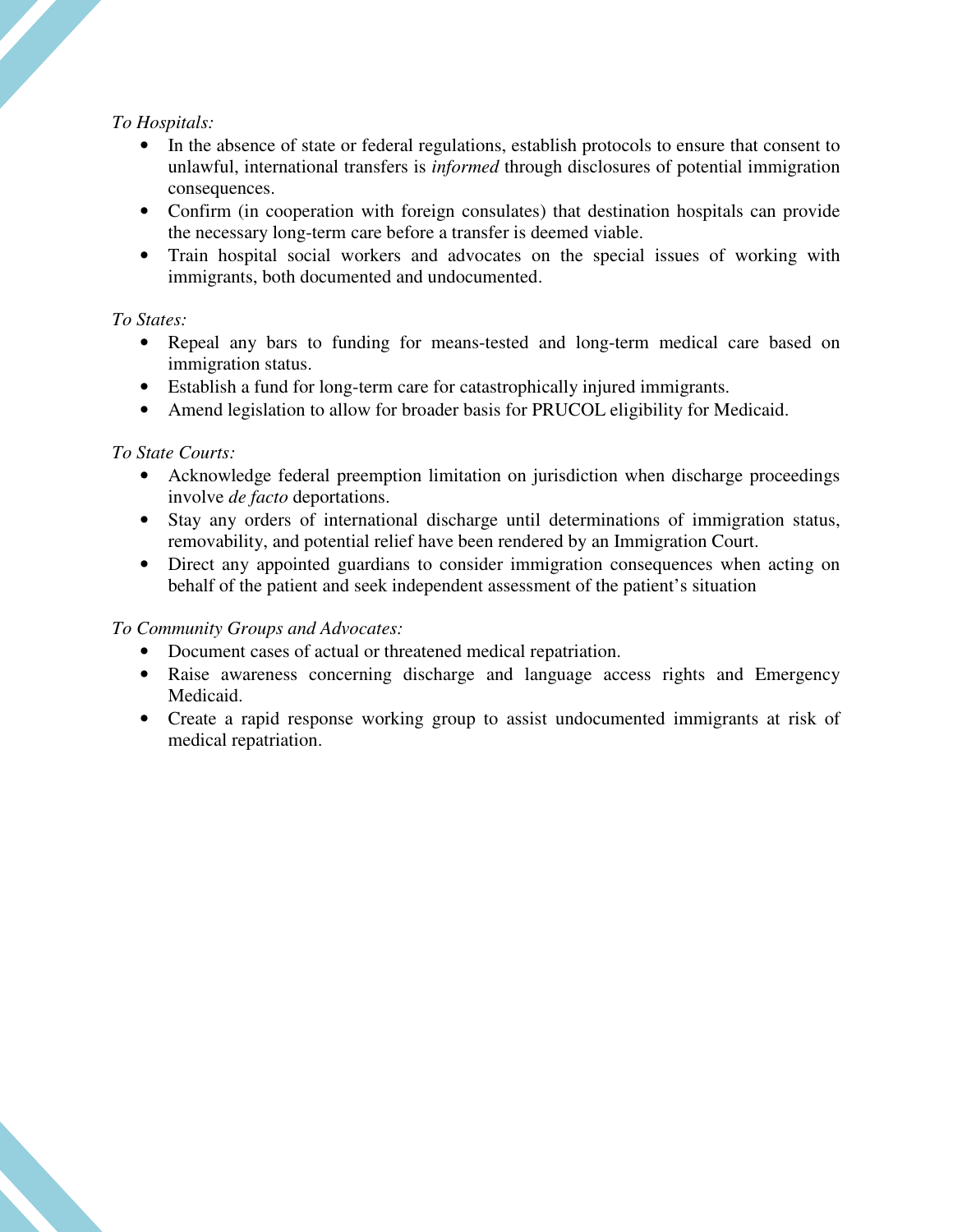*To Hospitals:*

- In the absence of state or federal regulations, establish protocols to ensure that consent to unlawful, international transfers is *informed* through disclosures of potential immigration consequences.
- Confirm (in cooperation with foreign consulates) that destination hospitals can provide the necessary long-term care before a transfer is deemed viable.
- Train hospital social workers and advocates on the special issues of working with immigrants, both documented and undocumented.

*To States:*

- Repeal any bars to funding for means-tested and long-term medical care based on immigration status.
- Establish a fund for long-term care for catastrophically injured immigrants.
- Amend legislation to allow for broader basis for PRUCOL eligibility for Medicaid.

*To State Courts:*

- Acknowledge federal preemption limitation on jurisdiction when discharge proceedings involve *de facto* deportations.
- Stay any orders of international discharge until determinations of immigration status, removability, and potential relief have been rendered by an Immigration Court.
- Direct any appointed guardians to consider immigration consequences when acting on behalf of the patient and seek independent assessment of the patient's situation

*To Community Groups and Advocates:*

- Document cases of actual or threatened medical repatriation.
- Raise awareness concerning discharge and language access rights and Emergency Medicaid.
- Create a rapid response working group to assist undocumented immigrants at risk of medical repatriation.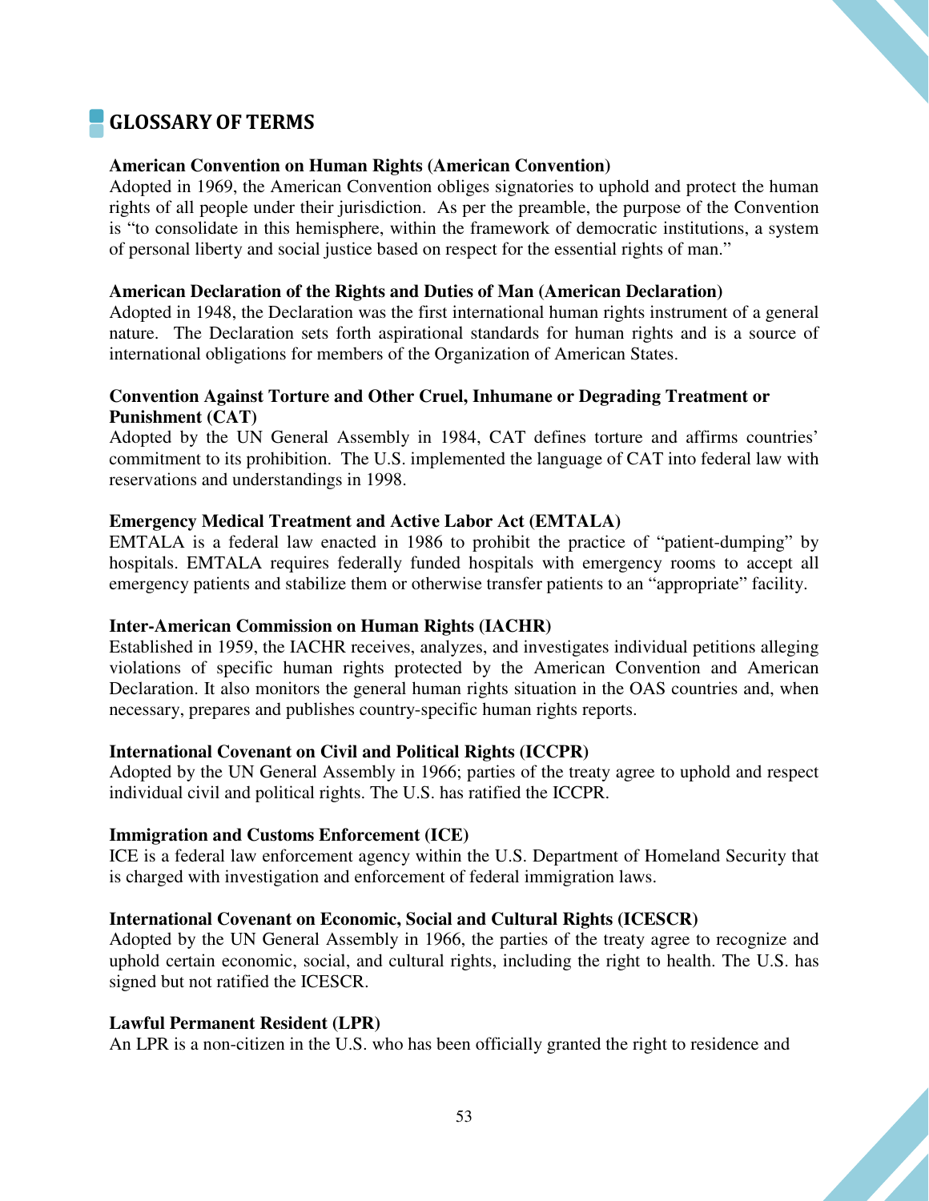## GLOSSARY OF TERMS

**American Convention on Human Rights (American Convention)**
Adopted in 1969, the American Convention obliges signatories to uphold and protect the human rights of all people under their jurisdiction. As per the preamble, the purpose of the Convention is "to consolidate in this hemisphere, within the framework of democratic institutions, a system of personal liberty and social justice based on respect for the essential rights of man."

**American Declaration of the Rights and Duties of Man (American Declaration)**
Adopted in 1948, the Declaration was the first international human rights instrument of a general nature. The Declaration sets forth aspirational standards for human rights and is a source of international obligations for members of the Organization of American States.

**Convention Against Torture and Other Cruel, Inhumane or Degrading Treatment or Punishment (CAT)**
Adopted by the UN General Assembly in 1984, CAT defines torture and affirms countries' commitment to its prohibition. The U.S. implemented the language of CAT into federal law with reservations and understandings in 1998.

**Emergency Medical Treatment and Active Labor Act (EMTALA)**
EMTALA is a federal law enacted in 1986 to prohibit the practice of "patient-dumping" by hospitals. EMTALA requires federally funded hospitals with emergency rooms to accept all emergency patients and stabilize them or otherwise transfer patients to an "appropriate" facility.

**Inter-American Commission on Human Rights (IACHR)**
Established in 1959, the IACHR receives, analyzes, and investigates individual petitions alleging violations of specific human rights protected by the American Convention and American Declaration. It also monitors the general human rights situation in the OAS countries and, when necessary, prepares and publishes country-specific human rights reports.

**International Covenant on Civil and Political Rights (ICCPR)**
Adopted by the UN General Assembly in 1966; parties of the treaty agree to uphold and respect individual civil and political rights. The U.S. has ratified the ICCPR.

**Immigration and Customs Enforcement (ICE)**
ICE is a federal law enforcement agency within the U.S. Department of Homeland Security that is charged with investigation and enforcement of federal immigration laws.

**International Covenant on Economic, Social and Cultural Rights (ICESCR)**
Adopted by the UN General Assembly in 1966, the parties of the treaty agree to recognize and uphold certain economic, social, and cultural rights, including the right to health. The U.S. has signed but not ratified the ICESCR.

**Lawful Permanent Resident (LPR)**
An LPR is a non-citizen in the U.S. who has been officially granted the right to residence and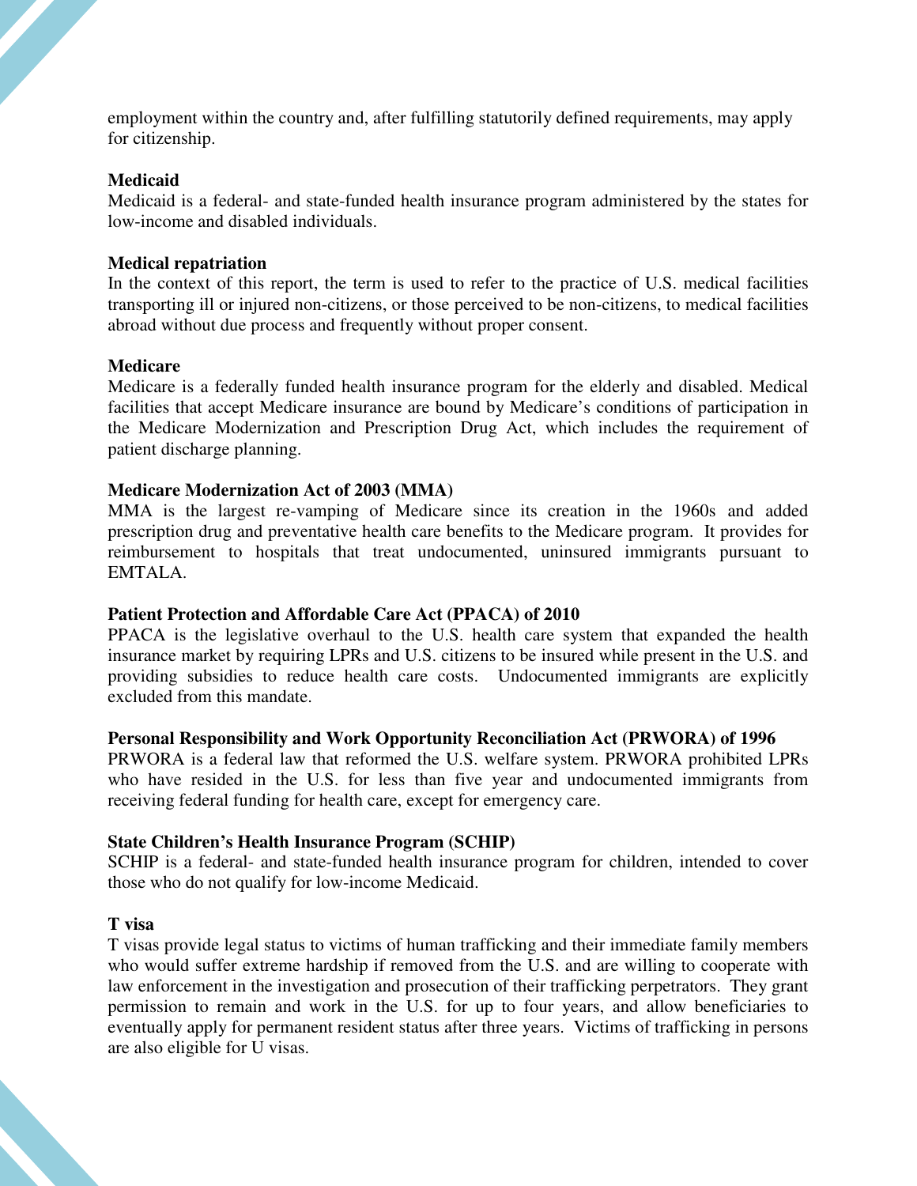employment within the country and, after fulfilling statutorily defined requirements, may apply for citizenship.

**Medicaid**
Medicaid is a federal- and state-funded health insurance program administered by the states for low-income and disabled individuals.

**Medical repatriation**
In the context of this report, the term is used to refer to the practice of U.S. medical facilities transporting ill or injured non-citizens, or those perceived to be non-citizens, to medical facilities abroad without due process and frequently without proper consent.

**Medicare**
Medicare is a federally funded health insurance program for the elderly and disabled. Medical facilities that accept Medicare insurance are bound by Medicare's conditions of participation in the Medicare Modernization and Prescription Drug Act, which includes the requirement of patient discharge planning.

**Medicare Modernization Act of 2003 (MMA)**
MMA is the largest re-vamping of Medicare since its creation in the 1960s and added prescription drug and preventative health care benefits to the Medicare program. It provides for reimbursement to hospitals that treat undocumented, uninsured immigrants pursuant to EMTALA.

**Patient Protection and Affordable Care Act (PPACA) of 2010**
PPACA is the legislative overhaul to the U.S. health care system that expanded the health insurance market by requiring LPRs and U.S. citizens to be insured while present in the U.S. and providing subsidies to reduce health care costs. Undocumented immigrants are explicitly excluded from this mandate.

**Personal Responsibility and Work Opportunity Reconciliation Act (PRWORA) of 1996**
PRWORA is a federal law that reformed the U.S. welfare system. PRWORA prohibited LPRs who have resided in the U.S. for less than five year and undocumented immigrants from receiving federal funding for health care, except for emergency care.

**State Children's Health Insurance Program (SCHIP)**
SCHIP is a federal- and state-funded health insurance program for children, intended to cover those who do not qualify for low-income Medicaid.

**T visa**
T visas provide legal status to victims of human trafficking and their immediate family members who would suffer extreme hardship if removed from the U.S. and are willing to cooperate with law enforcement in the investigation and prosecution of their trafficking perpetrators. They grant permission to remain and work in the U.S. for up to four years, and allow beneficiaries to eventually apply for permanent resident status after three years. Victims of trafficking in persons are also eligible for U visas.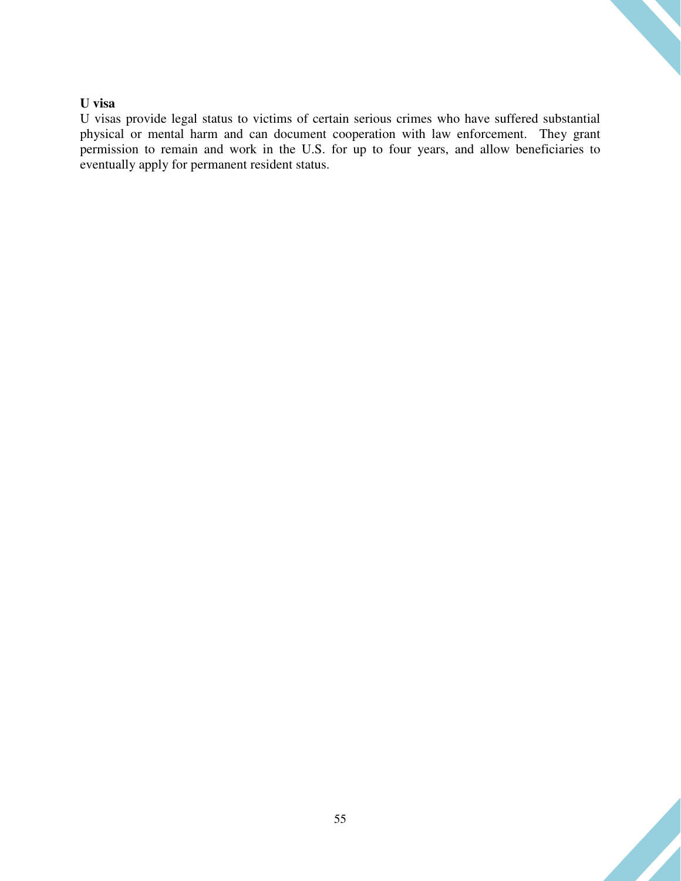**U visa**

U visas provide legal status to victims of certain serious crimes who have suffered substantial physical or mental harm and can document cooperation with law enforcement. They grant permission to remain and work in the U.S. for up to four years, and allow beneficiaries to eventually apply for permanent resident status.